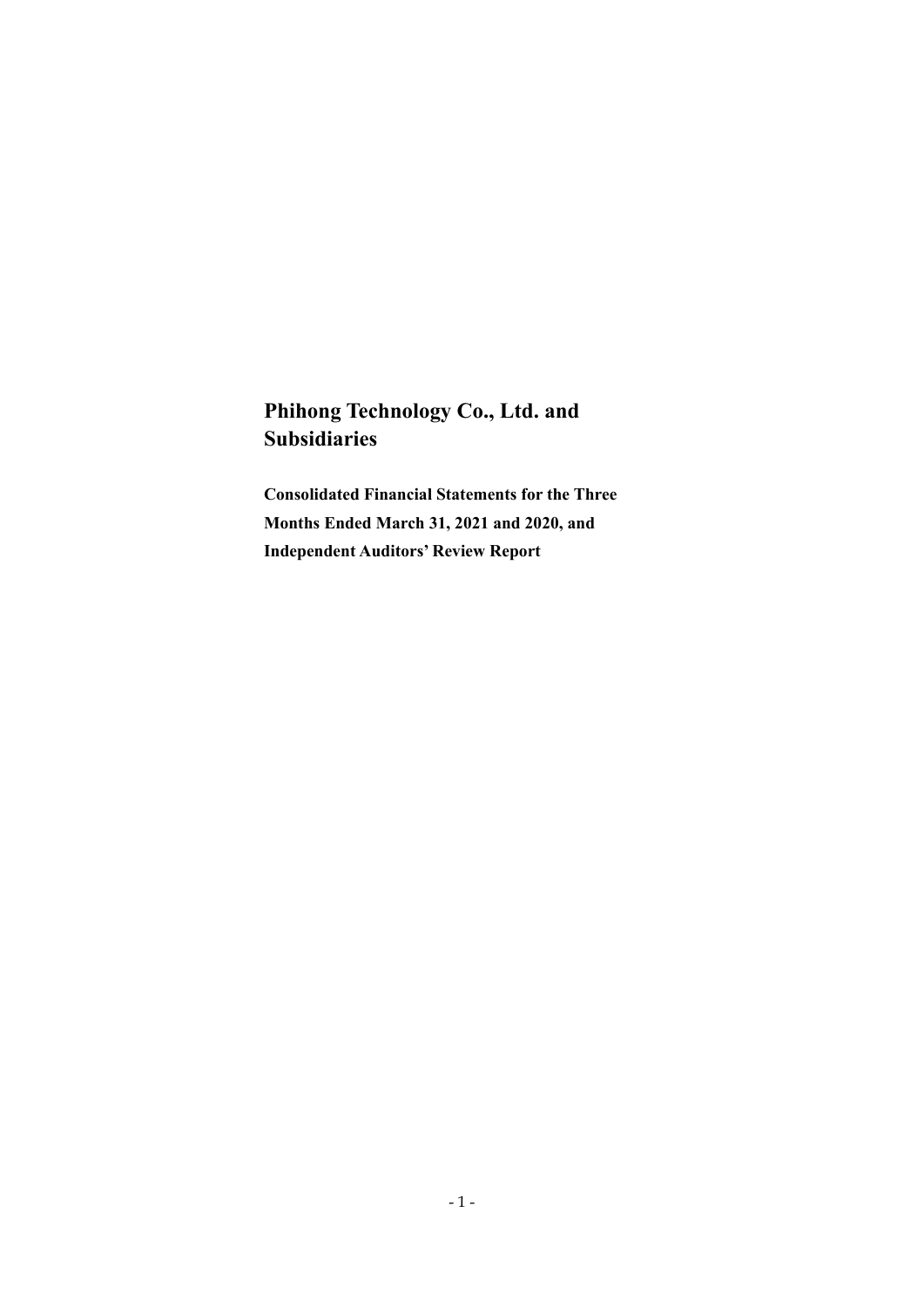# Phihong Technology Co., Ltd. and Subsidiaries

**Consolidated Financial Statements for the Three Months Ended March 31, 2021 and 2020, and Independent Auditors' Review Report**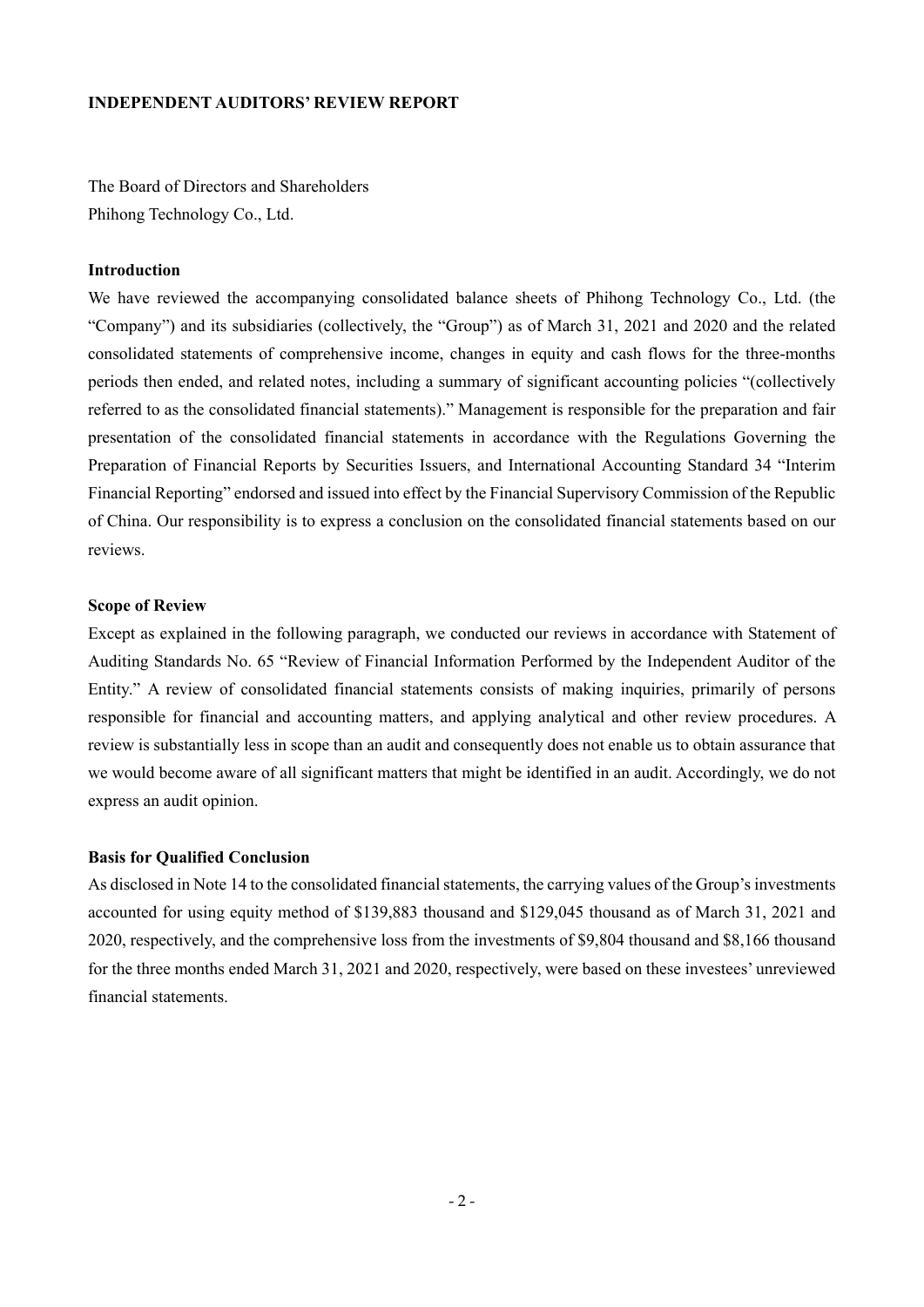**INDEPENDENT AUDITORS' REVIEW REPORT**

The Board of Directors and Shareholders
Phihong Technology Co., Ltd.

**Introduction**

We have reviewed the accompanying consolidated balance sheets of Phihong Technology Co., Ltd. (the "Company") and its subsidiaries (collectively, the "Group") as of March 31, 2021 and 2020 and the related consolidated statements of comprehensive income, changes in equity and cash flows for the three-months periods then ended, and related notes, including a summary of significant accounting policies "(collectively referred to as the consolidated financial statements)." Management is responsible for the preparation and fair presentation of the consolidated financial statements in accordance with the Regulations Governing the Preparation of Financial Reports by Securities Issuers, and International Accounting Standard 34 "Interim Financial Reporting" endorsed and issued into effect by the Financial Supervisory Commission of the Republic of China. Our responsibility is to express a conclusion on the consolidated financial statements based on our reviews.

**Scope of Review**

Except as explained in the following paragraph, we conducted our reviews in accordance with Statement of Auditing Standards No. 65 "Review of Financial Information Performed by the Independent Auditor of the Entity." A review of consolidated financial statements consists of making inquiries, primarily of persons responsible for financial and accounting matters, and applying analytical and other review procedures. A review is substantially less in scope than an audit and consequently does not enable us to obtain assurance that we would become aware of all significant matters that might be identified in an audit. Accordingly, we do not express an audit opinion.

**Basis for Qualified Conclusion**

As disclosed in Note 14 to the consolidated financial statements, the carrying values of the Group's investments accounted for using equity method of $139,883 thousand and $129,045 thousand as of March 31, 2021 and 2020, respectively, and the comprehensive loss from the investments of $9,804 thousand and $8,166 thousand for the three months ended March 31, 2021 and 2020, respectively, were based on these investees' unreviewed financial statements.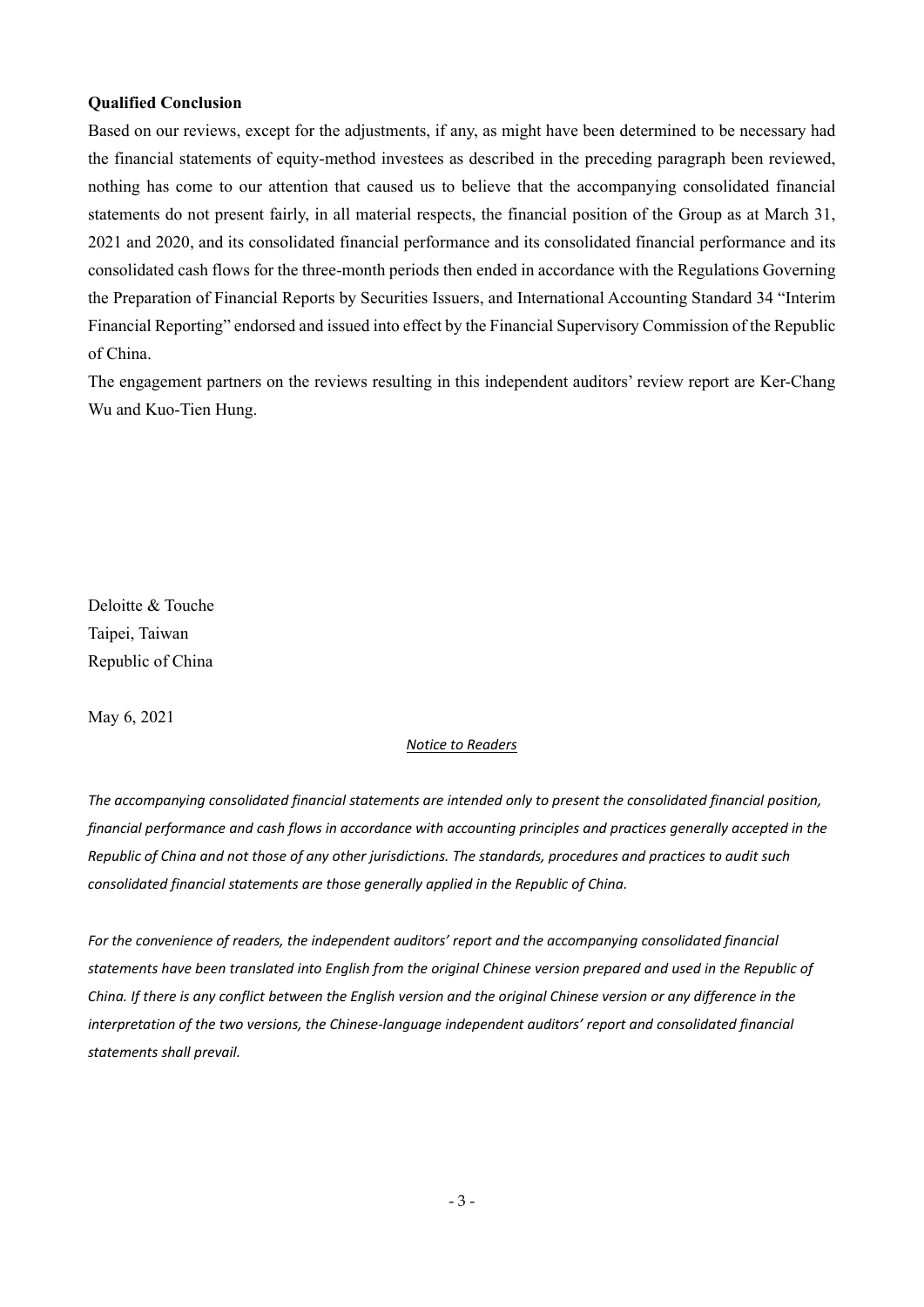**Qualified Conclusion**

Based on our reviews, except for the adjustments, if any, as might have been determined to be necessary had the financial statements of equity-method investees as described in the preceding paragraph been reviewed, nothing has come to our attention that caused us to believe that the accompanying consolidated financial statements do not present fairly, in all material respects, the financial position of the Group as at March 31, 2021 and 2020, and its consolidated financial performance and its consolidated financial performance and its consolidated cash flows for the three-month periods then ended in accordance with the Regulations Governing the Preparation of Financial Reports by Securities Issuers, and International Accounting Standard 34 "Interim Financial Reporting" endorsed and issued into effect by the Financial Supervisory Commission of the Republic of China.

The engagement partners on the reviews resulting in this independent auditors' review report are Ker-Chang Wu and Kuo-Tien Hung.

Deloitte & Touche
Taipei, Taiwan
Republic of China

May 6, 2021

<u>*Notice to Readers*</u>

*The accompanying consolidated financial statements are intended only to present the consolidated financial position, financial performance and cash flows in accordance with accounting principles and practices generally accepted in the Republic of China and not those of any other jurisdictions. The standards, procedures and practices to audit such consolidated financial statements are those generally applied in the Republic of China.*

*For the convenience of readers, the independent auditors' report and the accompanying consolidated financial statements have been translated into English from the original Chinese version prepared and used in the Republic of China. If there is any conflict between the English version and the original Chinese version or any difference in the interpretation of the two versions, the Chinese-language independent auditors' report and consolidated financial statements shall prevail.*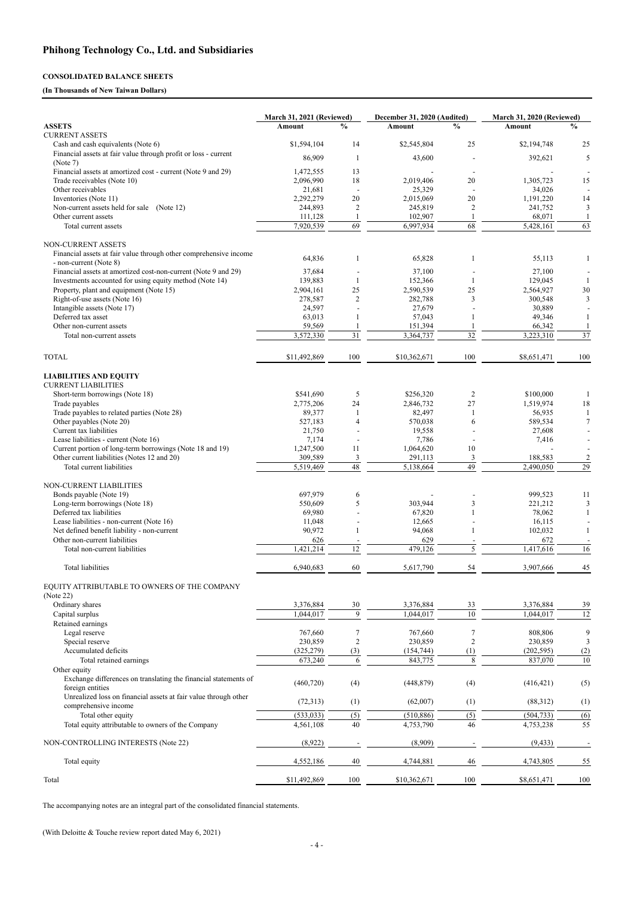# Phihong Technology Co., Ltd. and Subsidiaries

**CONSOLIDATED BALANCE SHEETS**

**(In Thousands of New Taiwan Dollars)**

| | March 31, 2021 (Reviewed) | | December 31, 2020 (Audited) | | March 31, 2020 (Reviewed) | |
|---|---|---|---|---|---|---|
| **ASSETS** | **Amount** | **%** | **Amount** | **%** | **Amount** | **%** |
| CURRENT ASSETS | | | | | | |
| Cash and cash equivalents (Note 6) | $1,594,104 | 14 | $2,545,804 | 25 | $2,194,748 | 25 |
| Financial assets at fair value through profit or loss - current (Note 7) | 86,909 | 1 | 43,600 | - | 392,621 | 5 |
| Financial assets at amortized cost - current (Note 9 and 29) | 1,472,555 | 13 | - | - | - | - |
| Trade receivables (Note 10) | 2,096,990 | 18 | 2,019,406 | 20 | 1,305,723 | 15 |
| Other receivables | 21,681 | - | 25,329 | - | 34,026 | - |
| Inventories (Note 11) | 2,292,279 | 20 | 2,015,069 | 20 | 1,191,220 | 14 |
| Non-current assets held for sale (Note 12) | 244,893 | 2 | 245,819 | 2 | 241,752 | 3 |
| Other current assets | 111,128 | 1 | 102,907 | 1 | 68,071 | 1 |
| Total current assets | 7,920,539 | 69 | 6,997,934 | 68 | 5,428,161 | 63 |
| NON-CURRENT ASSETS | | | | | | |
| Financial assets at fair value through other comprehensive income - non-current (Note 8) | 64,836 | 1 | 65,828 | 1 | 55,113 | 1 |
| Financial assets at amortized cost-non-current (Note 9 and 29) | 37,684 | - | 37,100 | - | 27,100 | - |
| Investments accounted for using equity method (Note 14) | 139,883 | 1 | 152,366 | 1 | 129,045 | 1 |
| Property, plant and equipment (Note 15) | 2,904,161 | 25 | 2,590,539 | 25 | 2,564,927 | 30 |
| Right-of-use assets (Note 16) | 278,587 | 2 | 282,788 | 3 | 300,548 | 3 |
| Intangible assets (Note 17) | 24,597 | - | 27,679 | - | 30,889 | - |
| Deferred tax asset | 63,013 | 1 | 57,043 | 1 | 49,346 | 1 |
| Other non-current assets | 59,569 | 1 | 151,394 | 1 | 66,342 | 1 |
| Total non-current assets | 3,572,330 | 31 | 3,364,737 | 32 | 3,223,310 | 37 |
| TOTAL | $11,492,869 | 100 | $10,362,671 | 100 | $8,651,471 | 100 |
| **LIABILITIES AND EQUITY** | | | | | | |
| CURRENT LIABILITIES | | | | | | |
| Short-term borrowings (Note 18) | $541,690 | 5 | $256,320 | 2 | $100,000 | 1 |
| Trade payables | 2,775,206 | 24 | 2,846,732 | 27 | 1,519,974 | 18 |
| Trade payables to related parties (Note 28) | 89,377 | 1 | 82,497 | 1 | 56,935 | 1 |
| Other payables (Note 20) | 527,183 | 4 | 570,038 | 6 | 589,534 | 7 |
| Current tax liabilities | 21,750 | - | 19,558 | - | 27,608 | - |
| Lease liabilities - current (Note 16) | 7,174 | - | 7,786 | - | 7,416 | - |
| Current portion of long-term borrowings (Note 18 and 19) | 1,247,500 | 11 | 1,064,620 | 10 | - | - |
| Other current liabilities (Notes 12 and 20) | 309,589 | 3 | 291,113 | 3 | 188,583 | 2 |
| Total current liabilities | 5,519,469 | 48 | 5,138,664 | 49 | 2,490,050 | 29 |
| NON-CURRENT LIABILITIES | | | | | | |
| Bonds payable (Note 19) | 697,979 | 6 | - | - | 999,523 | 11 |
| Long-term borrowings (Note 18) | 550,609 | 5 | 303,944 | 3 | 221,212 | 3 |
| Deferred tax liabilities | 69,980 | - | 67,820 | 1 | 78,062 | 1 |
| Lease liabilities - non-current (Note 16) | 11,048 | - | 12,665 | - | 16,115 | - |
| Net defined benefit liability - non-current | 90,972 | 1 | 94,068 | 1 | 102,032 | 1 |
| Other non-current liabilities | 626 | - | 629 | - | 672 | - |
| Total non-current liabilities | 1,421,214 | 12 | 479,126 | 5 | 1,417,616 | 16 |
| Total liabilities | 6,940,683 | 60 | 5,617,790 | 54 | 3,907,666 | 45 |
| EQUITY ATTRIBUTABLE TO OWNERS OF THE COMPANY (Note 22) | | | | | | |
| Ordinary shares | 3,376,884 | 30 | 3,376,884 | 33 | 3,376,884 | 39 |
| Capital surplus | 1,044,017 | 9 | 1,044,017 | 10 | 1,044,017 | 12 |
| Retained earnings | | | | | | |
| Legal reserve | 767,660 | 7 | 767,660 | 7 | 808,806 | 9 |
| Special reserve | 230,859 | 2 | 230,859 | 2 | 230,859 | 3 |
| Accumulated deficits | (325,279) | (3) | (154,744) | (1) | (202,595) | (2) |
| Total retained earnings | 673,240 | 6 | 843,775 | 8 | 837,070 | 10 |
| Other equity | | | | | | |
| Exchange differences on translating the financial statements of foreign entities | (460,720) | (4) | (448,879) | (4) | (416,421) | (5) |
| Unrealized loss on financial assets at fair value through other comprehensive income | (72,313) | (1) | (62,007) | (1) | (88,312) | (1) |
| Total other equity | (533,033) | (5) | (510,886) | (5) | (504,733) | (6) |
| Total equity attributable to owners of the Company | 4,561,108 | 40 | 4,753,790 | 46 | 4,753,238 | 55 |
| NON-CONTROLLING INTERESTS (Note 22) | (8,922) | - | (8,909) | - | (9,433) | - |
| Total equity | 4,552,186 | 40 | 4,744,881 | 46 | 4,743,805 | 55 |
| Total | $11,492,869 | 100 | $10,362,671 | 100 | $8,651,471 | 100 |

The accompanying notes are an integral part of the consolidated financial statements.

(With Deloitte & Touche review report dated May 6, 2021)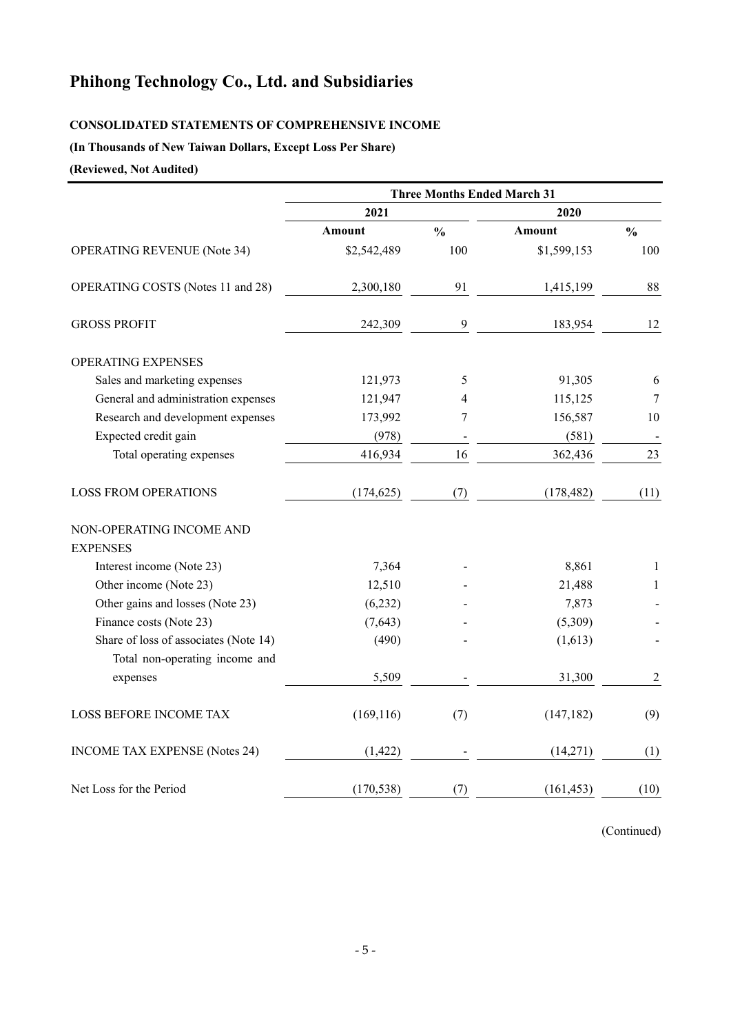# Phihong Technology Co., Ltd. and Subsidiaries

**CONSOLIDATED STATEMENTS OF COMPREHENSIVE INCOME**

**(In Thousands of New Taiwan Dollars, Except Loss Per Share)**

**(Reviewed, Not Audited)**

| | Three Months Ended March 31 | | | |
|---|---|---|---|---|
| | 2021 | | 2020 | |
| | Amount | % | Amount | % |
| OPERATING REVENUE (Note 34) | $2,542,489 | 100 | $1,599,153 | 100 |
| OPERATING COSTS (Notes 11 and 28) | 2,300,180 | 91 | 1,415,199 | 88 |
| GROSS PROFIT | 242,309 | 9 | 183,954 | 12 |
| OPERATING EXPENSES | | | | |
| Sales and marketing expenses | 121,973 | 5 | 91,305 | 6 |
| General and administration expenses | 121,947 | 4 | 115,125 | 7 |
| Research and development expenses | 173,992 | 7 | 156,587 | 10 |
| Expected credit gain | (978) | - | (581) | - |
| Total operating expenses | 416,934 | 16 | 362,436 | 23 |
| LOSS FROM OPERATIONS | (174,625) | (7) | (178,482) | (11) |
| NON-OPERATING INCOME AND EXPENSES | | | | |
| Interest income (Note 23) | 7,364 | - | 8,861 | 1 |
| Other income (Note 23) | 12,510 | - | 21,488 | 1 |
| Other gains and losses (Note 23) | (6,232) | - | 7,873 | - |
| Finance costs (Note 23) | (7,643) | - | (5,309) | - |
| Share of loss of associates (Note 14) | (490) | - | (1,613) | - |
| Total non-operating income and expenses | 5,509 | - | 31,300 | 2 |
| LOSS BEFORE INCOME TAX | (169,116) | (7) | (147,182) | (9) |
| INCOME TAX EXPENSE (Notes 24) | (1,422) | - | (14,271) | (1) |
| Net Loss for the Period | (170,538) | (7) | (161,453) | (10) |

(Continued)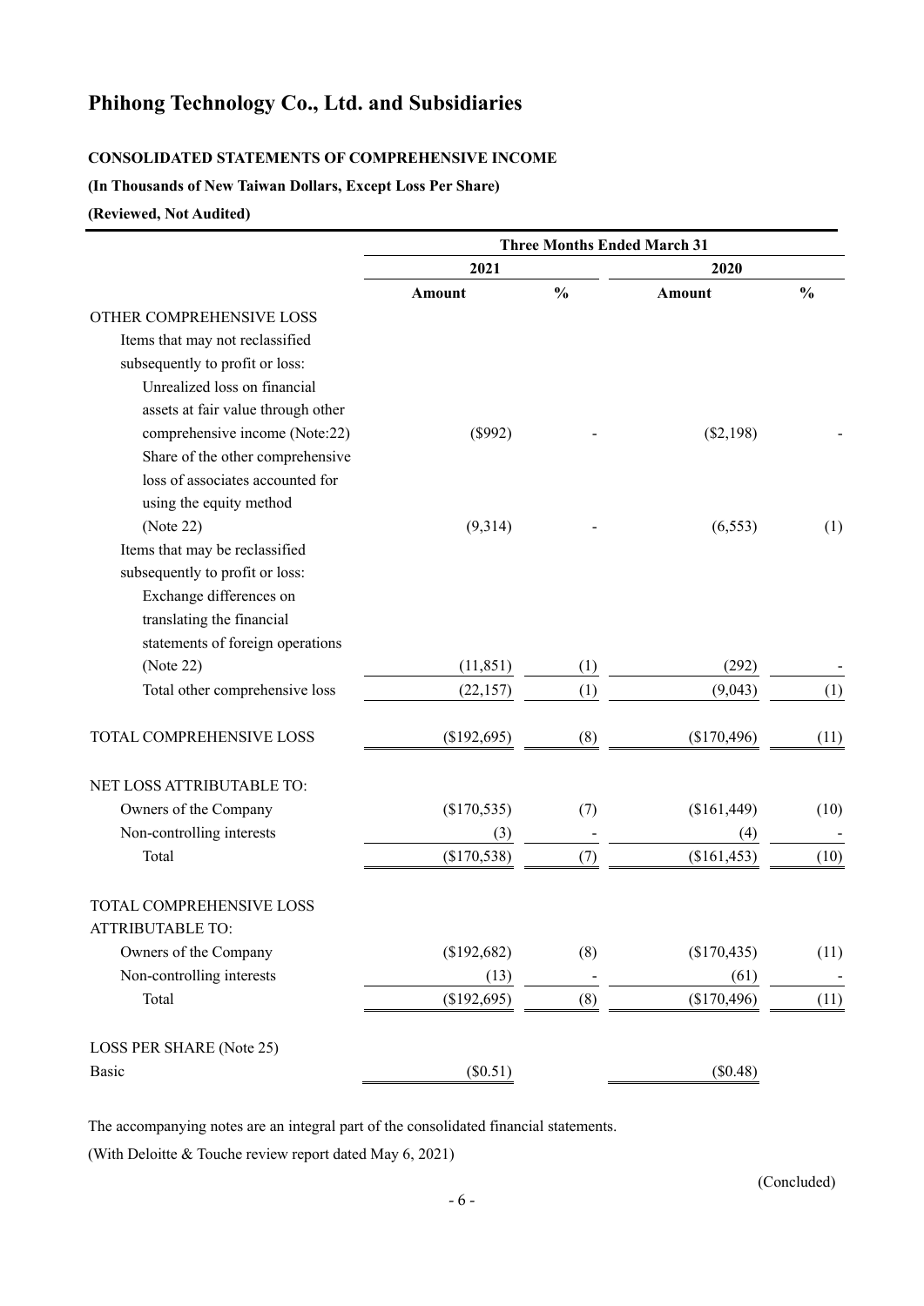# Phihong Technology Co., Ltd. and Subsidiaries

**CONSOLIDATED STATEMENTS OF COMPREHENSIVE INCOME**

**(In Thousands of New Taiwan Dollars, Except Loss Per Share)**

**(Reviewed, Not Audited)**

| | Three Months Ended March 31 | | | |
|---|---|---|---|---|
| | 2021 | | 2020 | |
| | Amount | % | Amount | % |
| OTHER COMPREHENSIVE LOSS | | | | |
| Items that may not reclassified subsequently to profit or loss: | | | | |
| Unrealized loss on financial assets at fair value through other comprehensive income (Note:22) | ($992) | - | ($2,198) | - |
| Share of the other comprehensive loss of associates accounted for using the equity method (Note 22) | (9,314) | - | (6,553) | (1) |
| Items that may be reclassified subsequently to profit or loss: | | | | |
| Exchange differences on translating the financial statements of foreign operations (Note 22) | (11,851) | (1) | (292) | - |
| Total other comprehensive loss | (22,157) | (1) | (9,043) | (1) |
| TOTAL COMPREHENSIVE LOSS | ($192,695) | (8) | ($170,496) | (11) |
| NET LOSS ATTRIBUTABLE TO: | | | | |
| Owners of the Company | ($170,535) | (7) | ($161,449) | (10) |
| Non-controlling interests | (3) | - | (4) | - |
| Total | ($170,538) | (7) | ($161,453) | (10) |
| TOTAL COMPREHENSIVE LOSS ATTRIBUTABLE TO: | | | | |
| Owners of the Company | ($192,682) | (8) | ($170,435) | (11) |
| Non-controlling interests | (13) | - | (61) | - |
| Total | ($192,695) | (8) | ($170,496) | (11) |
| LOSS PER SHARE (Note 25) | | | | |
| Basic | ($0.51) | | ($0.48) | |

The accompanying notes are an integral part of the consolidated financial statements.

(With Deloitte & Touche review report dated May 6, 2021)

(Concluded)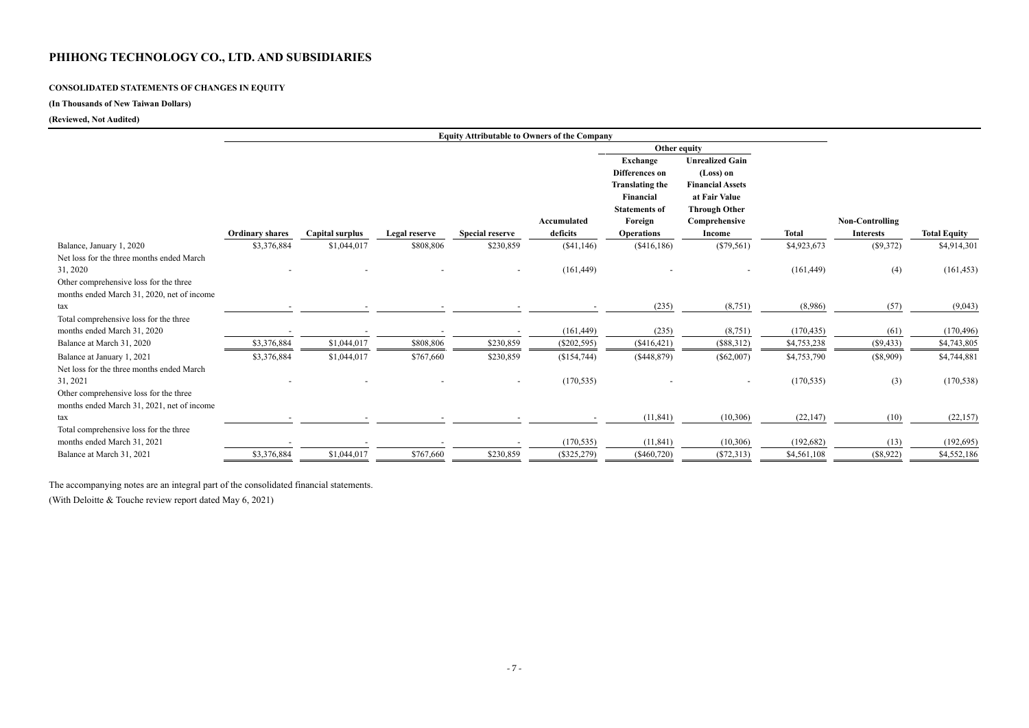# PHIHONG TECHNOLOGY CO., LTD. AND SUBSIDIARIES

**CONSOLIDATED STATEMENTS OF CHANGES IN EQUITY**

**(In Thousands of New Taiwan Dollars)**

**(Reviewed, Not Audited)**

| | Equity Attributable to Owners of the Company | | | | | | | | | |
|---|---|---|---|---|---|---|---|---|---|---|
| | | | | | | Other equity | | | | |
| | Ordinary shares | Capital surplus | Legal reserve | Special reserve | Accumulated deficits | Exchange Differences on Translating the Financial Statements of Foreign Operations | Unrealized Gain (Loss) on Financial Assets at Fair Value Through Other Comprehensive Income | Total | Non-Controlling Interests | Total Equity |
| Balance, January 1, 2020 | $3,376,884 | $1,044,017 | $808,806 | $230,859 | ($41,146) | ($416,186) | ($79,561) | $4,923,673 | ($9,372) | $4,914,301 |
| Net loss for the three months ended March 31, 2020 | - | - | - | - | (161,449) | - | - | (161,449) | (4) | (161,453) |
| Other comprehensive loss for the three months ended March 31, 2020, net of income tax | - | - | - | - | - | (235) | (8,751) | (8,986) | (57) | (9,043) |
| Total comprehensive loss for the three months ended March 31, 2020 | - | - | - | - | (161,449) | (235) | (8,751) | (170,435) | (61) | (170,496) |
| Balance at March 31, 2020 | $3,376,884 | $1,044,017 | $808,806 | $230,859 | ($202,595) | ($416,421) | ($88,312) | $4,753,238 | ($9,433) | $4,743,805 |
| Balance at January 1, 2021 | $3,376,884 | $1,044,017 | $767,660 | $230,859 | ($154,744) | ($448,879) | ($62,007) | $4,753,790 | ($8,909) | $4,744,881 |
| Net loss for the three months ended March 31, 2021 | - | - | - | - | (170,535) | - | - | (170,535) | (3) | (170,538) |
| Other comprehensive loss for the three months ended March 31, 2021, net of income tax | - | - | - | - | - | (11,841) | (10,306) | (22,147) | (10) | (22,157) |
| Total comprehensive loss for the three months ended March 31, 2021 | - | - | - | - | (170,535) | (11,841) | (10,306) | (192,682) | (13) | (192,695) |
| Balance at March 31, 2021 | $3,376,884 | $1,044,017 | $767,660 | $230,859 | ($325,279) | ($460,720) | ($72,313) | $4,561,108 | ($8,922) | $4,552,186 |

The accompanying notes are an integral part of the consolidated financial statements.

(With Deloitte & Touche review report dated May 6, 2021)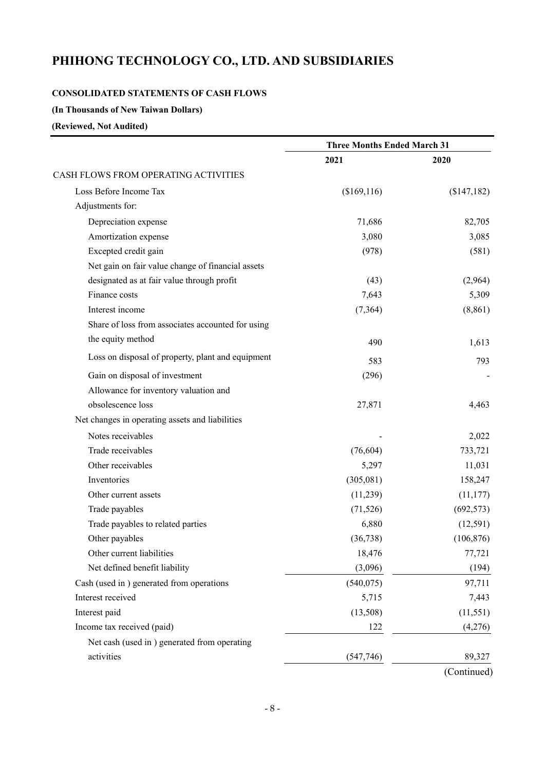# PHIHONG TECHNOLOGY CO., LTD. AND SUBSIDIARIES

**CONSOLIDATED STATEMENTS OF CASH FLOWS**

**(In Thousands of New Taiwan Dollars)**

**(Reviewed, Not Audited)**

| | Three Months Ended March 31 | |
|---|---|---|
| | **2021** | **2020** |
| CASH FLOWS FROM OPERATING ACTIVITIES | | |
| Loss Before Income Tax | ($169,116) | ($147,182) |
| Adjustments for: | | |
| Depreciation expense | 71,686 | 82,705 |
| Amortization expense | 3,080 | 3,085 |
| Excepted credit gain | (978) | (581) |
| Net gain on fair value change of financial assets designated as at fair value through profit | (43) | (2,964) |
| Finance costs | 7,643 | 5,309 |
| Interest income | (7,364) | (8,861) |
| Share of loss from associates accounted for using the equity method | 490 | 1,613 |
| Loss on disposal of property, plant and equipment | 583 | 793 |
| Gain on disposal of investment | (296) | - |
| Allowance for inventory valuation and obsolescence loss | 27,871 | 4,463 |
| Net changes in operating assets and liabilities | | |
| Notes receivables | - | 2,022 |
| Trade receivables | (76,604) | 733,721 |
| Other receivables | 5,297 | 11,031 |
| Inventories | (305,081) | 158,247 |
| Other current assets | (11,239) | (11,177) |
| Trade payables | (71,526) | (692,573) |
| Trade payables to related parties | 6,880 | (12,591) |
| Other payables | (36,738) | (106,876) |
| Other current liabilities | 18,476 | 77,721 |
| Net defined benefit liability | (3,096) | (194) |
| Cash (used in ) generated from operations | (540,075) | 97,711 |
| Interest received | 5,715 | 7,443 |
| Interest paid | (13,508) | (11,551) |
| Income tax received (paid) | 122 | (4,276) |
| Net cash (used in ) generated from operating activities | (547,746) | 89,327 |

(Continued)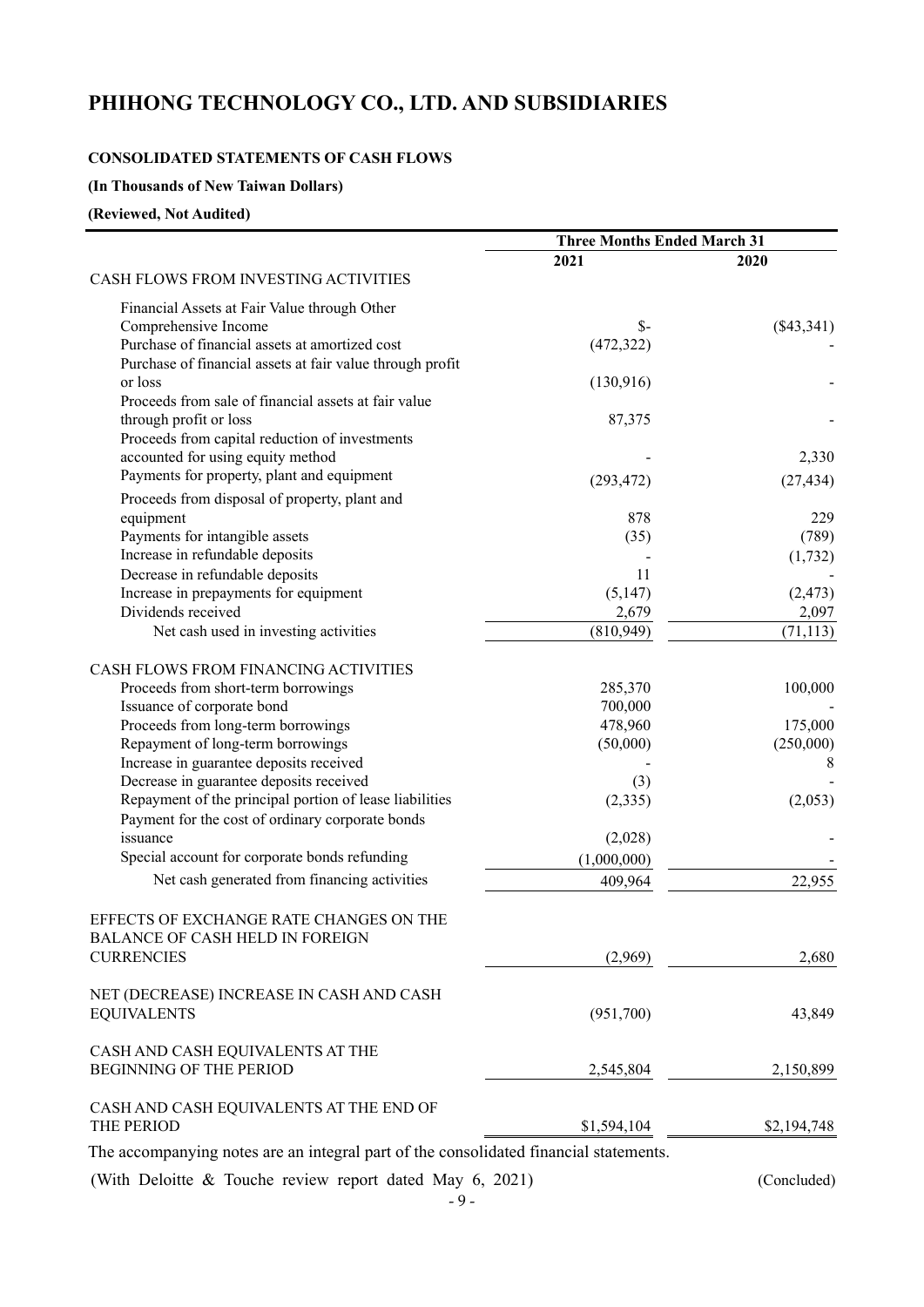# PHIHONG TECHNOLOGY CO., LTD. AND SUBSIDIARIES

**CONSOLIDATED STATEMENTS OF CASH FLOWS**

**(In Thousands of New Taiwan Dollars)**

**(Reviewed, Not Audited)**

| | Three Months Ended March 31 | |
|---|---|---|
| | **2021** | **2020** |
| CASH FLOWS FROM INVESTING ACTIVITIES | | |
| Financial Assets at Fair Value through Other Comprehensive Income | $- | ($43,341) |
| Purchase of financial assets at amortized cost | (472,322) | - |
| Purchase of financial assets at fair value through profit or loss | (130,916) | - |
| Proceeds from sale of financial assets at fair value through profit or loss | 87,375 | - |
| Proceeds from capital reduction of investments accounted for using equity method | - | 2,330 |
| Payments for property, plant and equipment | (293,472) | (27,434) |
| Proceeds from disposal of property, plant and equipment | 878 | 229 |
| Payments for intangible assets | (35) | (789) |
| Increase in refundable deposits | - | (1,732) |
| Decrease in refundable deposits | 11 | - |
| Increase in prepayments for equipment | (5,147) | (2,473) |
| Dividends received | 2,679 | 2,097 |
| Net cash used in investing activities | (810,949) | (71,113) |
| CASH FLOWS FROM FINANCING ACTIVITIES | | |
| Proceeds from short-term borrowings | 285,370 | 100,000 |
| Issuance of corporate bond | 700,000 | |
| Proceeds from long-term borrowings | 478,960 | 175,000 |
| Repayment of long-term borrowings | (50,000) | (250,000) |
| Increase in guarantee deposits received | - | 8 |
| Decrease in guarantee deposits received | (3) | - |
| Repayment of the principal portion of lease liabilities | (2,335) | (2,053) |
| Payment for the cost of ordinary corporate bonds issuance | (2,028) | - |
| Special account for corporate bonds refunding | (1,000,000) | - |
| Net cash generated from financing activities | 409,964 | 22,955 |
| EFFECTS OF EXCHANGE RATE CHANGES ON THE BALANCE OF CASH HELD IN FOREIGN CURRENCIES | (2,969) | 2,680 |
| NET (DECREASE) INCREASE IN CASH AND CASH EQUIVALENTS | (951,700) | 43,849 |
| CASH AND CASH EQUIVALENTS AT THE BEGINNING OF THE PERIOD | 2,545,804 | 2,150,899 |
| CASH AND CASH EQUIVALENTS AT THE END OF THE PERIOD | $1,594,104 | $2,194,748 |

The accompanying notes are an integral part of the consolidated financial statements.

(With Deloitte & Touche review report dated May 6, 2021) (Concluded)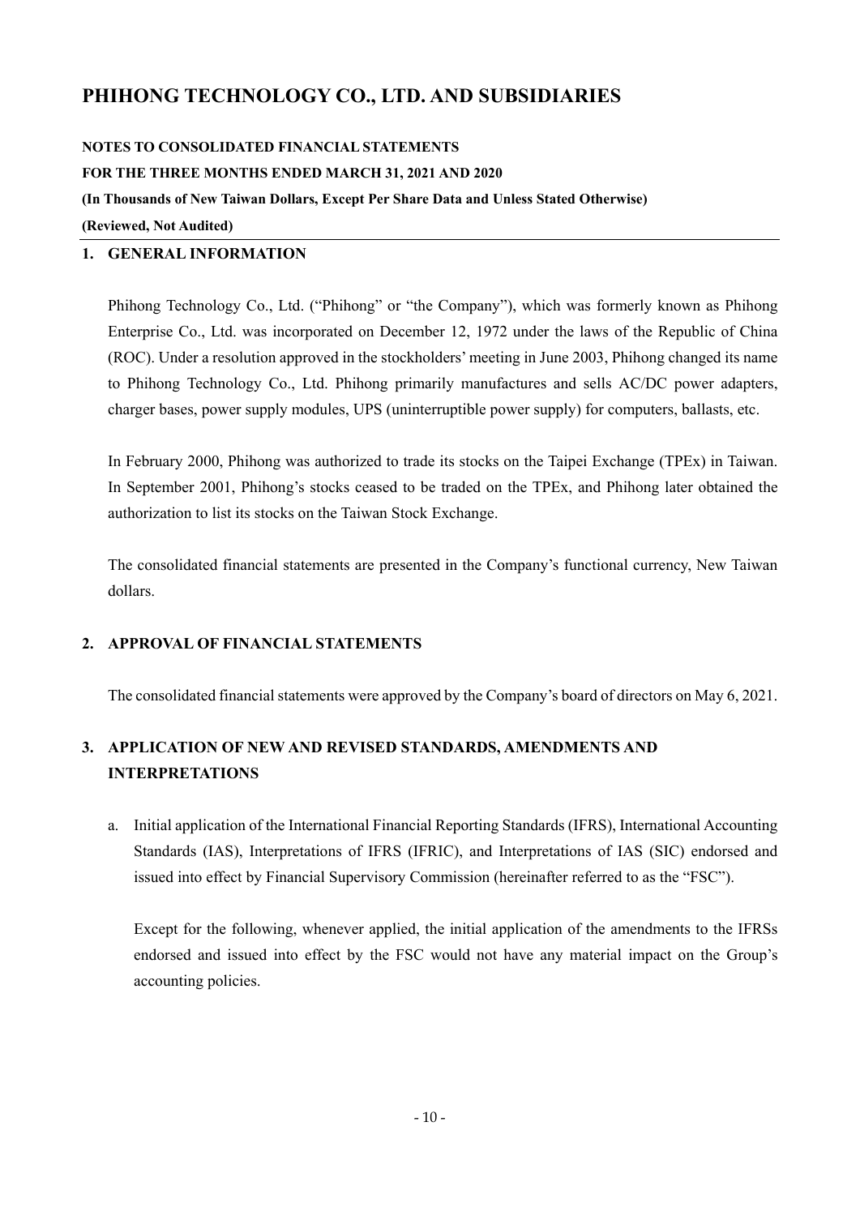# PHIHONG TECHNOLOGY CO., LTD. AND SUBSIDIARIES

**NOTES TO CONSOLIDATED FINANCIAL STATEMENTS**
**FOR THE THREE MONTHS ENDED MARCH 31, 2021 AND 2020**
**(In Thousands of New Taiwan Dollars, Except Per Share Data and Unless Stated Otherwise)**
**(Reviewed, Not Audited)**

## 1. GENERAL INFORMATION

Phihong Technology Co., Ltd. ("Phihong" or "the Company"), which was formerly known as Phihong Enterprise Co., Ltd. was incorporated on December 12, 1972 under the laws of the Republic of China (ROC). Under a resolution approved in the stockholders' meeting in June 2003, Phihong changed its name to Phihong Technology Co., Ltd. Phihong primarily manufactures and sells AC/DC power adapters, charger bases, power supply modules, UPS (uninterruptible power supply) for computers, ballasts, etc.

In February 2000, Phihong was authorized to trade its stocks on the Taipei Exchange (TPEx) in Taiwan. In September 2001, Phihong's stocks ceased to be traded on the TPEx, and Phihong later obtained the authorization to list its stocks on the Taiwan Stock Exchange.

The consolidated financial statements are presented in the Company's functional currency, New Taiwan dollars.

## 2. APPROVAL OF FINANCIAL STATEMENTS

The consolidated financial statements were approved by the Company's board of directors on May 6, 2021.

## 3. APPLICATION OF NEW AND REVISED STANDARDS, AMENDMENTS AND INTERPRETATIONS

a. Initial application of the International Financial Reporting Standards (IFRS), International Accounting Standards (IAS), Interpretations of IFRS (IFRIC), and Interpretations of IAS (SIC) endorsed and issued into effect by Financial Supervisory Commission (hereinafter referred to as the "FSC").

   Except for the following, whenever applied, the initial application of the amendments to the IFRSs endorsed and issued into effect by the FSC would not have any material impact on the Group's accounting policies.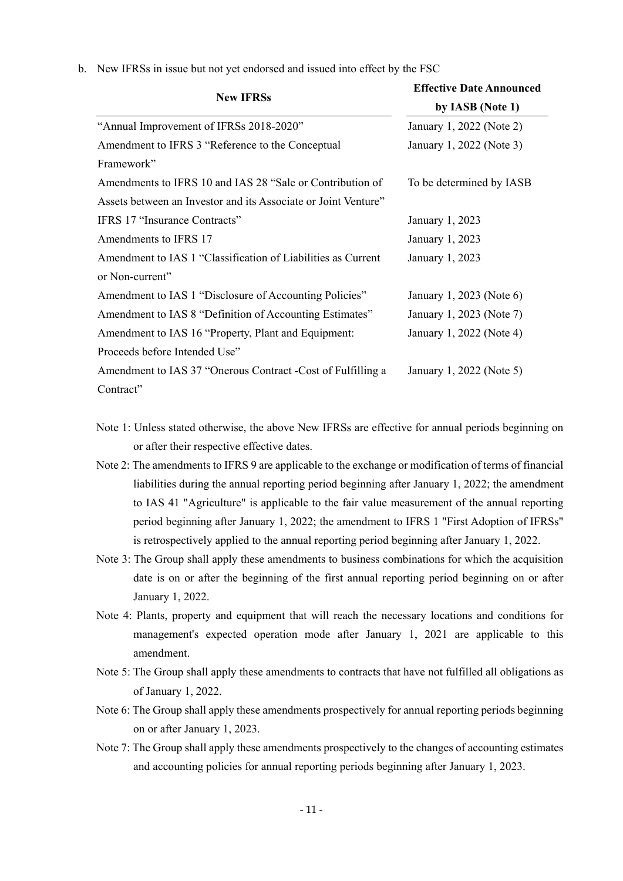b. New IFRSs in issue but not yet endorsed and issued into effect by the FSC

| New IFRSs | Effective Date Announced by IASB (Note 1) |
|---|---|
| "Annual Improvement of IFRSs 2018-2020" | January 1, 2022 (Note 2) |
| Amendment to IFRS 3 "Reference to the Conceptual Framework" | January 1, 2022 (Note 3) |
| Amendments to IFRS 10 and IAS 28 "Sale or Contribution of Assets between an Investor and its Associate or Joint Venture" | To be determined by IASB |
| IFRS 17 "Insurance Contracts" | January 1, 2023 |
| Amendments to IFRS 17 | January 1, 2023 |
| Amendment to IAS 1 "Classification of Liabilities as Current or Non-current" | January 1, 2023 |
| Amendment to IAS 1 "Disclosure of Accounting Policies" | January 1, 2023 (Note 6) |
| Amendment to IAS 8 "Definition of Accounting Estimates" | January 1, 2023 (Note 7) |
| Amendment to IAS 16 "Property, Plant and Equipment: Proceeds before Intended Use" | January 1, 2022 (Note 4) |
| Amendment to IAS 37 "Onerous Contract -Cost of Fulfilling a Contract" | January 1, 2022 (Note 5) |

Note 1: Unless stated otherwise, the above New IFRSs are effective for annual periods beginning on or after their respective effective dates.

Note 2: The amendments to IFRS 9 are applicable to the exchange or modification of terms of financial liabilities during the annual reporting period beginning after January 1, 2022; the amendment to IAS 41 "Agriculture" is applicable to the fair value measurement of the annual reporting period beginning after January 1, 2022; the amendment to IFRS 1 "First Adoption of IFRSs" is retrospectively applied to the annual reporting period beginning after January 1, 2022.

Note 3: The Group shall apply these amendments to business combinations for which the acquisition date is on or after the beginning of the first annual reporting period beginning on or after January 1, 2022.

Note 4: Plants, property and equipment that will reach the necessary locations and conditions for management's expected operation mode after January 1, 2021 are applicable to this amendment.

Note 5: The Group shall apply these amendments to contracts that have not fulfilled all obligations as of January 1, 2022.

Note 6: The Group shall apply these amendments prospectively for annual reporting periods beginning on or after January 1, 2023.

Note 7: The Group shall apply these amendments prospectively to the changes of accounting estimates and accounting policies for annual reporting periods beginning after January 1, 2023.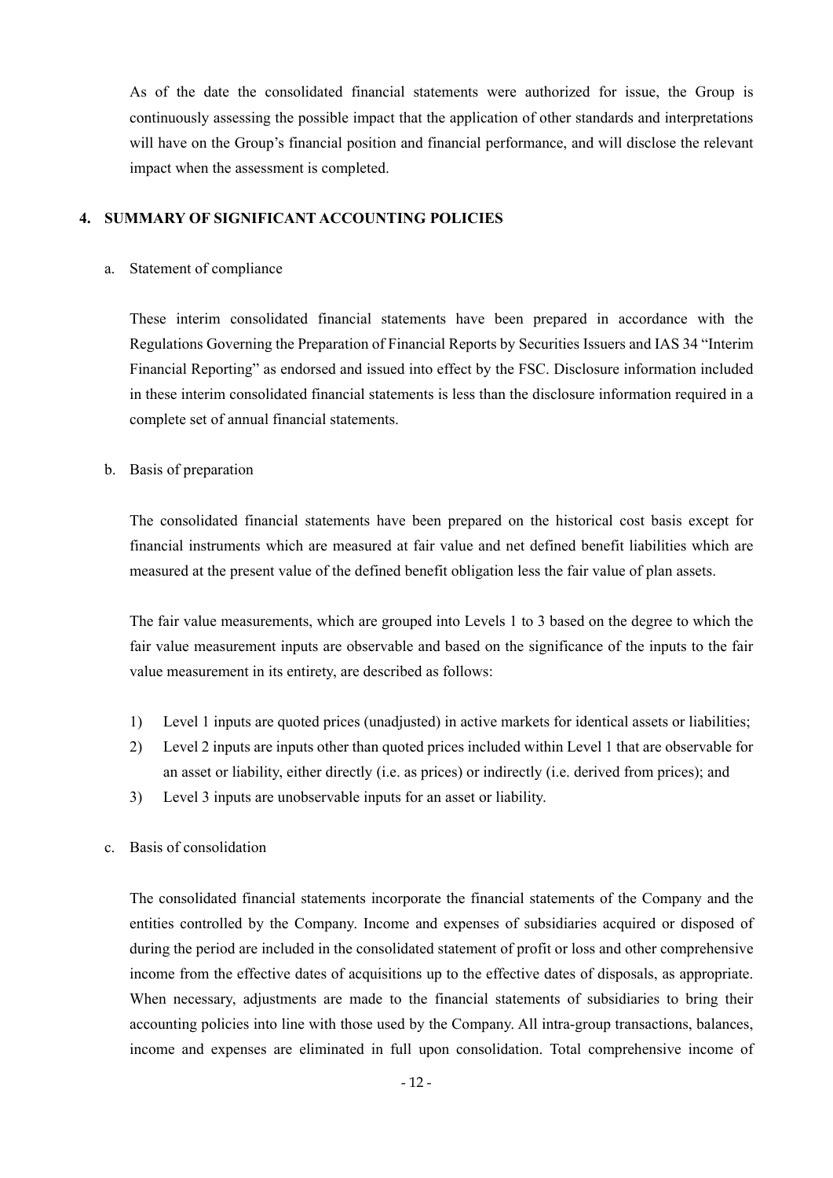As of the date the consolidated financial statements were authorized for issue, the Group is continuously assessing the possible impact that the application of other standards and interpretations will have on the Group's financial position and financial performance, and will disclose the relevant impact when the assessment is completed.

## 4. SUMMARY OF SIGNIFICANT ACCOUNTING POLICIES

a. Statement of compliance

These interim consolidated financial statements have been prepared in accordance with the Regulations Governing the Preparation of Financial Reports by Securities Issuers and IAS 34 "Interim Financial Reporting" as endorsed and issued into effect by the FSC. Disclosure information included in these interim consolidated financial statements is less than the disclosure information required in a complete set of annual financial statements.

b. Basis of preparation

The consolidated financial statements have been prepared on the historical cost basis except for financial instruments which are measured at fair value and net defined benefit liabilities which are measured at the present value of the defined benefit obligation less the fair value of plan assets.

The fair value measurements, which are grouped into Levels 1 to 3 based on the degree to which the fair value measurement inputs are observable and based on the significance of the inputs to the fair value measurement in its entirety, are described as follows:

1) Level 1 inputs are quoted prices (unadjusted) in active markets for identical assets or liabilities;
2) Level 2 inputs are inputs other than quoted prices included within Level 1 that are observable for an asset or liability, either directly (i.e. as prices) or indirectly (i.e. derived from prices); and
3) Level 3 inputs are unobservable inputs for an asset or liability.

c. Basis of consolidation

The consolidated financial statements incorporate the financial statements of the Company and the entities controlled by the Company. Income and expenses of subsidiaries acquired or disposed of during the period are included in the consolidated statement of profit or loss and other comprehensive income from the effective dates of acquisitions up to the effective dates of disposals, as appropriate. When necessary, adjustments are made to the financial statements of subsidiaries to bring their accounting policies into line with those used by the Company. All intra-group transactions, balances, income and expenses are eliminated in full upon consolidation. Total comprehensive income of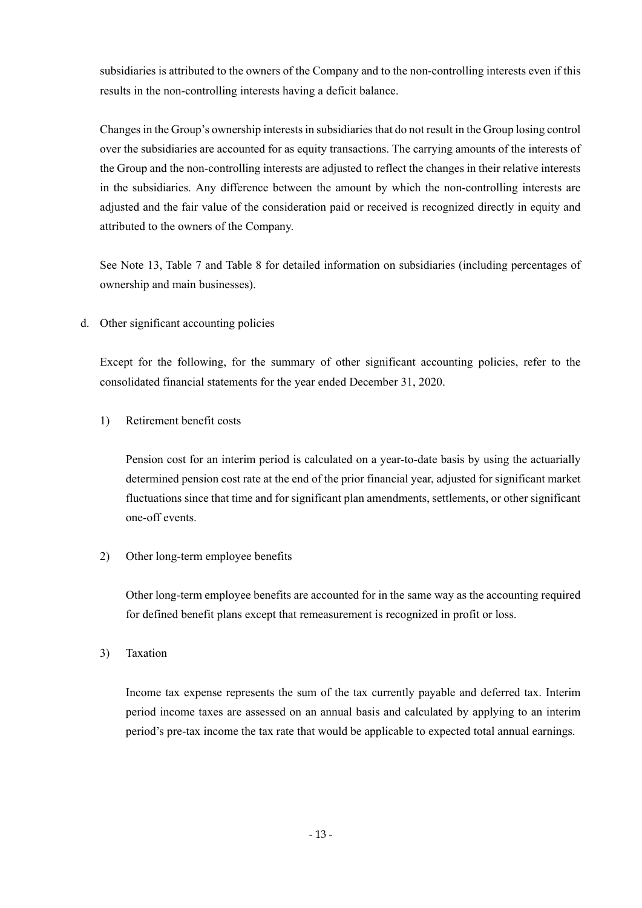subsidiaries is attributed to the owners of the Company and to the non-controlling interests even if this results in the non-controlling interests having a deficit balance.

Changes in the Group's ownership interests in subsidiaries that do not result in the Group losing control over the subsidiaries are accounted for as equity transactions. The carrying amounts of the interests of the Group and the non-controlling interests are adjusted to reflect the changes in their relative interests in the subsidiaries. Any difference between the amount by which the non-controlling interests are adjusted and the fair value of the consideration paid or received is recognized directly in equity and attributed to the owners of the Company.

See Note 13, Table 7 and Table 8 for detailed information on subsidiaries (including percentages of ownership and main businesses).

d. Other significant accounting policies

Except for the following, for the summary of other significant accounting policies, refer to the consolidated financial statements for the year ended December 31, 2020.

1) Retirement benefit costs

Pension cost for an interim period is calculated on a year-to-date basis by using the actuarially determined pension cost rate at the end of the prior financial year, adjusted for significant market fluctuations since that time and for significant plan amendments, settlements, or other significant one-off events.

2) Other long-term employee benefits

Other long-term employee benefits are accounted for in the same way as the accounting required for defined benefit plans except that remeasurement is recognized in profit or loss.

3) Taxation

Income tax expense represents the sum of the tax currently payable and deferred tax. Interim period income taxes are assessed on an annual basis and calculated by applying to an interim period's pre-tax income the tax rate that would be applicable to expected total annual earnings.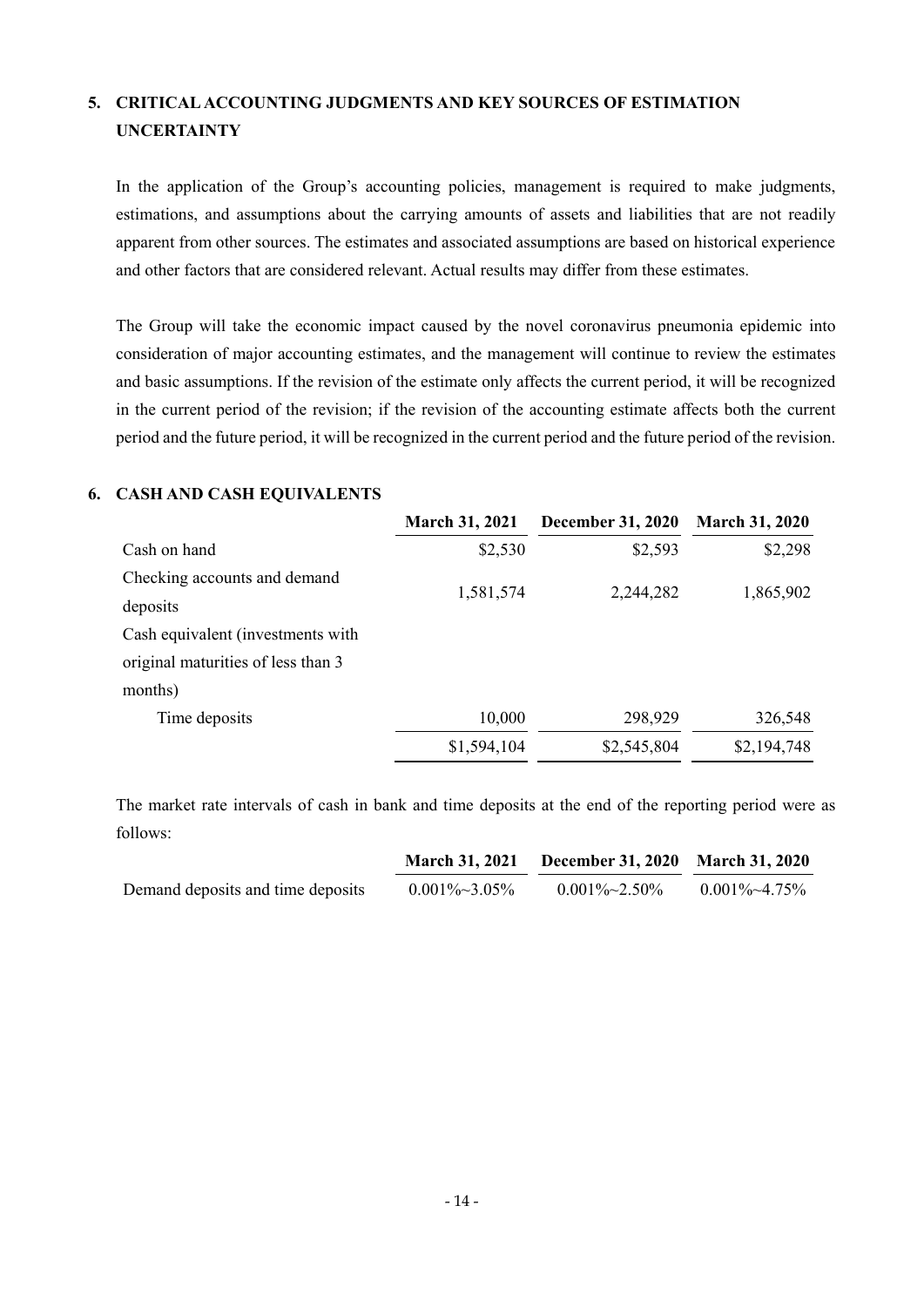## 5. CRITICAL ACCOUNTING JUDGMENTS AND KEY SOURCES OF ESTIMATION UNCERTAINTY

In the application of the Group's accounting policies, management is required to make judgments, estimations, and assumptions about the carrying amounts of assets and liabilities that are not readily apparent from other sources. The estimates and associated assumptions are based on historical experience and other factors that are considered relevant. Actual results may differ from these estimates.

The Group will take the economic impact caused by the novel coronavirus pneumonia epidemic into consideration of major accounting estimates, and the management will continue to review the estimates and basic assumptions. If the revision of the estimate only affects the current period, it will be recognized in the current period of the revision; if the revision of the accounting estimate affects both the current period and the future period, it will be recognized in the current period and the future period of the revision.

## 6. CASH AND CASH EQUIVALENTS

| | March 31, 2021 | December 31, 2020 | March 31, 2020 |
|---|---|---|---|
| Cash on hand | $2,530 | $2,593 | $2,298 |
| Checking accounts and demand deposits | 1,581,574 | 2,244,282 | 1,865,902 |
| Cash equivalent (investments with original maturities of less than 3 months) | | | |
| Time deposits | 10,000 | 298,929 | 326,548 |
| | $1,594,104 | $2,545,804 | $2,194,748 |

The market rate intervals of cash in bank and time deposits at the end of the reporting period were as follows:

| | March 31, 2021 | December 31, 2020 | March 31, 2020 |
|---|---|---|---|
| Demand deposits and time deposits | 0.001%~3.05% | 0.001%~2.50% | 0.001%~4.75% |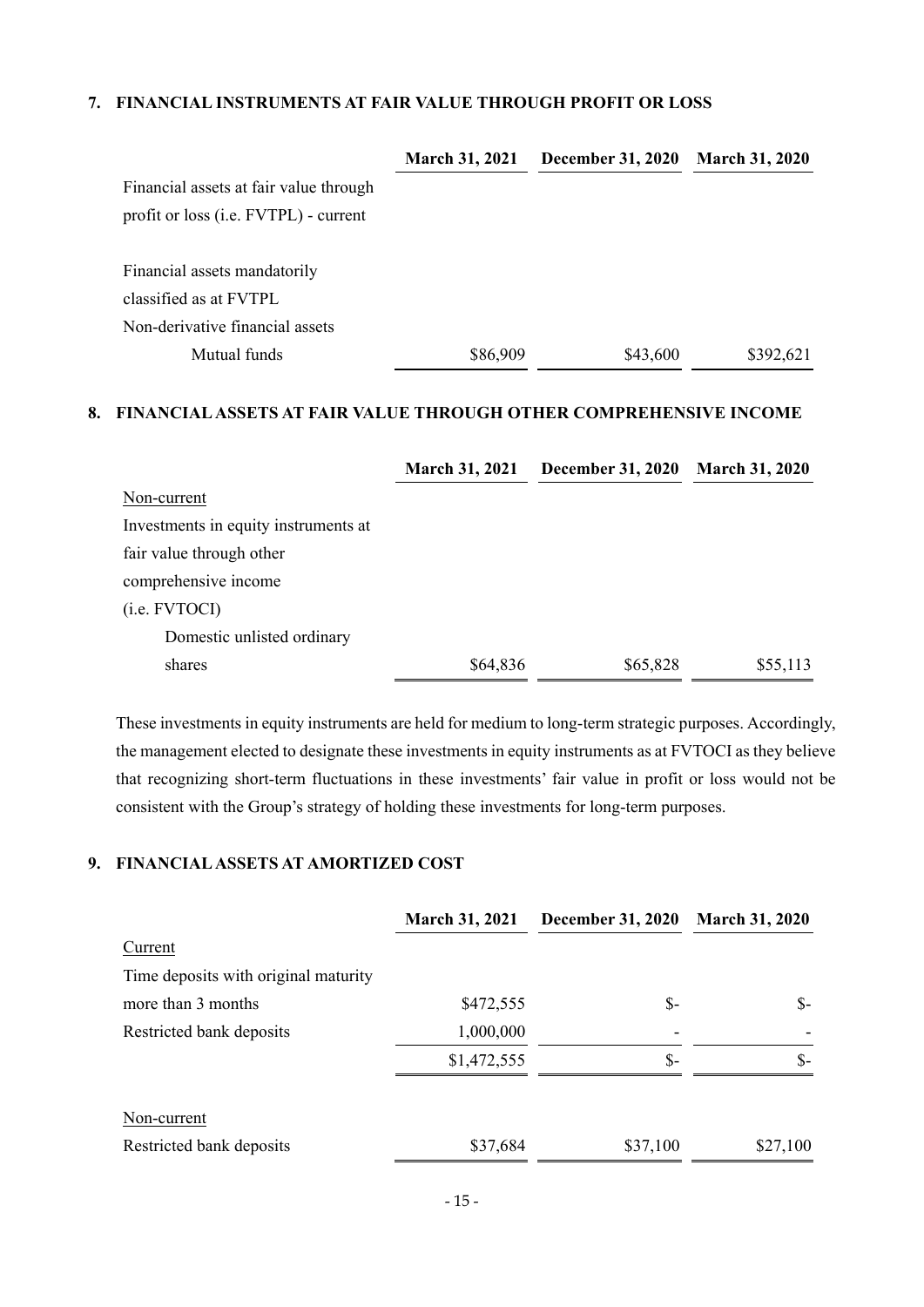## 7. FINANCIAL INSTRUMENTS AT FAIR VALUE THROUGH PROFIT OR LOSS

| | March 31, 2021 | December 31, 2020 | March 31, 2020 |
|---|---|---|---|
| Financial assets at fair value through profit or loss (i.e. FVTPL) - current | | | |
| Financial assets mandatorily classified as at FVTPL | | | |
| Non-derivative financial assets | | | |
| Mutual funds | $86,909 | $43,600 | $392,621 |

## 8. FINANCIAL ASSETS AT FAIR VALUE THROUGH OTHER COMPREHENSIVE INCOME

| | March 31, 2021 | December 31, 2020 | March 31, 2020 |
|---|---|---|---|
| Non-current | | | |
| Investments in equity instruments at fair value through other comprehensive income (i.e. FVTOCI) | | | |
| Domestic unlisted ordinary shares | $64,836 | $65,828 | $55,113 |

These investments in equity instruments are held for medium to long-term strategic purposes. Accordingly, the management elected to designate these investments in equity instruments as at FVTOCI as they believe that recognizing short-term fluctuations in these investments' fair value in profit or loss would not be consistent with the Group's strategy of holding these investments for long-term purposes.

## 9. FINANCIAL ASSETS AT AMORTIZED COST

| | March 31, 2021 | December 31, 2020 | March 31, 2020 |
|---|---|---|---|
| Current | | | |
| Time deposits with original maturity more than 3 months | $472,555 | $- | $- |
| Restricted bank deposits | 1,000,000 | - | - |
| | $1,472,555 | $- | $- |
| Non-current | | | |
| Restricted bank deposits | $37,684 | $37,100 | $27,100 |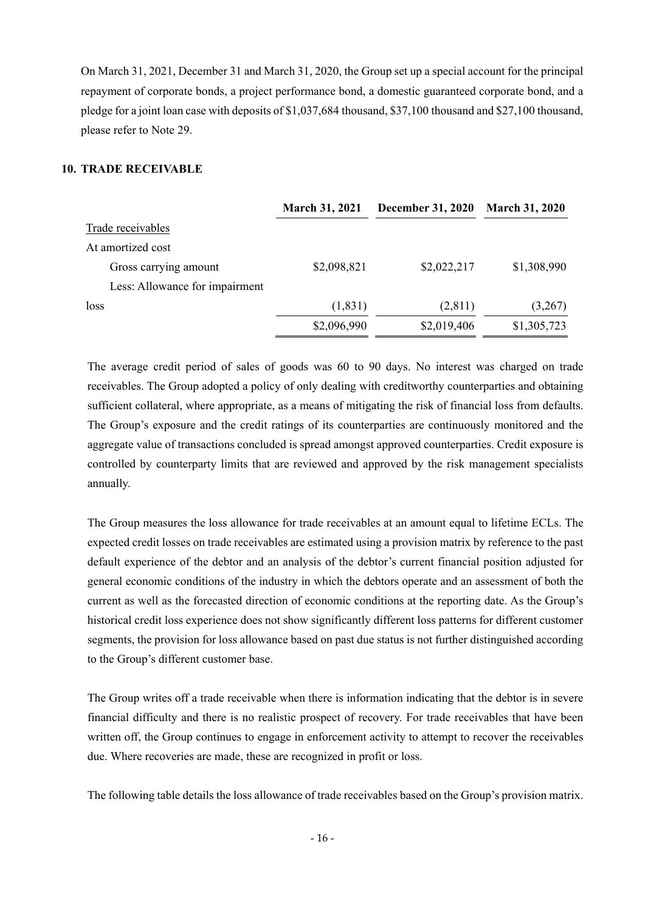On March 31, 2021, December 31 and March 31, 2020, the Group set up a special account for the principal repayment of corporate bonds, a project performance bond, a domestic guaranteed corporate bond, and a pledge for a joint loan case with deposits of $1,037,684 thousand, $37,100 thousand and $27,100 thousand, please refer to Note 29.

## 10. TRADE RECEIVABLE

| | March 31, 2021 | December 31, 2020 | March 31, 2020 |
|---|---|---|---|
| Trade receivables | | | |
| At amortized cost | | | |
| Gross carrying amount | $2,098,821 | $2,022,217 | $1,308,990 |
| Less: Allowance for impairment loss | (1,831) | (2,811) | (3,267) |
| | $2,096,990 | $2,019,406 | $1,305,723 |

The average credit period of sales of goods was 60 to 90 days. No interest was charged on trade receivables. The Group adopted a policy of only dealing with creditworthy counterparties and obtaining sufficient collateral, where appropriate, as a means of mitigating the risk of financial loss from defaults. The Group's exposure and the credit ratings of its counterparties are continuously monitored and the aggregate value of transactions concluded is spread amongst approved counterparties. Credit exposure is controlled by counterparty limits that are reviewed and approved by the risk management specialists annually.

The Group measures the loss allowance for trade receivables at an amount equal to lifetime ECLs. The expected credit losses on trade receivables are estimated using a provision matrix by reference to the past default experience of the debtor and an analysis of the debtor's current financial position adjusted for general economic conditions of the industry in which the debtors operate and an assessment of both the current as well as the forecasted direction of economic conditions at the reporting date. As the Group's historical credit loss experience does not show significantly different loss patterns for different customer segments, the provision for loss allowance based on past due status is not further distinguished according to the Group's different customer base.

The Group writes off a trade receivable when there is information indicating that the debtor is in severe financial difficulty and there is no realistic prospect of recovery. For trade receivables that have been written off, the Group continues to engage in enforcement activity to attempt to recover the receivables due. Where recoveries are made, these are recognized in profit or loss.

The following table details the loss allowance of trade receivables based on the Group's provision matrix.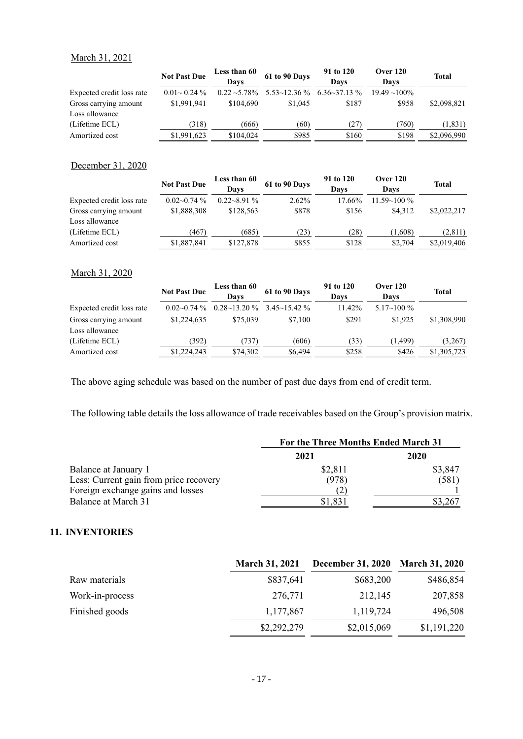March 31, 2021

| | Not Past Due | Less than 60 Days | 61 to 90 Days | 91 to 120 Days | Over 120 Days | Total |
|---|---|---|---|---|---|---|
| Expected credit loss rate | 0.01~ 0.24 % | 0.22 ~5.78% | 5.53~12.36 % | 6.36~37.13 % | 19.49 ~100% | |
| Gross carrying amount | $1,991,941 | $104,690 | $1,045 | $187 | $958 | $2,098,821 |
| Loss allowance (Lifetime ECL) | (318) | (666) | (60) | (27) | (760) | (1,831) |
| Amortized cost | $1,991,623 | $104,024 | $985 | $160 | $198 | $2,096,990 |

December 31, 2020

| | Not Past Due | Less than 60 Days | 61 to 90 Days | 91 to 120 Days | Over 120 Days | Total |
|---|---|---|---|---|---|---|
| Expected credit loss rate | 0.02~0.74 % | 0.22~8.91 % | 2.62% | 17.66% | 11.59~100 % | |
| Gross carrying amount | $1,888,308 | $128,563 | $878 | $156 | $4,312 | $2,022,217 |
| Loss allowance (Lifetime ECL) | (467) | (685) | (23) | (28) | (1,608) | (2,811) |
| Amortized cost | $1,887,841 | $127,878 | $855 | $128 | $2,704 | $2,019,406 |

March 31, 2020

| | Not Past Due | Less than 60 Days | 61 to 90 Days | 91 to 120 Days | Over 120 Days | Total |
|---|---|---|---|---|---|---|
| Expected credit loss rate | 0.02~0.74 % | 0.28~13.20 % | 3.45~15.42 % | 11.42% | 5.17~100 % | |
| Gross carrying amount | $1,224,635 | $75,039 | $7,100 | $291 | $1,925 | $1,308,990 |
| Loss allowance (Lifetime ECL) | (392) | (737) | (606) | (33) | (1,499) | (3,267) |
| Amortized cost | $1,224,243 | $74,302 | $6,494 | $258 | $426 | $1,305,723 |

The above aging schedule was based on the number of past due days from end of credit term.

The following table details the loss allowance of trade receivables based on the Group's provision matrix.

| | For the Three Months Ended March 31 | |
|---|---|---|
| | 2021 | 2020 |
| Balance at January 1 | $2,811 | $3,847 |
| Less: Current gain from price recovery | (978) | (581) |
| Foreign exchange gains and losses | (2) | 1 |
| Balance at March 31 | $1,831 | $3,267 |

## 11. INVENTORIES

| | March 31, 2021 | December 31, 2020 | March 31, 2020 |
|---|---|---|---|
| Raw materials | $837,641 | $683,200 | $486,854 |
| Work-in-process | 276,771 | 212,145 | 207,858 |
| Finished goods | 1,177,867 | 1,119,724 | 496,508 |
| | $2,292,279 | $2,015,069 | $1,191,220 |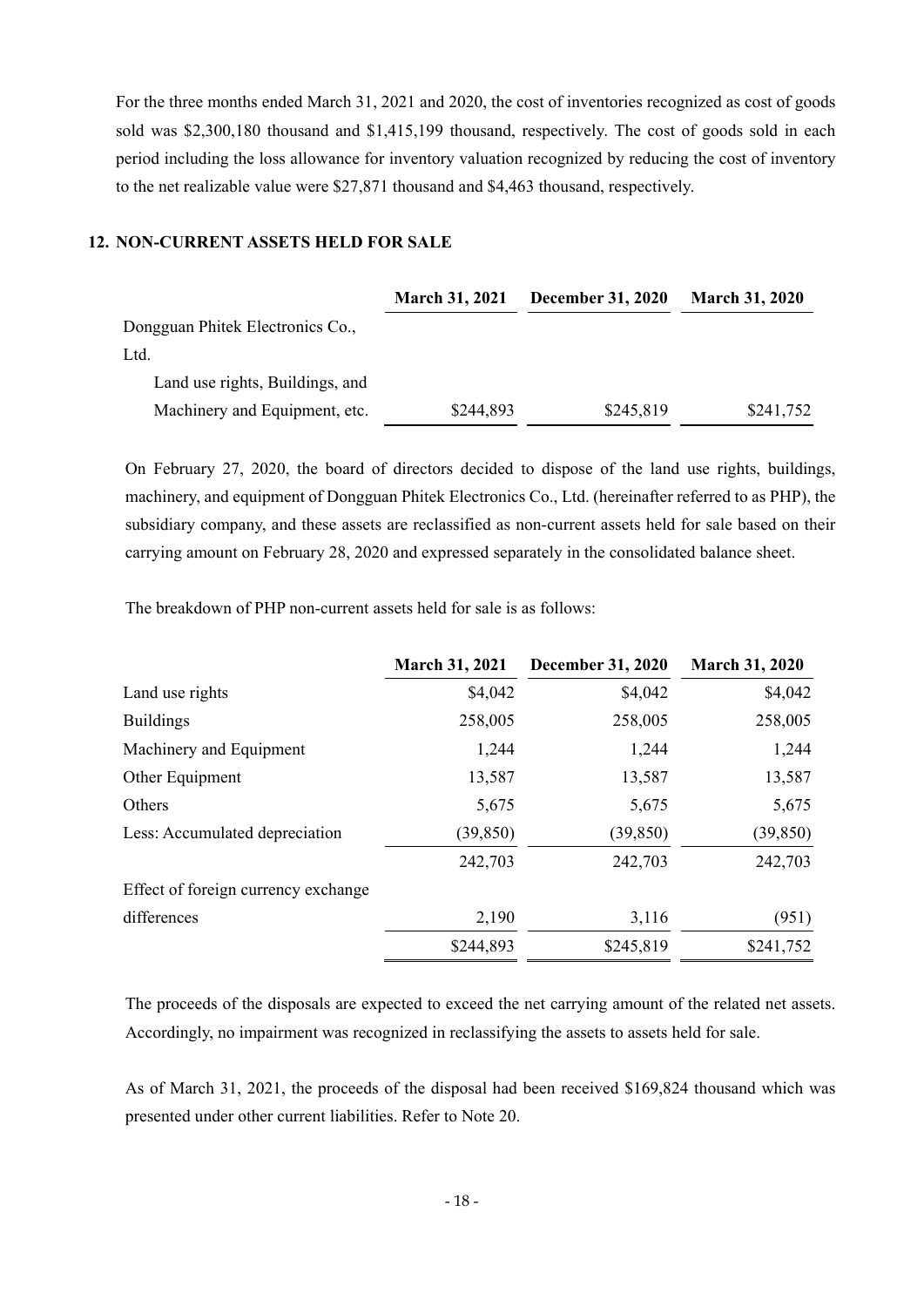For the three months ended March 31, 2021 and 2020, the cost of inventories recognized as cost of goods sold was $2,300,180 thousand and $1,415,199 thousand, respectively. The cost of goods sold in each period including the loss allowance for inventory valuation recognized by reducing the cost of inventory to the net realizable value were $27,871 thousand and $4,463 thousand, respectively.

## 12. NON-CURRENT ASSETS HELD FOR SALE

| | March 31, 2021 | December 31, 2020 | March 31, 2020 |
|---|---|---|---|
| Dongguan Phitek Electronics Co., Ltd. | | | |
| Land use rights, Buildings, and Machinery and Equipment, etc. | $244,893 | $245,819 | $241,752 |

On February 27, 2020, the board of directors decided to dispose of the land use rights, buildings, machinery, and equipment of Dongguan Phitek Electronics Co., Ltd. (hereinafter referred to as PHP), the subsidiary company, and these assets are reclassified as non-current assets held for sale based on their carrying amount on February 28, 2020 and expressed separately in the consolidated balance sheet.

The breakdown of PHP non-current assets held for sale is as follows:

| | March 31, 2021 | December 31, 2020 | March 31, 2020 |
|---|---|---|---|
| Land use rights | $4,042 | $4,042 | $4,042 |
| Buildings | 258,005 | 258,005 | 258,005 |
| Machinery and Equipment | 1,244 | 1,244 | 1,244 |
| Other Equipment | 13,587 | 13,587 | 13,587 |
| Others | 5,675 | 5,675 | 5,675 |
| Less: Accumulated depreciation | (39,850) | (39,850) | (39,850) |
| | 242,703 | 242,703 | 242,703 |
| Effect of foreign currency exchange differences | 2,190 | 3,116 | (951) |
| | $244,893 | $245,819 | $241,752 |

The proceeds of the disposals are expected to exceed the net carrying amount of the related net assets. Accordingly, no impairment was recognized in reclassifying the assets to assets held for sale.

As of March 31, 2021, the proceeds of the disposal had been received $169,824 thousand which was presented under other current liabilities. Refer to Note 20.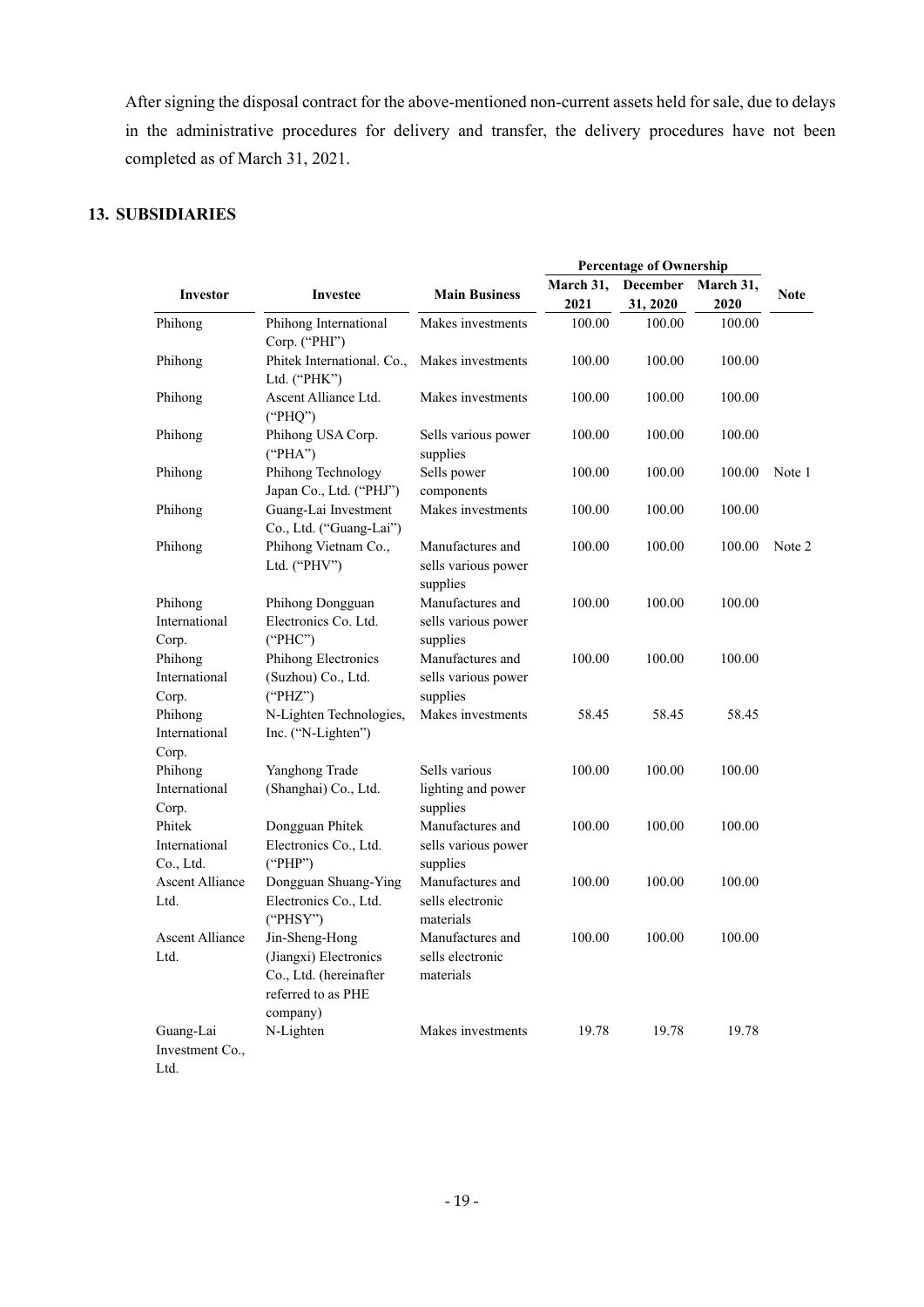After signing the disposal contract for the above-mentioned non-current assets held for sale, due to delays in the administrative procedures for delivery and transfer, the delivery procedures have not been completed as of March 31, 2021.

## 13. SUBSIDIARIES

| Investor | Investee | Main Business | Percentage of Ownership | | | Note |
|---|---|---|---|---|---|---|
| | | | March 31, 2021 | December 31, 2020 | March 31, 2020 | |
| Phihong | Phihong International Corp. ("PHI") | Makes investments | 100.00 | 100.00 | 100.00 | |
| Phihong | Phitek International. Co., Ltd. ("PHK") | Makes investments | 100.00 | 100.00 | 100.00 | |
| Phihong | Ascent Alliance Ltd. ("PHQ") | Makes investments | 100.00 | 100.00 | 100.00 | |
| Phihong | Phihong USA Corp. ("PHA") | Sells various power supplies | 100.00 | 100.00 | 100.00 | |
| Phihong | Phihong Technology Japan Co., Ltd. ("PHJ") | Sells power components | 100.00 | 100.00 | 100.00 | Note 1 |
| Phihong | Guang-Lai Investment Co., Ltd. ("Guang-Lai") | Makes investments | 100.00 | 100.00 | 100.00 | |
| Phihong | Phihong Vietnam Co., Ltd. ("PHV") | Manufactures and sells various power supplies | 100.00 | 100.00 | 100.00 | Note 2 |
| Phihong International Corp. | Phihong Dongguan Electronics Co. Ltd. ("PHC") | Manufactures and sells various power supplies | 100.00 | 100.00 | 100.00 | |
| Phihong International Corp. | Phihong Electronics (Suzhou) Co., Ltd. ("PHZ") | Manufactures and sells various power supplies | 100.00 | 100.00 | 100.00 | |
| Phihong International Corp. | N-Lighten Technologies, Inc. ("N-Lighten") | Makes investments | 58.45 | 58.45 | 58.45 | |
| Phihong International Corp. | Yanghong Trade (Shanghai) Co., Ltd. | Sells various lighting and power supplies | 100.00 | 100.00 | 100.00 | |
| Phitek International Co., Ltd. | Dongguan Phitek Electronics Co., Ltd. ("PHP") | Manufactures and sells various power supplies | 100.00 | 100.00 | 100.00 | |
| Ascent Alliance Ltd. | Dongguan Shuang-Ying Electronics Co., Ltd. ("PHSY") | Manufactures and sells electronic materials | 100.00 | 100.00 | 100.00 | |
| Ascent Alliance Ltd. | Jin-Sheng-Hong (Jiangxi) Electronics Co., Ltd. (hereinafter referred to as PHE company) | Manufactures and sells electronic materials | 100.00 | 100.00 | 100.00 | |
| Guang-Lai Investment Co., Ltd. | N-Lighten | Makes investments | 19.78 | 19.78 | 19.78 | |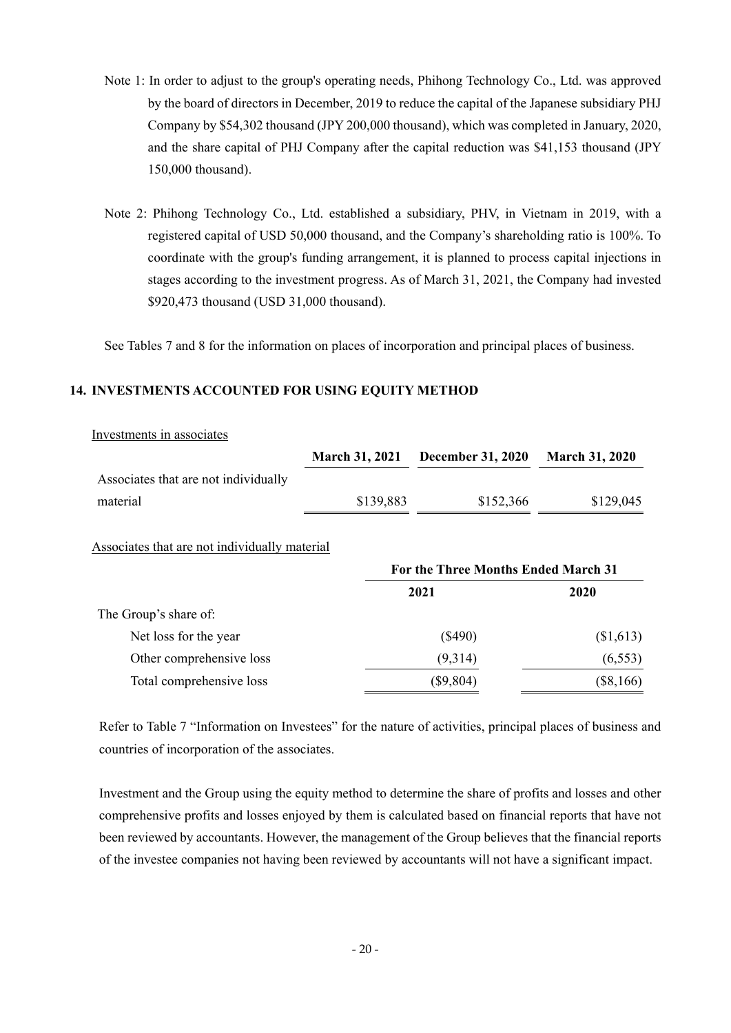Note 1: In order to adjust to the group's operating needs, Phihong Technology Co., Ltd. was approved by the board of directors in December, 2019 to reduce the capital of the Japanese subsidiary PHJ Company by $54,302 thousand (JPY 200,000 thousand), which was completed in January, 2020, and the share capital of PHJ Company after the capital reduction was $41,153 thousand (JPY 150,000 thousand).

Note 2: Phihong Technology Co., Ltd. established a subsidiary, PHV, in Vietnam in 2019, with a registered capital of USD 50,000 thousand, and the Company's shareholding ratio is 100%. To coordinate with the group's funding arrangement, it is planned to process capital injections in stages according to the investment progress. As of March 31, 2021, the Company had invested $920,473 thousand (USD 31,000 thousand).

See Tables 7 and 8 for the information on places of incorporation and principal places of business.

## 14. INVESTMENTS ACCOUNTED FOR USING EQUITY METHOD

Investments in associates

| | March 31, 2021 | December 31, 2020 | March 31, 2020 |
|---|---|---|---|
| Associates that are not individually material | $139,883 | $152,366 | $129,045 |

Associates that are not individually material

| | For the Three Months Ended March 31 | |
|---|---|---|
| | 2021 | 2020 |
| The Group's share of: | | |
| Net loss for the year | ($490) | ($1,613) |
| Other comprehensive loss | (9,314) | (6,553) |
| Total comprehensive loss | ($9,804) | ($8,166) |

Refer to Table 7 "Information on Investees" for the nature of activities, principal places of business and countries of incorporation of the associates.

Investment and the Group using the equity method to determine the share of profits and losses and other comprehensive profits and losses enjoyed by them is calculated based on financial reports that have not been reviewed by accountants. However, the management of the Group believes that the financial reports of the investee companies not having been reviewed by accountants will not have a significant impact.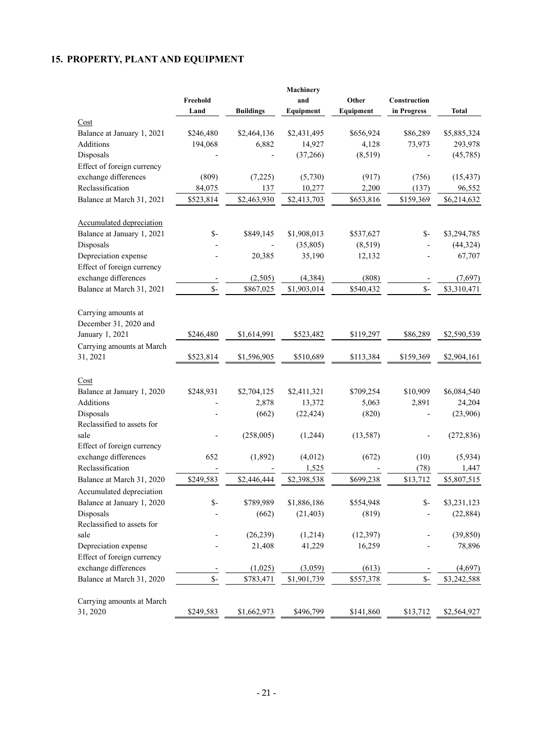## 15. PROPERTY, PLANT AND EQUIPMENT

| | Freehold Land | Buildings | Machinery and Equipment | Other Equipment | Construction in Progress | Total |
|---|---|---|---|---|---|---|
| Cost | | | | | | |
| Balance at January 1, 2021 | $246,480 | $2,464,136 | $2,431,495 | $656,924 | $86,289 | $5,885,324 |
| Additions | 194,068 | 6,882 | 14,927 | 4,128 | 73,973 | 293,978 |
| Disposals | - | - | (37,266) | (8,519) | - | (45,785) |
| Effect of foreign currency exchange differences | (809) | (7,225) | (5,730) | (917) | (756) | (15,437) |
| Reclassification | 84,075 | 137 | 10,277 | 2,200 | (137) | 96,552 |
| Balance at March 31, 2021 | $523,814 | $2,463,930 | $2,413,703 | $653,816 | $159,369 | $6,214,632 |
| Accumulated depreciation | | | | | | |
| Balance at January 1, 2021 | $- | $849,145 | $1,908,013 | $537,627 | $- | $3,294,785 |
| Disposals | - | - | (35,805) | (8,519) | - | (44,324) |
| Depreciation expense | - | 20,385 | 35,190 | 12,132 | - | 67,707 |
| Effect of foreign currency exchange differences | - | (2,505) | (4,384) | (808) | - | (7,697) |
| Balance at March 31, 2021 | $- | $867,025 | $1,903,014 | $540,432 | $- | $3,310,471 |
| Carrying amounts at December 31, 2020 and January 1, 2021 | $246,480 | $1,614,991 | $523,482 | $119,297 | $86,289 | $2,590,539 |
| Carrying amounts at March 31, 2021 | $523,814 | $1,596,905 | $510,689 | $113,384 | $159,369 | $2,904,161 |
| Cost | | | | | | |
| Balance at January 1, 2020 | $248,931 | $2,704,125 | $2,411,321 | $709,254 | $10,909 | $6,084,540 |
| Additions | - | 2,878 | 13,372 | 5,063 | 2,891 | 24,204 |
| Disposals | - | (662) | (22,424) | (820) | - | (23,906) |
| Reclassified to assets for sale | - | (258,005) | (1,244) | (13,587) | - | (272,836) |
| Effect of foreign currency exchange differences | 652 | (1,892) | (4,012) | (672) | (10) | (5,934) |
| Reclassification | - | - | 1,525 | - | (78) | 1,447 |
| Balance at March 31, 2020 | $249,583 | $2,446,444 | $2,398,538 | $699,238 | $13,712 | $5,807,515 |
| Accumulated depreciation | | | | | | |
| Balance at January 1, 2020 | $- | $789,989 | $1,886,186 | $554,948 | $- | $3,231,123 |
| Disposals | - | (662) | (21,403) | (819) | - | (22,884) |
| Reclassified to assets for sale | - | (26,239) | (1,214) | (12,397) | - | (39,850) |
| Depreciation expense | - | 21,408 | 41,229 | 16,259 | - | 78,896 |
| Effect of foreign currency exchange differences | - | (1,025) | (3,059) | (613) | - | (4,697) |
| Balance at March 31, 2020 | $- | $783,471 | $1,901,739 | $557,378 | $- | $3,242,588 |
| Carrying amounts at March 31, 2020 | $249,583 | $1,662,973 | $496,799 | $141,860 | $13,712 | $2,564,927 |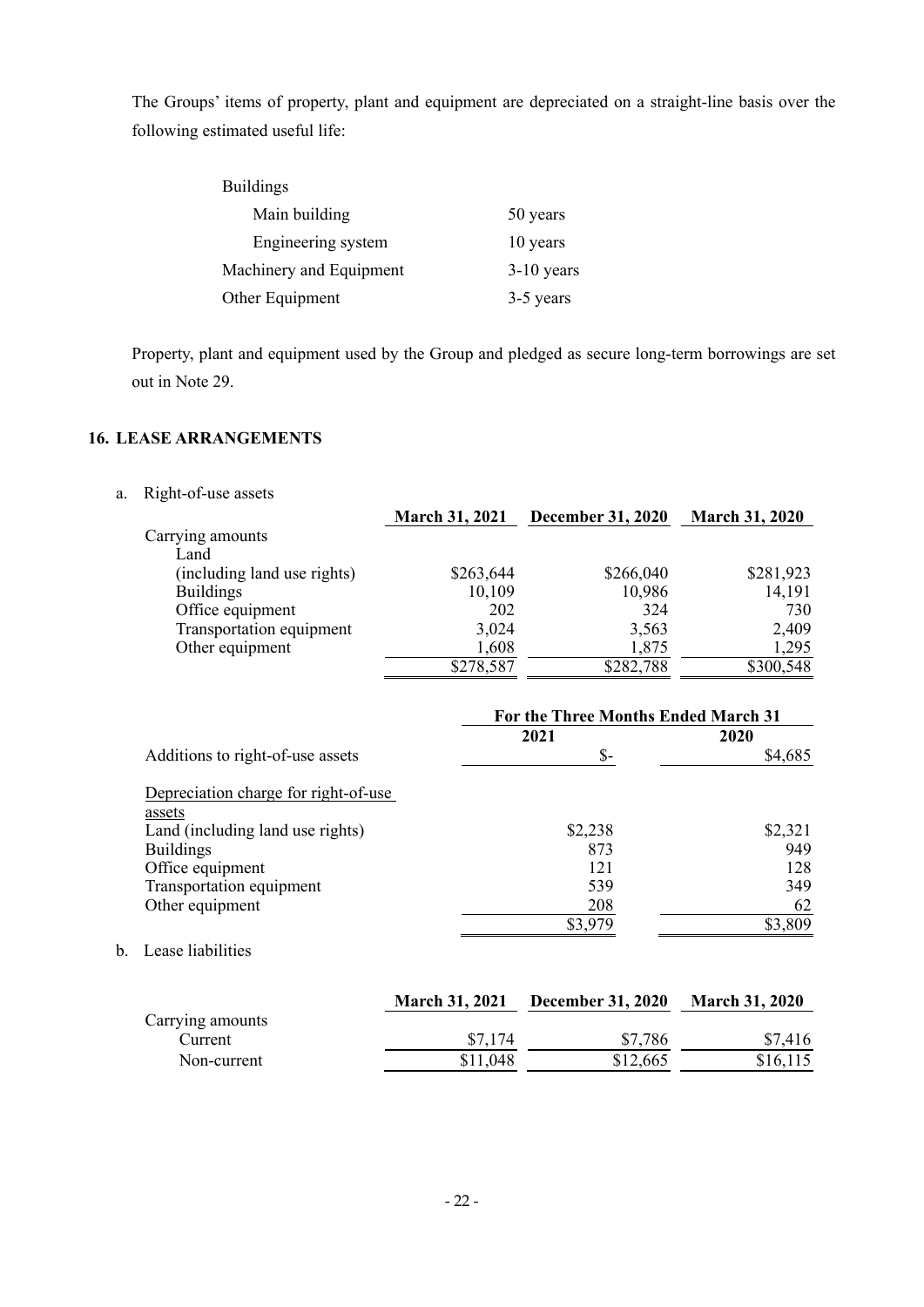The Groups' items of property, plant and equipment are depreciated on a straight-line basis over the following estimated useful life:

| | |
|---|---|
| Buildings | |
| Main building | 50 years |
| Engineering system | 10 years |
| Machinery and Equipment | 3-10 years |
| Other Equipment | 3-5 years |

Property, plant and equipment used by the Group and pledged as secure long-term borrowings are set out in Note 29.

## 16. LEASE ARRANGEMENTS

a. Right-of-use assets

| | March 31, 2021 | December 31, 2020 | March 31, 2020 |
|---|---|---|---|
| Carrying amounts | | | |
| Land (including land use rights) | $263,644 | $266,040 | $281,923 |
| Buildings | 10,109 | 10,986 | 14,191 |
| Office equipment | 202 | 324 | 730 |
| Transportation equipment | 3,024 | 3,563 | 2,409 |
| Other equipment | 1,608 | 1,875 | 1,295 |
| | $278,587 | $282,788 | $300,548 |

| | For the Three Months Ended March 31 | |
|---|---|---|
| | 2021 | 2020 |
| Additions to right-of-use assets | $- | $4,685 |
| Depreciation charge for right-of-use assets | | |
| Land (including land use rights) | $2,238 | $2,321 |
| Buildings | 873 | 949 |
| Office equipment | 121 | 128 |
| Transportation equipment | 539 | 349 |
| Other equipment | 208 | 62 |
| | $3,979 | $3,809 |

b. Lease liabilities

| | March 31, 2021 | December 31, 2020 | March 31, 2020 |
|---|---|---|---|
| Carrying amounts | | | |
| Current | $7,174 | $7,786 | $7,416 |
| Non-current | $11,048 | $12,665 | $16,115 |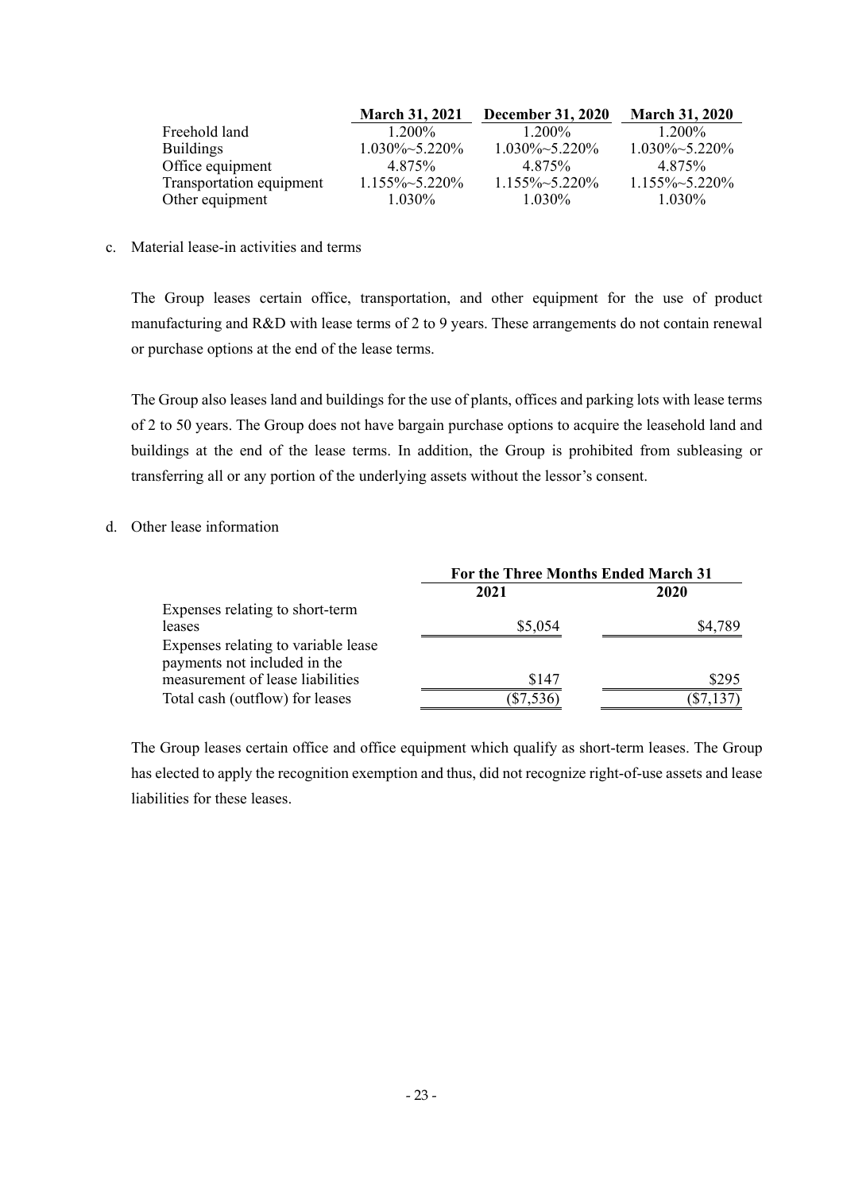| | March 31, 2021 | December 31, 2020 | March 31, 2020 |
|---|---|---|---|
| Freehold land | 1.200% | 1.200% | 1.200% |
| Buildings | 1.030%~5.220% | 1.030%~5.220% | 1.030%~5.220% |
| Office equipment | 4.875% | 4.875% | 4.875% |
| Transportation equipment | 1.155%~5.220% | 1.155%~5.220% | 1.155%~5.220% |
| Other equipment | 1.030% | 1.030% | 1.030% |

c. Material lease-in activities and terms

The Group leases certain office, transportation, and other equipment for the use of product manufacturing and R&D with lease terms of 2 to 9 years. These arrangements do not contain renewal or purchase options at the end of the lease terms.

The Group also leases land and buildings for the use of plants, offices and parking lots with lease terms of 2 to 50 years. The Group does not have bargain purchase options to acquire the leasehold land and buildings at the end of the lease terms. In addition, the Group is prohibited from subleasing or transferring all or any portion of the underlying assets without the lessor's consent.

d. Other lease information

| | For the Three Months Ended March 31 | |
|---|---|---|
| | 2021 | 2020 |
| Expenses relating to short-term leases | $5,054 | $4,789 |
| Expenses relating to variable lease payments not included in the measurement of lease liabilities | $147 | $295 |
| Total cash (outflow) for leases | ($7,536) | ($7,137) |

The Group leases certain office and office equipment which qualify as short-term leases. The Group has elected to apply the recognition exemption and thus, did not recognize right-of-use assets and lease liabilities for these leases.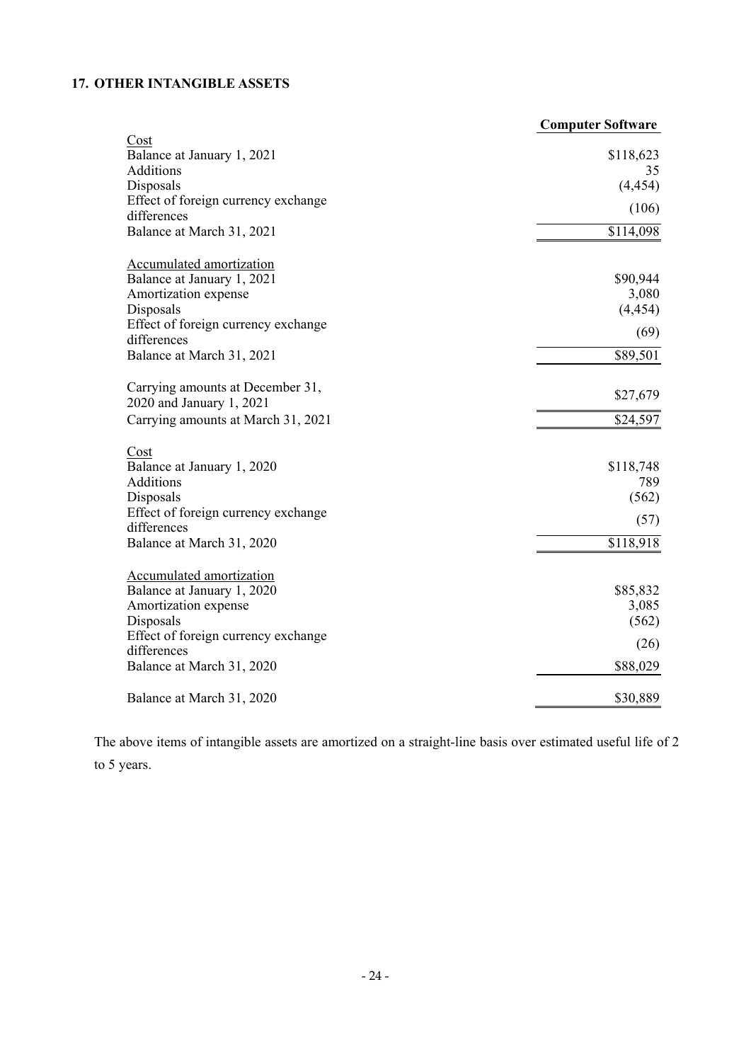## 17. OTHER INTANGIBLE ASSETS

| | Computer Software |
|---|---|
| Cost | |
| Balance at January 1, 2021 | $118,623 |
| Additions | 35 |
| Disposals | (4,454) |
| Effect of foreign currency exchange differences | (106) |
| Balance at March 31, 2021 | $114,098 |
| | |
| Accumulated amortization | |
| Balance at January 1, 2021 | $90,944 |
| Amortization expense | 3,080 |
| Disposals | (4,454) |
| Effect of foreign currency exchange differences | (69) |
| Balance at March 31, 2021 | $89,501 |
| | |
| Carrying amounts at December 31, 2020 and January 1, 2021 | $27,679 |
| Carrying amounts at March 31, 2021 | $24,597 |
| | |
| Cost | |
| Balance at January 1, 2020 | $118,748 |
| Additions | 789 |
| Disposals | (562) |
| Effect of foreign currency exchange differences | (57) |
| Balance at March 31, 2020 | $118,918 |
| | |
| Accumulated amortization | |
| Balance at January 1, 2020 | $85,832 |
| Amortization expense | 3,085 |
| Disposals | (562) |
| Effect of foreign currency exchange differences | (26) |
| Balance at March 31, 2020 | $88,029 |
| | |
| Balance at March 31, 2020 | $30,889 |

The above items of intangible assets are amortized on a straight-line basis over estimated useful life of 2 to 5 years.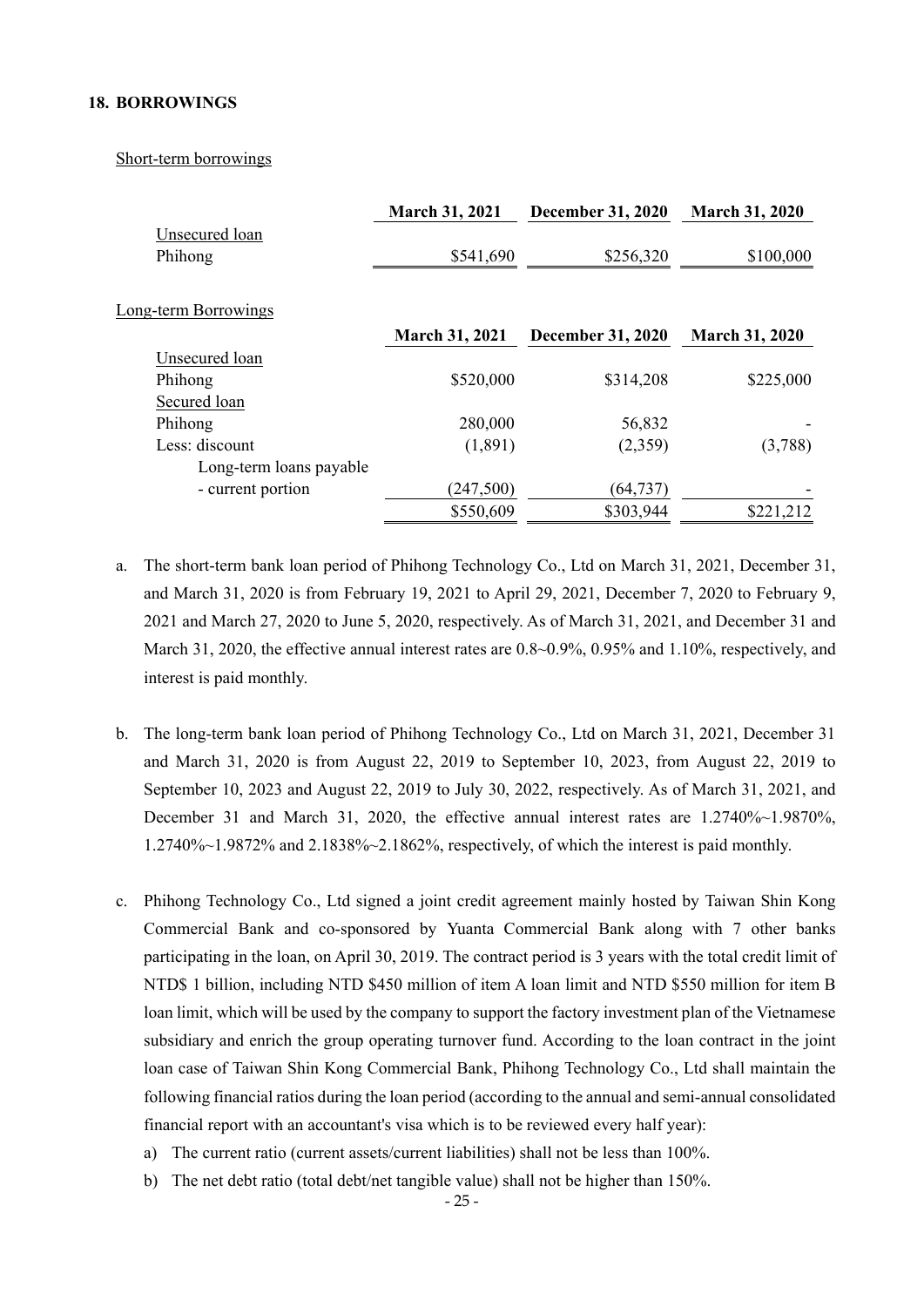## 18. BORROWINGS

Short-term borrowings

| | March 31, 2021 | December 31, 2020 | March 31, 2020 |
|---|---|---|---|
| Unsecured loan | | | |
| Phihong | $541,690 | $256,320 | $100,000 |

Long-term Borrowings

| | March 31, 2021 | December 31, 2020 | March 31, 2020 |
|---|---|---|---|
| Unsecured loan | | | |
| Phihong | $520,000 | $314,208 | $225,000 |
| Secured loan | | | |
| Phihong | 280,000 | 56,832 | - |
| Less: discount | (1,891) | (2,359) | (3,788) |
| Long-term loans payable - current portion | (247,500) | (64,737) | - |
| | $550,609 | $303,944 | $221,212 |

a. The short-term bank loan period of Phihong Technology Co., Ltd on March 31, 2021, December 31, and March 31, 2020 is from February 19, 2021 to April 29, 2021, December 7, 2020 to February 9, 2021 and March 27, 2020 to June 5, 2020, respectively. As of March 31, 2021, and December 31 and March 31, 2020, the effective annual interest rates are 0.8~0.9%, 0.95% and 1.10%, respectively, and interest is paid monthly.

b. The long-term bank loan period of Phihong Technology Co., Ltd on March 31, 2021, December 31 and March 31, 2020 is from August 22, 2019 to September 10, 2023, from August 22, 2019 to September 10, 2023 and August 22, 2019 to July 30, 2022, respectively. As of March 31, 2021, and December 31 and March 31, 2020, the effective annual interest rates are 1.2740%~1.9870%, 1.2740%~1.9872% and 2.1838%~2.1862%, respectively, of which the interest is paid monthly.

c. Phihong Technology Co., Ltd signed a joint credit agreement mainly hosted by Taiwan Shin Kong Commercial Bank and co-sponsored by Yuanta Commercial Bank along with 7 other banks participating in the loan, on April 30, 2019. The contract period is 3 years with the total credit limit of NTD$ 1 billion, including NTD $450 million of item A loan limit and NTD $550 million for item B loan limit, which will be used by the company to support the factory investment plan of the Vietnamese subsidiary and enrich the group operating turnover fund. According to the loan contract in the joint loan case of Taiwan Shin Kong Commercial Bank, Phihong Technology Co., Ltd shall maintain the following financial ratios during the loan period (according to the annual and semi-annual consolidated financial report with an accountant's visa which is to be reviewed every half year):

   a) The current ratio (current assets/current liabilities) shall not be less than 100%.

   b) The net debt ratio (total debt/net tangible value) shall not be higher than 150%.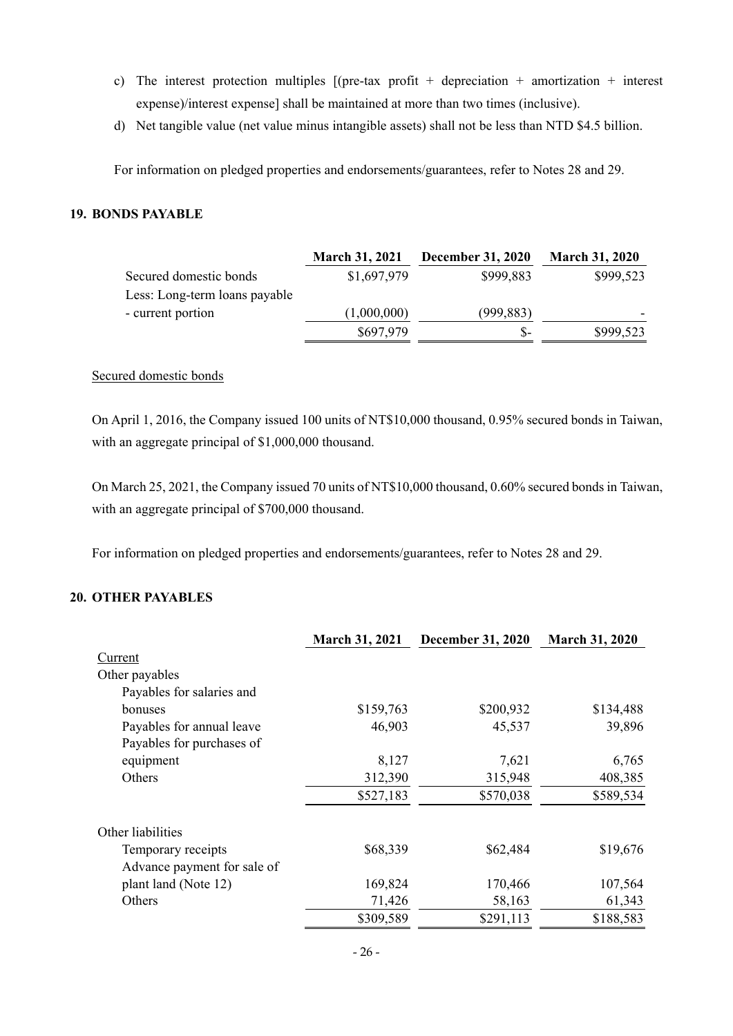c) The interest protection multiples [(pre-tax profit + depreciation + amortization + interest expense)/interest expense] shall be maintained at more than two times (inclusive).

d) Net tangible value (net value minus intangible assets) shall not be less than NTD $4.5 billion.

For information on pledged properties and endorsements/guarantees, refer to Notes 28 and 29.

## 19. BONDS PAYABLE

| | March 31, 2021 | December 31, 2020 | March 31, 2020 |
|---|---|---|---|
| Secured domestic bonds | $1,697,979 | $999,883 | $999,523 |
| Less: Long-term loans payable - current portion | (1,000,000) | (999,883) | - |
| | $697,979 | $- | $999,523 |

Secured domestic bonds

On April 1, 2016, the Company issued 100 units of NT$10,000 thousand, 0.95% secured bonds in Taiwan, with an aggregate principal of $1,000,000 thousand.

On March 25, 2021, the Company issued 70 units of NT$10,000 thousand, 0.60% secured bonds in Taiwan, with an aggregate principal of $700,000 thousand.

For information on pledged properties and endorsements/guarantees, refer to Notes 28 and 29.

## 20. OTHER PAYABLES

| | March 31, 2021 | December 31, 2020 | March 31, 2020 |
|---|---|---|---|
| Current | | | |
| Other payables | | | |
| Payables for salaries and bonuses | $159,763 | $200,932 | $134,488 |
| Payables for annual leave | 46,903 | 45,537 | 39,896 |
| Payables for purchases of equipment | 8,127 | 7,621 | 6,765 |
| Others | 312,390 | 315,948 | 408,385 |
| | $527,183 | $570,038 | $589,534 |
| | | | |
| Other liabilities | | | |
| Temporary receipts | $68,339 | $62,484 | $19,676 |
| Advance payment for sale of plant land (Note 12) | 169,824 | 170,466 | 107,564 |
| Others | 71,426 | 58,163 | 61,343 |
| | $309,589 | $291,113 | $188,583 |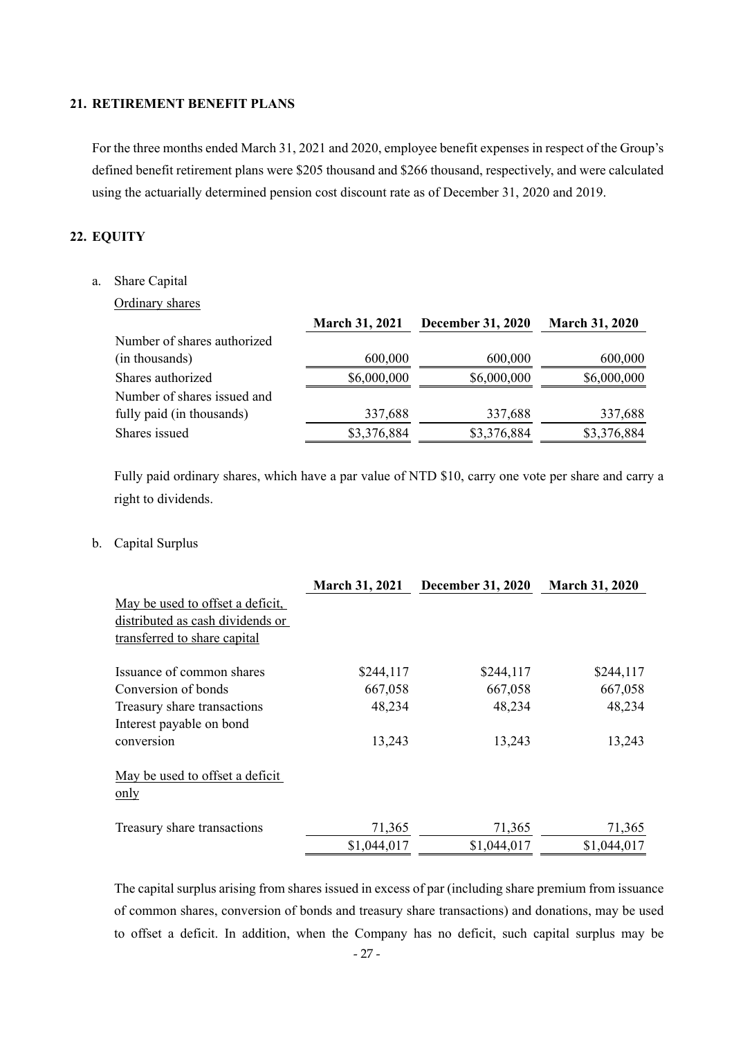## 21. RETIREMENT BENEFIT PLANS

For the three months ended March 31, 2021 and 2020, employee benefit expenses in respect of the Group's defined benefit retirement plans were $205 thousand and $266 thousand, respectively, and were calculated using the actuarially determined pension cost discount rate as of December 31, 2020 and 2019.

## 22. EQUITY

a. Share Capital

Ordinary shares

| | March 31, 2021 | December 31, 2020 | March 31, 2020 |
|---|---|---|---|
| Number of shares authorized (in thousands) | 600,000 | 600,000 | 600,000 |
| Shares authorized | $6,000,000 | $6,000,000 | $6,000,000 |
| Number of shares issued and fully paid (in thousands) | 337,688 | 337,688 | 337,688 |
| Shares issued | $3,376,884 | $3,376,884 | $3,376,884 |

Fully paid ordinary shares, which have a par value of NTD $10, carry one vote per share and carry a right to dividends.

b. Capital Surplus

| | March 31, 2021 | December 31, 2020 | March 31, 2020 |
|---|---|---|---|
| May be used to offset a deficit, distributed as cash dividends or transferred to share capital | | | |
| Issuance of common shares | $244,117 | $244,117 | $244,117 |
| Conversion of bonds | 667,058 | 667,058 | 667,058 |
| Treasury share transactions | 48,234 | 48,234 | 48,234 |
| Interest payable on bond conversion | 13,243 | 13,243 | 13,243 |
| May be used to offset a deficit only | | | |
| Treasury share transactions | 71,365 | 71,365 | 71,365 |
| | $1,044,017 | $1,044,017 | $1,044,017 |

The capital surplus arising from shares issued in excess of par (including share premium from issuance of common shares, conversion of bonds and treasury share transactions) and donations, may be used to offset a deficit. In addition, when the Company has no deficit, such capital surplus may be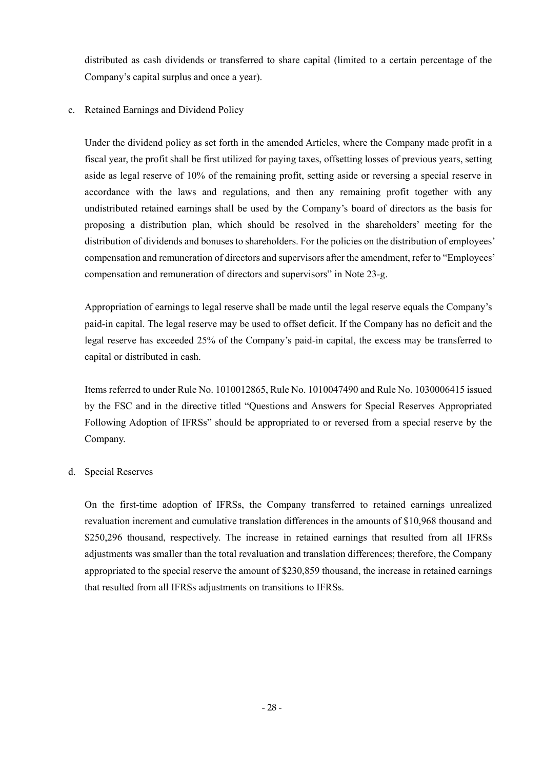distributed as cash dividends or transferred to share capital (limited to a certain percentage of the Company's capital surplus and once a year).

c. Retained Earnings and Dividend Policy

Under the dividend policy as set forth in the amended Articles, where the Company made profit in a fiscal year, the profit shall be first utilized for paying taxes, offsetting losses of previous years, setting aside as legal reserve of 10% of the remaining profit, setting aside or reversing a special reserve in accordance with the laws and regulations, and then any remaining profit together with any undistributed retained earnings shall be used by the Company's board of directors as the basis for proposing a distribution plan, which should be resolved in the shareholders' meeting for the distribution of dividends and bonuses to shareholders. For the policies on the distribution of employees' compensation and remuneration of directors and supervisors after the amendment, refer to "Employees' compensation and remuneration of directors and supervisors" in Note 23-g.

Appropriation of earnings to legal reserve shall be made until the legal reserve equals the Company's paid-in capital. The legal reserve may be used to offset deficit. If the Company has no deficit and the legal reserve has exceeded 25% of the Company's paid-in capital, the excess may be transferred to capital or distributed in cash.

Items referred to under Rule No. 1010012865, Rule No. 1010047490 and Rule No. 1030006415 issued by the FSC and in the directive titled "Questions and Answers for Special Reserves Appropriated Following Adoption of IFRSs" should be appropriated to or reversed from a special reserve by the Company.

d. Special Reserves

On the first-time adoption of IFRSs, the Company transferred to retained earnings unrealized revaluation increment and cumulative translation differences in the amounts of $10,968 thousand and $250,296 thousand, respectively. The increase in retained earnings that resulted from all IFRSs adjustments was smaller than the total revaluation and translation differences; therefore, the Company appropriated to the special reserve the amount of $230,859 thousand, the increase in retained earnings that resulted from all IFRSs adjustments on transitions to IFRSs.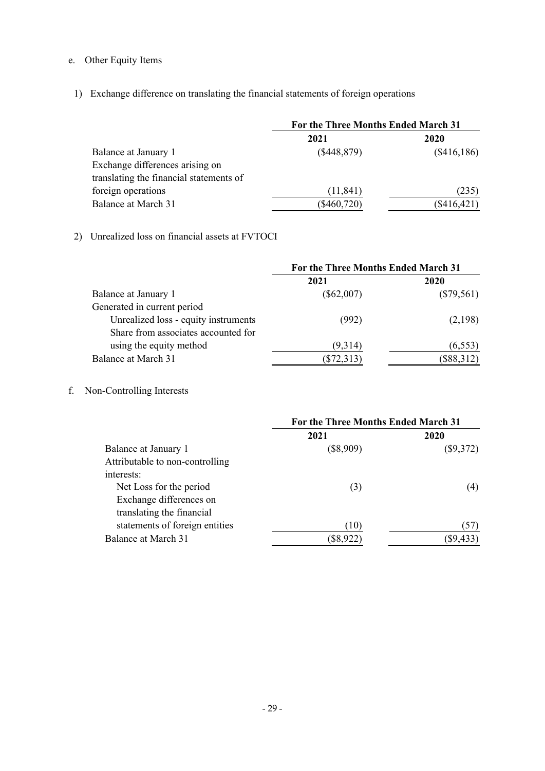e. Other Equity Items

1) Exchange difference on translating the financial statements of foreign operations

| | For the Three Months Ended March 31 | |
|---|---|---|
| | 2021 | 2020 |
| Balance at January 1 | ($448,879) | ($416,186) |
| Exchange differences arising on translating the financial statements of foreign operations | (11,841) | (235) |
| Balance at March 31 | ($460,720) | ($416,421) |

2) Unrealized loss on financial assets at FVTOCI

| | For the Three Months Ended March 31 | |
|---|---|---|
| | 2021 | 2020 |
| Balance at January 1 | ($62,007) | ($79,561) |
| Generated in current period | | |
| Unrealized loss - equity instruments | (992) | (2,198) |
| Share from associates accounted for using the equity method | (9,314) | (6,553) |
| Balance at March 31 | ($72,313) | ($88,312) |

f. Non-Controlling Interests

| | For the Three Months Ended March 31 | |
|---|---|---|
| | 2021 | 2020 |
| Balance at January 1 | ($8,909) | ($9,372) |
| Attributable to non-controlling interests: | | |
| Net Loss for the period | (3) | (4) |
| Exchange differences on translating the financial statements of foreign entities | (10) | (57) |
| Balance at March 31 | ($8,922) | ($9,433) |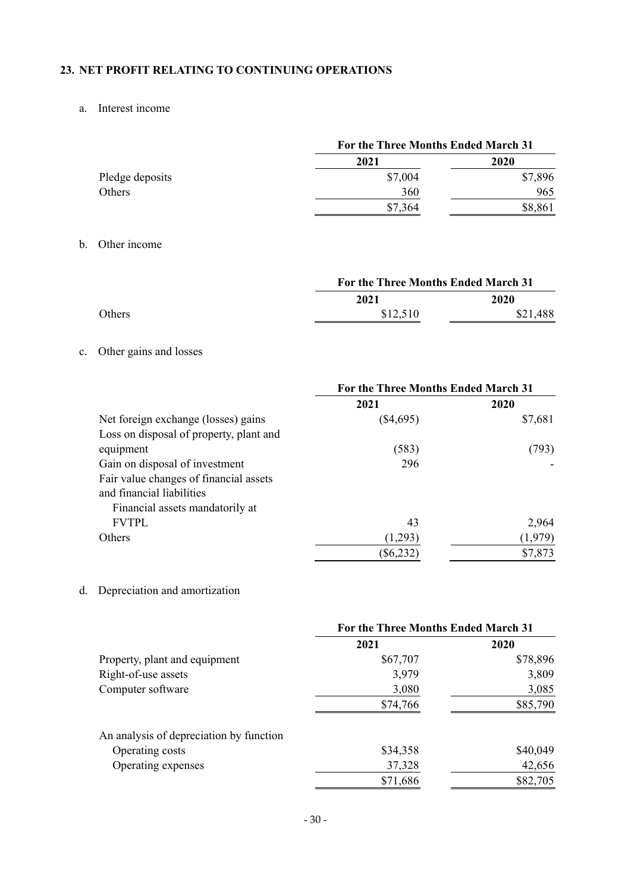## 23. NET PROFIT RELATING TO CONTINUING OPERATIONS

a. Interest income

| | For the Three Months Ended March 31 | |
|---|---|---|
| | 2021 | 2020 |
| Pledge deposits | $7,004 | $7,896 |
| Others | 360 | 965 |
| | $7,364 | $8,861 |

b. Other income

| | For the Three Months Ended March 31 | |
|---|---|---|
| | 2021 | 2020 |
| Others | $12,510 | $21,488 |

c. Other gains and losses

| | For the Three Months Ended March 31 | |
|---|---|---|
| | 2021 | 2020 |
| Net foreign exchange (losses) gains | ($4,695) | $7,681 |
| Loss on disposal of property, plant and equipment | (583) | (793) |
| Gain on disposal of investment | 296 | - |
| Fair value changes of financial assets and financial liabilities | | |
| Financial assets mandatorily at FVTPL | 43 | 2,964 |
| Others | (1,293) | (1,979) |
| | ($6,232) | $7,873 |

d. Depreciation and amortization

| | For the Three Months Ended March 31 | |
|---|---|---|
| | 2021 | 2020 |
| Property, plant and equipment | $67,707 | $78,896 |
| Right-of-use assets | 3,979 | 3,809 |
| Computer software | 3,080 | 3,085 |
| | $74,766 | $85,790 |
| | | |
| An analysis of depreciation by function | | |
| Operating costs | $34,358 | $40,049 |
| Operating expenses | 37,328 | 42,656 |
| | $71,686 | $82,705 |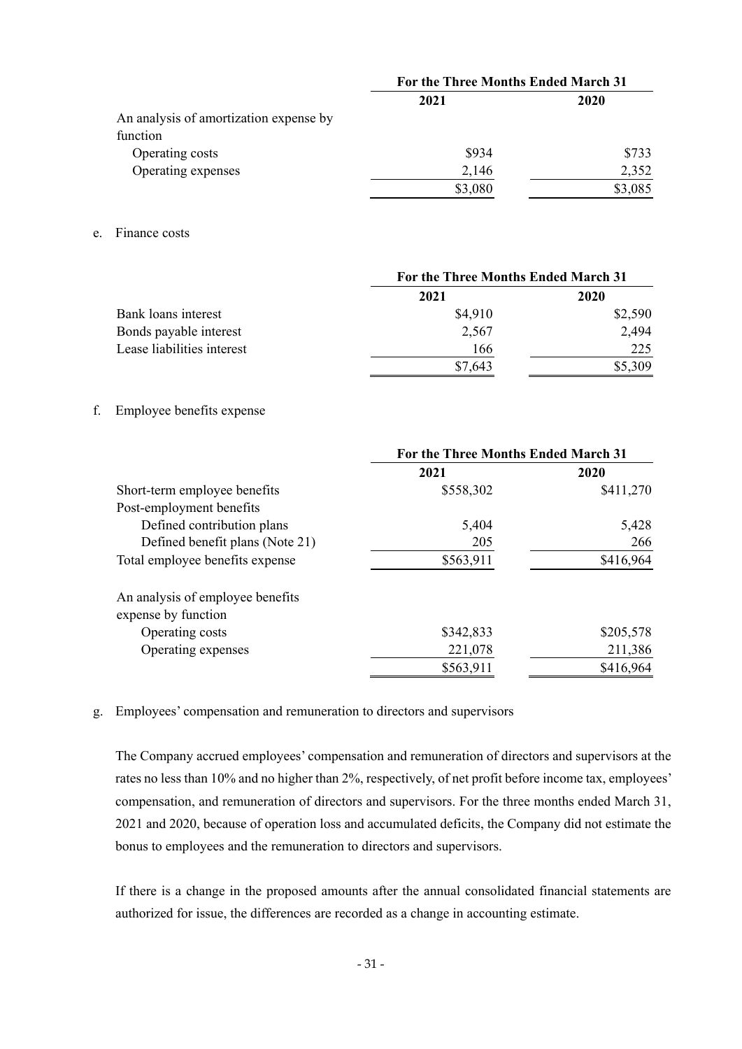| | For the Three Months Ended March 31 | |
|---|---|---|
| | 2021 | 2020 |
| An analysis of amortization expense by function | | |
| Operating costs | $934 | $733 |
| Operating expenses | 2,146 | 2,352 |
| | $3,080 | $3,085 |

e. Finance costs

| | For the Three Months Ended March 31 | |
|---|---|---|
| | 2021 | 2020 |
| Bank loans interest | $4,910 | $2,590 |
| Bonds payable interest | 2,567 | 2,494 |
| Lease liabilities interest | 166 | 225 |
| | $7,643 | $5,309 |

f. Employee benefits expense

| | For the Three Months Ended March 31 | |
|---|---|---|
| | 2021 | 2020 |
| Short-term employee benefits | $558,302 | $411,270 |
| Post-employment benefits | | |
| Defined contribution plans | 5,404 | 5,428 |
| Defined benefit plans (Note 21) | 205 | 266 |
| Total employee benefits expense | $563,911 | $416,964 |
| | | |
| An analysis of employee benefits expense by function | | |
| Operating costs | $342,833 | $205,578 |
| Operating expenses | 221,078 | 211,386 |
| | $563,911 | $416,964 |

g. Employees' compensation and remuneration to directors and supervisors

The Company accrued employees' compensation and remuneration of directors and supervisors at the rates no less than 10% and no higher than 2%, respectively, of net profit before income tax, employees' compensation, and remuneration of directors and supervisors. For the three months ended March 31, 2021 and 2020, because of operation loss and accumulated deficits, the Company did not estimate the bonus to employees and the remuneration to directors and supervisors.

If there is a change in the proposed amounts after the annual consolidated financial statements are authorized for issue, the differences are recorded as a change in accounting estimate.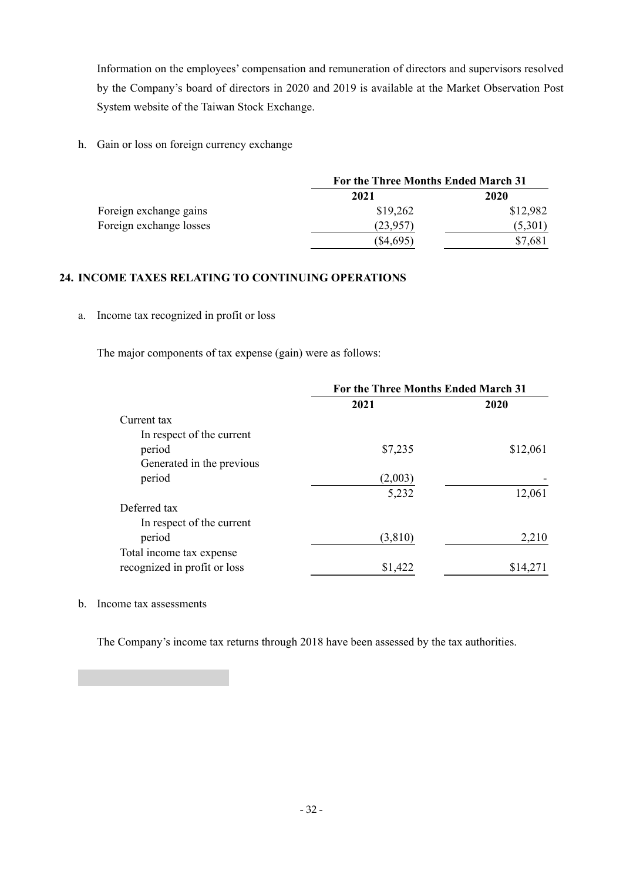Information on the employees' compensation and remuneration of directors and supervisors resolved by the Company's board of directors in 2020 and 2019 is available at the Market Observation Post System website of the Taiwan Stock Exchange.

h. Gain or loss on foreign currency exchange

| | For the Three Months Ended March 31 | |
|---|---|---|
| | 2021 | 2020 |
| Foreign exchange gains | $19,262 | $12,982 |
| Foreign exchange losses | (23,957) | (5,301) |
| | ($4,695) | $7,681 |

## 24. INCOME TAXES RELATING TO CONTINUING OPERATIONS

a. Income tax recognized in profit or loss

The major components of tax expense (gain) were as follows:

| | For the Three Months Ended March 31 | |
|---|---|---|
| | 2021 | 2020 |
| Current tax | | |
| In respect of the current period | $7,235 | $12,061 |
| Generated in the previous period | (2,003) | - |
| | 5,232 | 12,061 |
| Deferred tax | | |
| In respect of the current period | (3,810) | 2,210 |
| Total income tax expense recognized in profit or loss | $1,422 | $14,271 |

b. Income tax assessments

The Company's income tax returns through 2018 have been assessed by the tax authorities.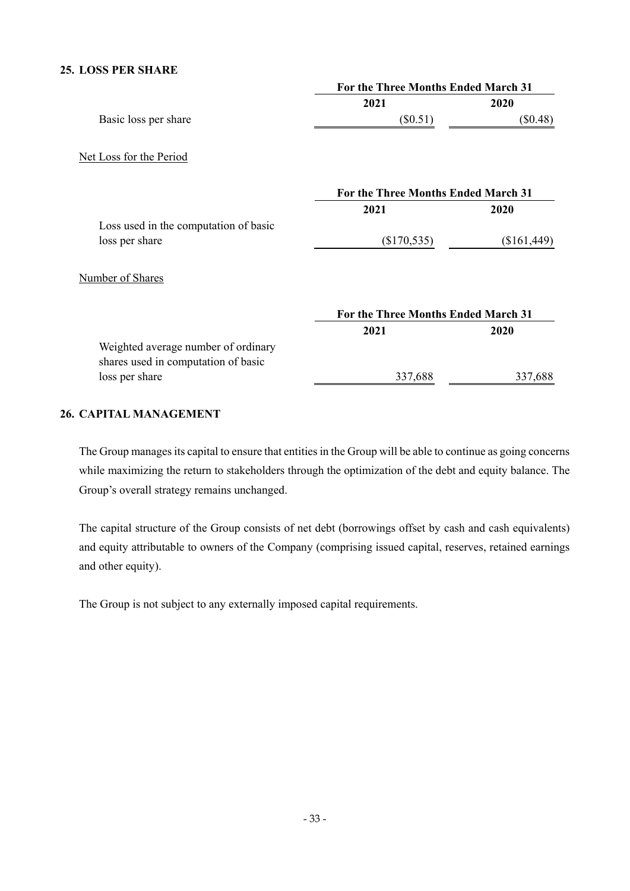## 25. LOSS PER SHARE

| | For the Three Months Ended March 31 | |
|---|---|---|
| | 2021 | 2020 |
| Basic loss per share | ($0.51) | ($0.48) |

Net Loss for the Period

| | For the Three Months Ended March 31 | |
|---|---|---|
| | 2021 | 2020 |
| Loss used in the computation of basic loss per share | ($170,535) | ($161,449) |

Number of Shares

| | For the Three Months Ended March 31 | |
|---|---|---|
| | 2021 | 2020 |
| Weighted average number of ordinary shares used in computation of basic loss per share | 337,688 | 337,688 |

## 26. CAPITAL MANAGEMENT

The Group manages its capital to ensure that entities in the Group will be able to continue as going concerns while maximizing the return to stakeholders through the optimization of the debt and equity balance. The Group's overall strategy remains unchanged.

The capital structure of the Group consists of net debt (borrowings offset by cash and cash equivalents) and equity attributable to owners of the Company (comprising issued capital, reserves, retained earnings and other equity).

The Group is not subject to any externally imposed capital requirements.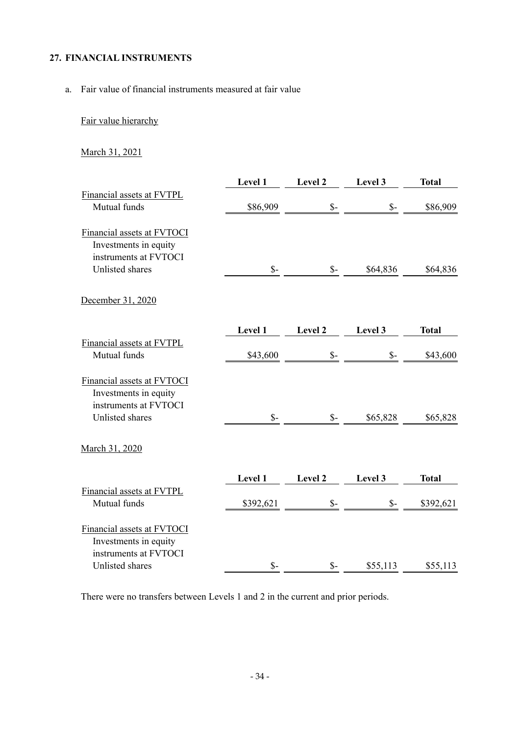## 27. FINANCIAL INSTRUMENTS

a. Fair value of financial instruments measured at fair value

Fair value hierarchy

March 31, 2021

| | Level 1 | Level 2 | Level 3 | Total |
|---|---|---|---|---|
| Financial assets at FVTPL | | | | |
| Mutual funds | $86,909 | $- | $- | $86,909 |
| Financial assets at FVTOCI | | | | |
| Investments in equity instruments at FVTOCI | | | | |
| Unlisted shares | $- | $- | $64,836 | $64,836 |

December 31, 2020

| | Level 1 | Level 2 | Level 3 | Total |
|---|---|---|---|---|
| Financial assets at FVTPL | | | | |
| Mutual funds | $43,600 | $- | $- | $43,600 |
| Financial assets at FVTOCI | | | | |
| Investments in equity instruments at FVTOCI | | | | |
| Unlisted shares | $- | $- | $65,828 | $65,828 |

March 31, 2020

| | Level 1 | Level 2 | Level 3 | Total |
|---|---|---|---|---|
| Financial assets at FVTPL | | | | |
| Mutual funds | $392,621 | $- | $- | $392,621 |
| Financial assets at FVTOCI | | | | |
| Investments in equity instruments at FVTOCI | | | | |
| Unlisted shares | $- | $- | $55,113 | $55,113 |

There were no transfers between Levels 1 and 2 in the current and prior periods.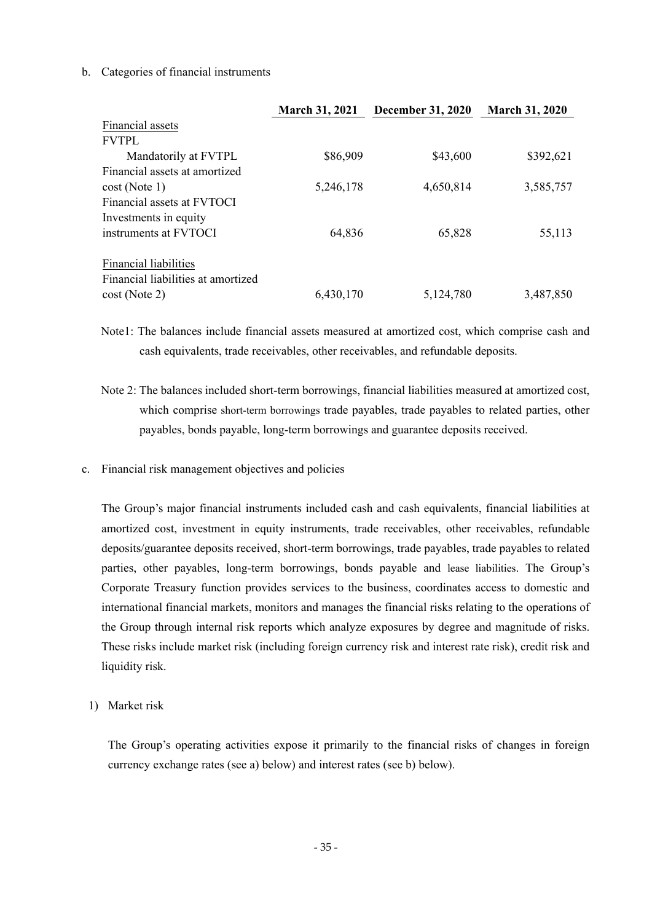b. Categories of financial instruments

| | March 31, 2021 | December 31, 2020 | March 31, 2020 |
|---|---|---|---|
| Financial assets | | | |
| FVTPL | | | |
| Mandatorily at FVTPL | $86,909 | $43,600 | $392,621 |
| Financial assets at amortized cost (Note 1) | 5,246,178 | 4,650,814 | 3,585,757 |
| Financial assets at FVTOCI | | | |
| Investments in equity instruments at FVTOCI | 64,836 | 65,828 | 55,113 |
| | | | |
| Financial liabilities | | | |
| Financial liabilities at amortized cost (Note 2) | 6,430,170 | 5,124,780 | 3,487,850 |

Note1: The balances include financial assets measured at amortized cost, which comprise cash and cash equivalents, trade receivables, other receivables, and refundable deposits.

Note 2: The balances included short-term borrowings, financial liabilities measured at amortized cost, which comprise short-term borrowings trade payables, trade payables to related parties, other payables, bonds payable, long-term borrowings and guarantee deposits received.

c. Financial risk management objectives and policies

The Group's major financial instruments included cash and cash equivalents, financial liabilities at amortized cost, investment in equity instruments, trade receivables, other receivables, refundable deposits/guarantee deposits received, short-term borrowings, trade payables, trade payables to related parties, other payables, long-term borrowings, bonds payable and lease liabilities. The Group's Corporate Treasury function provides services to the business, coordinates access to domestic and international financial markets, monitors and manages the financial risks relating to the operations of the Group through internal risk reports which analyze exposures by degree and magnitude of risks. These risks include market risk (including foreign currency risk and interest rate risk), credit risk and liquidity risk.

1) Market risk

The Group's operating activities expose it primarily to the financial risks of changes in foreign currency exchange rates (see a) below) and interest rates (see b) below).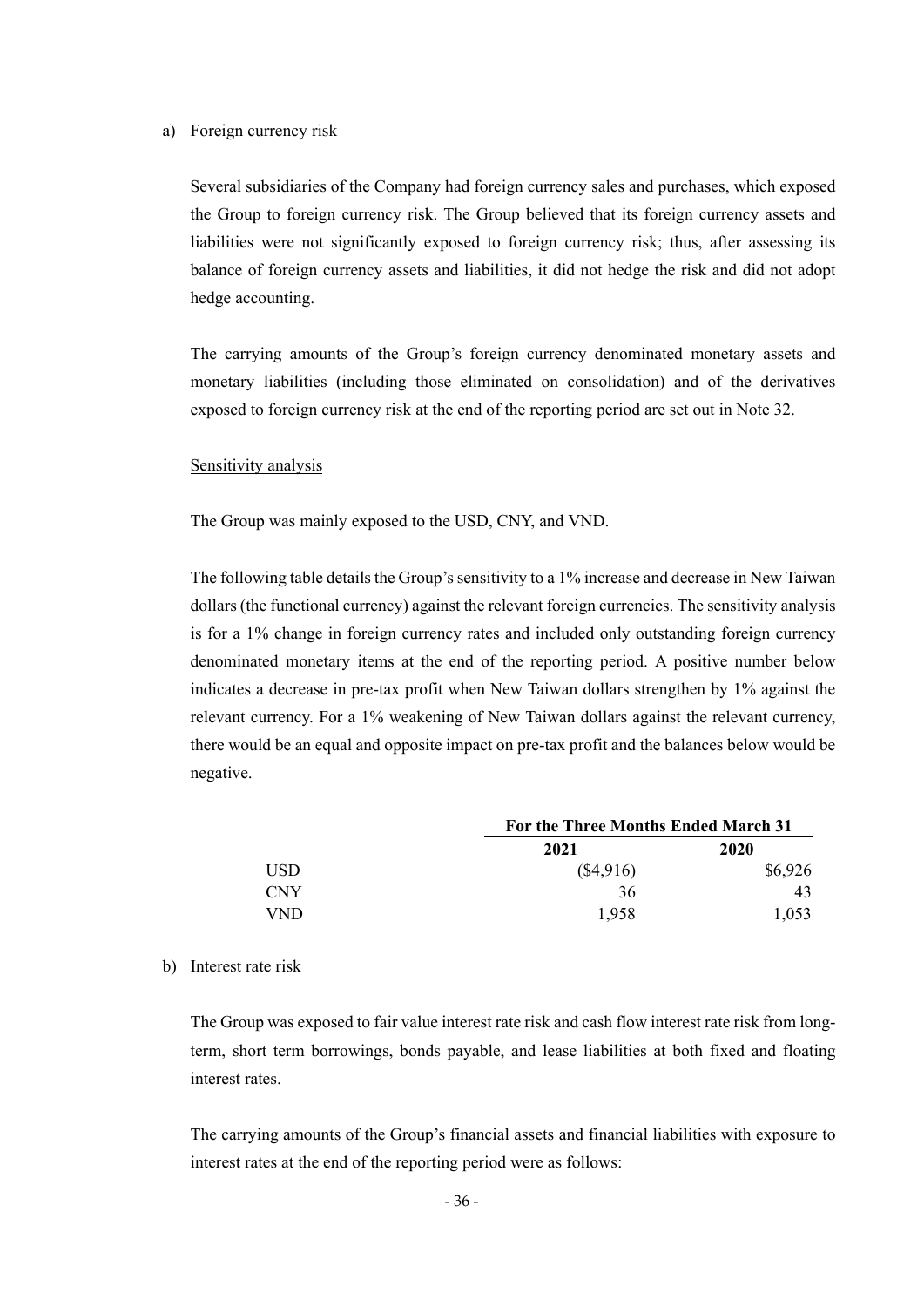a) Foreign currency risk

Several subsidiaries of the Company had foreign currency sales and purchases, which exposed the Group to foreign currency risk. The Group believed that its foreign currency assets and liabilities were not significantly exposed to foreign currency risk; thus, after assessing its balance of foreign currency assets and liabilities, it did not hedge the risk and did not adopt hedge accounting.

The carrying amounts of the Group's foreign currency denominated monetary assets and monetary liabilities (including those eliminated on consolidation) and of the derivatives exposed to foreign currency risk at the end of the reporting period are set out in Note 32.

<u>Sensitivity analysis</u>

The Group was mainly exposed to the USD, CNY, and VND.

The following table details the Group's sensitivity to a 1% increase and decrease in New Taiwan dollars (the functional currency) against the relevant foreign currencies. The sensitivity analysis is for a 1% change in foreign currency rates and included only outstanding foreign currency denominated monetary items at the end of the reporting period. A positive number below indicates a decrease in pre-tax profit when New Taiwan dollars strengthen by 1% against the relevant currency. For a 1% weakening of New Taiwan dollars against the relevant currency, there would be an equal and opposite impact on pre-tax profit and the balances below would be negative.

| | **For the Three Months Ended March 31** | |
|---|---|---|
| | **2021** | **2020** |
| USD | ($4,916) | $6,926 |
| CNY | 36 | 43 |
| VND | 1,958 | 1,053 |

b) Interest rate risk

The Group was exposed to fair value interest rate risk and cash flow interest rate risk from long-term, short term borrowings, bonds payable, and lease liabilities at both fixed and floating interest rates.

The carrying amounts of the Group's financial assets and financial liabilities with exposure to interest rates at the end of the reporting period were as follows: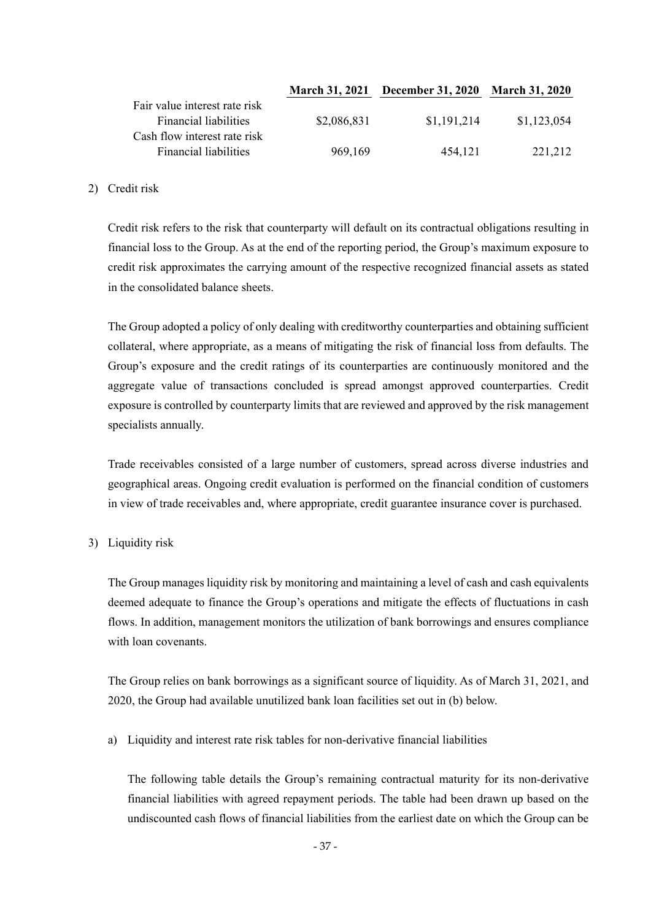| | March 31, 2021 | December 31, 2020 | March 31, 2020 |
|---|---|---|---|
| Fair value interest rate risk | | | |
| Financial liabilities | $2,086,831 | $1,191,214 | $1,123,054 |
| Cash flow interest rate risk | | | |
| Financial liabilities | 969,169 | 454,121 | 221,212 |

2) Credit risk

Credit risk refers to the risk that counterparty will default on its contractual obligations resulting in financial loss to the Group. As at the end of the reporting period, the Group's maximum exposure to credit risk approximates the carrying amount of the respective recognized financial assets as stated in the consolidated balance sheets.

The Group adopted a policy of only dealing with creditworthy counterparties and obtaining sufficient collateral, where appropriate, as a means of mitigating the risk of financial loss from defaults. The Group's exposure and the credit ratings of its counterparties are continuously monitored and the aggregate value of transactions concluded is spread amongst approved counterparties. Credit exposure is controlled by counterparty limits that are reviewed and approved by the risk management specialists annually.

Trade receivables consisted of a large number of customers, spread across diverse industries and geographical areas. Ongoing credit evaluation is performed on the financial condition of customers in view of trade receivables and, where appropriate, credit guarantee insurance cover is purchased.

3) Liquidity risk

The Group manages liquidity risk by monitoring and maintaining a level of cash and cash equivalents deemed adequate to finance the Group's operations and mitigate the effects of fluctuations in cash flows. In addition, management monitors the utilization of bank borrowings and ensures compliance with loan covenants.

The Group relies on bank borrowings as a significant source of liquidity. As of March 31, 2021, and 2020, the Group had available unutilized bank loan facilities set out in (b) below.

a) Liquidity and interest rate risk tables for non-derivative financial liabilities

The following table details the Group's remaining contractual maturity for its non-derivative financial liabilities with agreed repayment periods. The table had been drawn up based on the undiscounted cash flows of financial liabilities from the earliest date on which the Group can be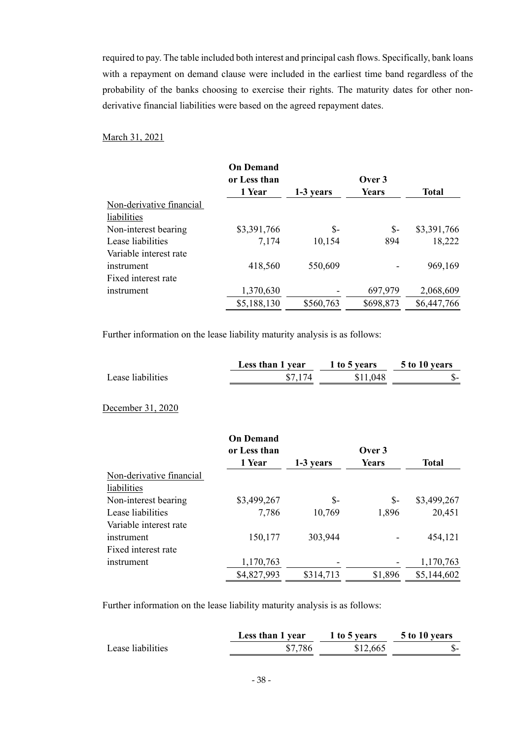required to pay. The table included both interest and principal cash flows. Specifically, bank loans with a repayment on demand clause were included in the earliest time band regardless of the probability of the banks choosing to exercise their rights. The maturity dates for other non-derivative financial liabilities were based on the agreed repayment dates.

March 31, 2021

| | On Demand or Less than 1 Year | 1-3 years | Over 3 Years | Total |
|---|---|---|---|---|
| Non-derivative financial liabilities | | | | |
| Non-interest bearing | $3,391,766 | $- | $- | $3,391,766 |
| Lease liabilities | 7,174 | 10,154 | 894 | 18,222 |
| Variable interest rate instrument | 418,560 | 550,609 | - | 969,169 |
| Fixed interest rate instrument | 1,370,630 | - | 697,979 | 2,068,609 |
| | $5,188,130 | $560,763 | $698,873 | $6,447,766 |

Further information on the lease liability maturity analysis is as follows:

| | Less than 1 year | 1 to 5 years | 5 to 10 years |
|---|---|---|---|
| Lease liabilities | $7,174 | $11,048 | $- |

December 31, 2020

| | On Demand or Less than 1 Year | 1-3 years | Over 3 Years | Total |
|---|---|---|---|---|
| Non-derivative financial liabilities | | | | |
| Non-interest bearing | $3,499,267 | $- | $- | $3,499,267 |
| Lease liabilities | 7,786 | 10,769 | 1,896 | 20,451 |
| Variable interest rate instrument | 150,177 | 303,944 | - | 454,121 |
| Fixed interest rate instrument | 1,170,763 | - | - | 1,170,763 |
| | $4,827,993 | $314,713 | $1,896 | $5,144,602 |

Further information on the lease liability maturity analysis is as follows:

| | Less than 1 year | 1 to 5 years | 5 to 10 years |
|---|---|---|---|
| Lease liabilities | $7,786 | $12,665 | $- |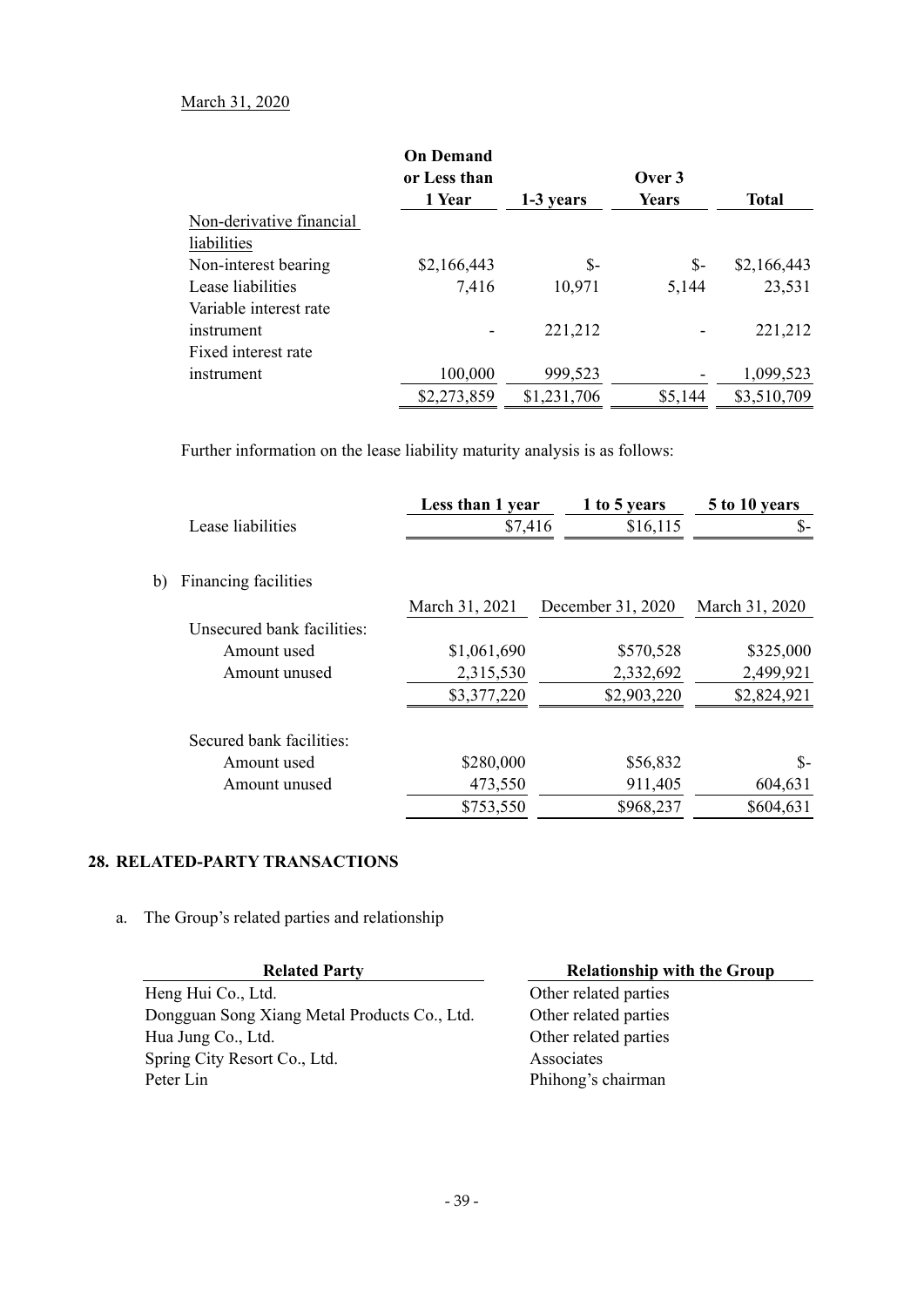March 31, 2020

| | On Demand or Less than 1 Year | 1-3 years | Over 3 Years | Total |
|---|---|---|---|---|
| Non-derivative financial liabilities | | | | |
| Non-interest bearing | $2,166,443 | $- | $- | $2,166,443 |
| Lease liabilities | 7,416 | 10,971 | 5,144 | 23,531 |
| Variable interest rate instrument | - | 221,212 | - | 221,212 |
| Fixed interest rate instrument | 100,000 | 999,523 | - | 1,099,523 |
| | $2,273,859 | $1,231,706 | $5,144 | $3,510,709 |

Further information on the lease liability maturity analysis is as follows:

| | Less than 1 year | 1 to 5 years | 5 to 10 years |
|---|---|---|---|
| Lease liabilities | $7,416 | $16,115 | $- |

b) Financing facilities

| | March 31, 2021 | December 31, 2020 | March 31, 2020 |
|---|---|---|---|
| Unsecured bank facilities: | | | |
| Amount used | $1,061,690 | $570,528 | $325,000 |
| Amount unused | 2,315,530 | 2,332,692 | 2,499,921 |
| | $3,377,220 | $2,903,220 | $2,824,921 |
| Secured bank facilities: | | | |
| Amount used | $280,000 | $56,832 | $- |
| Amount unused | 473,550 | 911,405 | 604,631 |
| | $753,550 | $968,237 | $604,631 |

## 28. RELATED-PARTY TRANSACTIONS

a. The Group's related parties and relationship

| Related Party | Relationship with the Group |
|---|---|
| Heng Hui Co., Ltd. | Other related parties |
| Dongguan Song Xiang Metal Products Co., Ltd. | Other related parties |
| Hua Jung Co., Ltd. | Other related parties |
| Spring City Resort Co., Ltd. | Associates |
| Peter Lin | Phihong's chairman |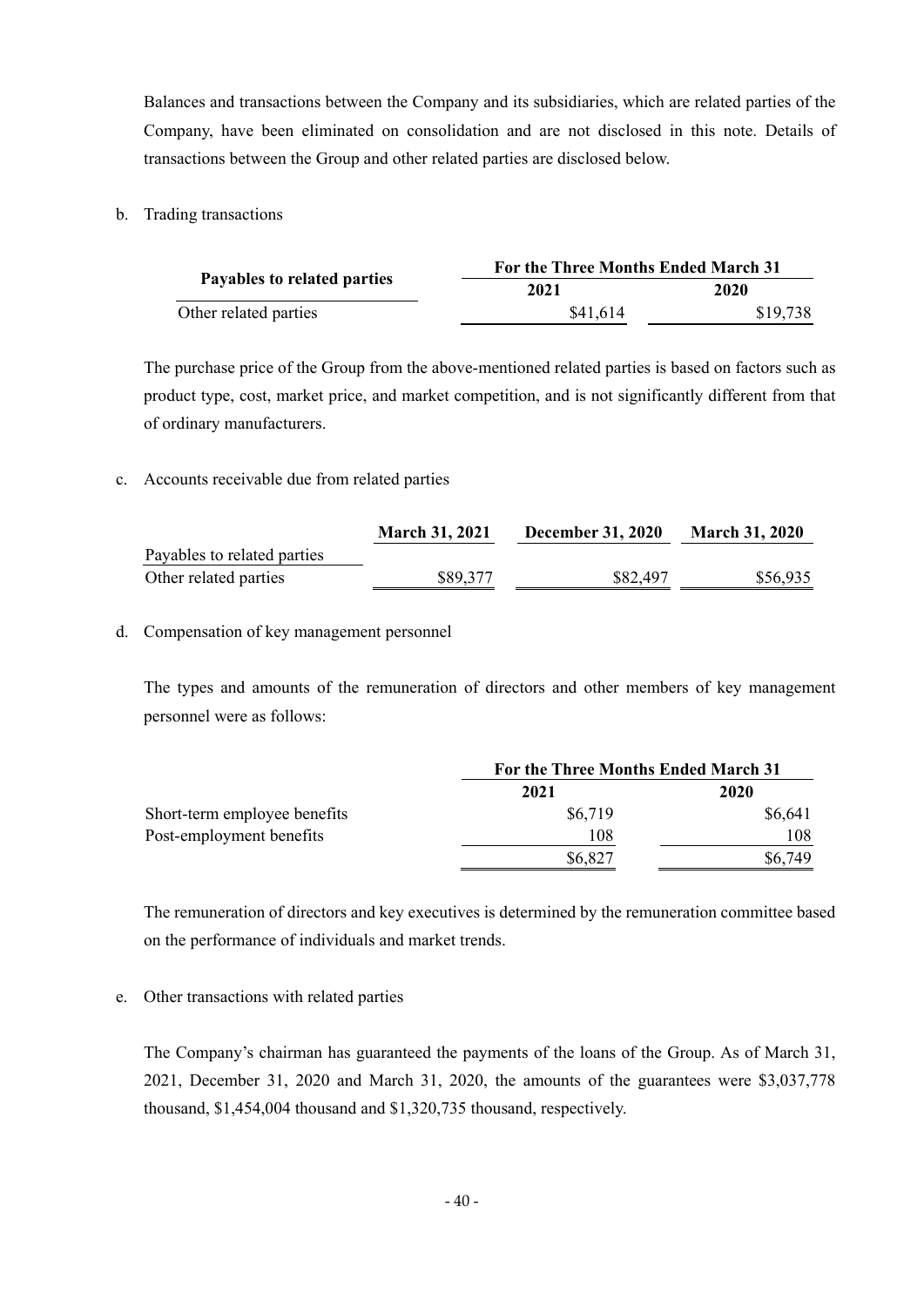Balances and transactions between the Company and its subsidiaries, which are related parties of the Company, have been eliminated on consolidation and are not disclosed in this note. Details of transactions between the Group and other related parties are disclosed below.

b. Trading transactions

| Payables to related parties | For the Three Months Ended March 31 | |
|---|---|---|
| | 2021 | 2020 |
| Other related parties | $41,614 | $19,738 |

The purchase price of the Group from the above-mentioned related parties is based on factors such as product type, cost, market price, and market competition, and is not significantly different from that of ordinary manufacturers.

c. Accounts receivable due from related parties

| | March 31, 2021 | December 31, 2020 | March 31, 2020 |
|---|---|---|---|
| Payables to related parties | | | |
| Other related parties | $89,377 | $82,497 | $56,935 |

d. Compensation of key management personnel

The types and amounts of the remuneration of directors and other members of key management personnel were as follows:

| | For the Three Months Ended March 31 | |
|---|---|---|
| | 2021 | 2020 |
| Short-term employee benefits | $6,719 | $6,641 |
| Post-employment benefits | 108 | 108 |
| | $6,827 | $6,749 |

The remuneration of directors and key executives is determined by the remuneration committee based on the performance of individuals and market trends.

e. Other transactions with related parties

The Company's chairman has guaranteed the payments of the loans of the Group. As of March 31, 2021, December 31, 2020 and March 31, 2020, the amounts of the guarantees were $3,037,778 thousand, $1,454,004 thousand and $1,320,735 thousand, respectively.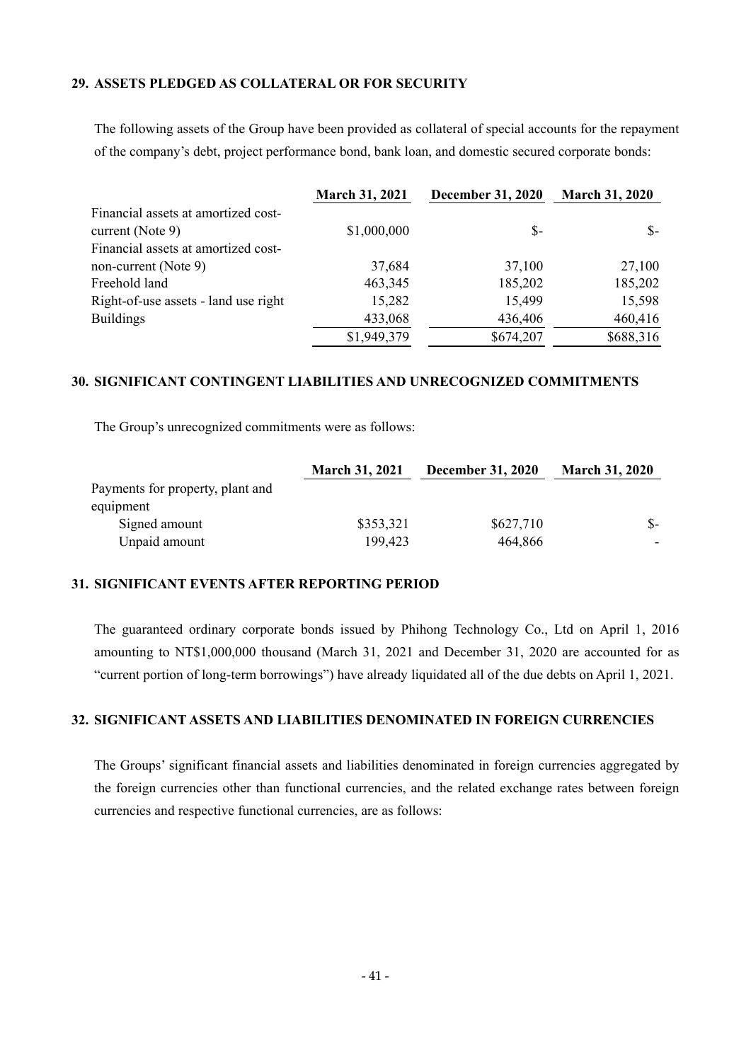## 29. ASSETS PLEDGED AS COLLATERAL OR FOR SECURITY

The following assets of the Group have been provided as collateral of special accounts for the repayment of the company's debt, project performance bond, bank loan, and domestic secured corporate bonds:

| | March 31, 2021 | December 31, 2020 | March 31, 2020 |
|---|---|---|---|
| Financial assets at amortized cost-current (Note 9) | $1,000,000 | $- | $- |
| Financial assets at amortized cost-non-current (Note 9) | 37,684 | 37,100 | 27,100 |
| Freehold land | 463,345 | 185,202 | 185,202 |
| Right-of-use assets - land use right | 15,282 | 15,499 | 15,598 |
| Buildings | 433,068 | 436,406 | 460,416 |
| | $1,949,379 | $674,207 | $688,316 |

## 30. SIGNIFICANT CONTINGENT LIABILITIES AND UNRECOGNIZED COMMITMENTS

The Group's unrecognized commitments were as follows:

| | March 31, 2021 | December 31, 2020 | March 31, 2020 |
|---|---|---|---|
| Payments for property, plant and equipment | | | |
| Signed amount | $353,321 | $627,710 | $- |
| Unpaid amount | 199,423 | 464,866 | - |

## 31. SIGNIFICANT EVENTS AFTER REPORTING PERIOD

The guaranteed ordinary corporate bonds issued by Phihong Technology Co., Ltd on April 1, 2016 amounting to NT$1,000,000 thousand (March 31, 2021 and December 31, 2020 are accounted for as "current portion of long-term borrowings") have already liquidated all of the due debts on April 1, 2021.

## 32. SIGNIFICANT ASSETS AND LIABILITIES DENOMINATED IN FOREIGN CURRENCIES

The Groups' significant financial assets and liabilities denominated in foreign currencies aggregated by the foreign currencies other than functional currencies, and the related exchange rates between foreign currencies and respective functional currencies, are as follows: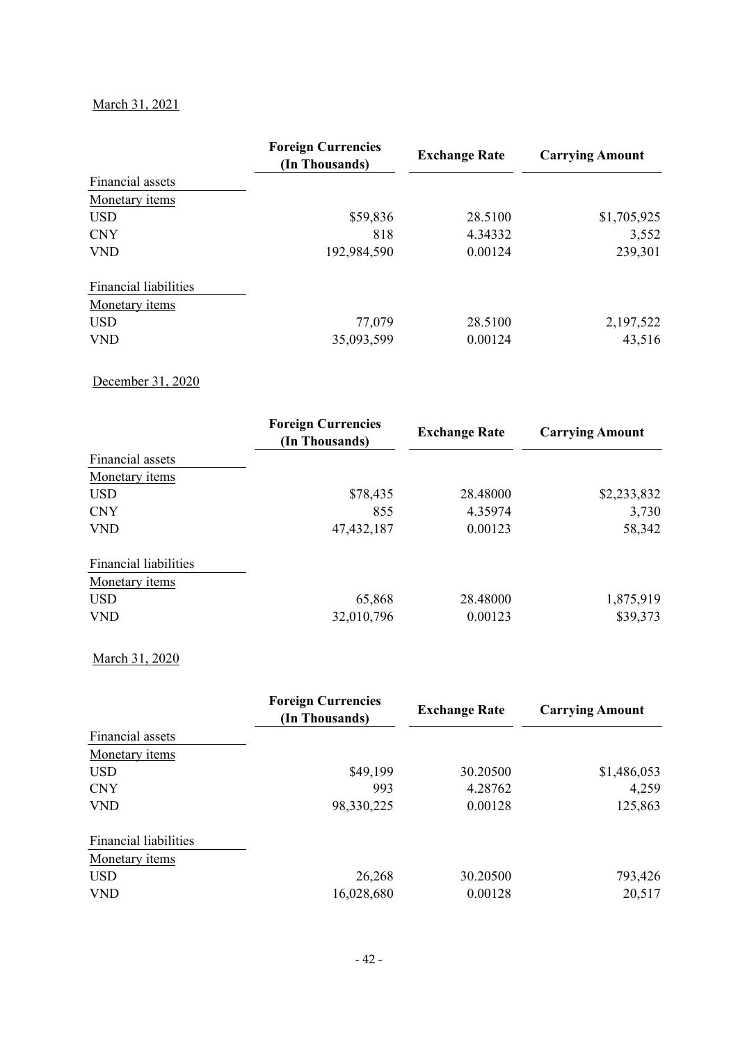March 31, 2021

| | Foreign Currencies (In Thousands) | Exchange Rate | Carrying Amount |
|---|---|---|---|
| Financial assets | | | |
| Monetary items | | | |
| USD | $59,836 | 28.5100 | $1,705,925 |
| CNY | 818 | 4.34332 | 3,552 |
| VND | 192,984,590 | 0.00124 | 239,301 |
| | | | |
| Financial liabilities | | | |
| Monetary items | | | |
| USD | 77,079 | 28.5100 | 2,197,522 |
| VND | 35,093,599 | 0.00124 | 43,516 |

December 31, 2020

| | Foreign Currencies (In Thousands) | Exchange Rate | Carrying Amount |
|---|---|---|---|
| Financial assets | | | |
| Monetary items | | | |
| USD | $78,435 | 28.48000 | $2,233,832 |
| CNY | 855 | 4.35974 | 3,730 |
| VND | 47,432,187 | 0.00123 | 58,342 |
| | | | |
| Financial liabilities | | | |
| Monetary items | | | |
| USD | 65,868 | 28.48000 | 1,875,919 |
| VND | 32,010,796 | 0.00123 | $39,373 |

March 31, 2020

| | Foreign Currencies (In Thousands) | Exchange Rate | Carrying Amount |
|---|---|---|---|
| Financial assets | | | |
| Monetary items | | | |
| USD | $49,199 | 30.20500 | $1,486,053 |
| CNY | 993 | 4.28762 | 4,259 |
| VND | 98,330,225 | 0.00128 | 125,863 |
| | | | |
| Financial liabilities | | | |
| Monetary items | | | |
| USD | 26,268 | 30.20500 | 793,426 |
| VND | 16,028,680 | 0.00128 | 20,517 |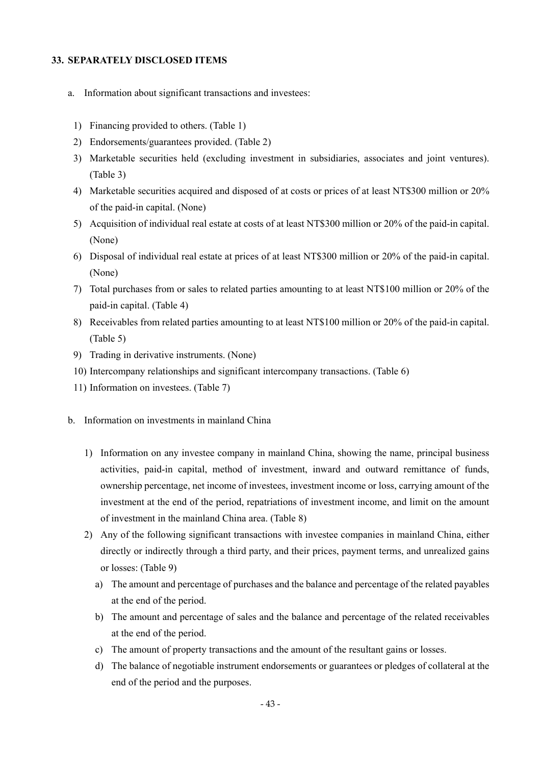## 33. SEPARATELY DISCLOSED ITEMS

a. Information about significant transactions and investees:

1) Financing provided to others. (Table 1)
2) Endorsements/guarantees provided. (Table 2)
3) Marketable securities held (excluding investment in subsidiaries, associates and joint ventures). (Table 3)
4) Marketable securities acquired and disposed of at costs or prices of at least NT$300 million or 20% of the paid-in capital. (None)
5) Acquisition of individual real estate at costs of at least NT$300 million or 20% of the paid-in capital. (None)
6) Disposal of individual real estate at prices of at least NT$300 million or 20% of the paid-in capital. (None)
7) Total purchases from or sales to related parties amounting to at least NT$100 million or 20% of the paid-in capital. (Table 4)
8) Receivables from related parties amounting to at least NT$100 million or 20% of the paid-in capital. (Table 5)
9) Trading in derivative instruments. (None)
10) Intercompany relationships and significant intercompany transactions. (Table 6)
11) Information on investees. (Table 7)

b. Information on investments in mainland China

1) Information on any investee company in mainland China, showing the name, principal business activities, paid-in capital, method of investment, inward and outward remittance of funds, ownership percentage, net income of investees, investment income or loss, carrying amount of the investment at the end of the period, repatriations of investment income, and limit on the amount of investment in the mainland China area. (Table 8)
2) Any of the following significant transactions with investee companies in mainland China, either directly or indirectly through a third party, and their prices, payment terms, and unrealized gains or losses: (Table 9)
   a) The amount and percentage of purchases and the balance and percentage of the related payables at the end of the period.
   b) The amount and percentage of sales and the balance and percentage of the related receivables at the end of the period.
   c) The amount of property transactions and the amount of the resultant gains or losses.
   d) The balance of negotiable instrument endorsements or guarantees or pledges of collateral at the end of the period and the purposes.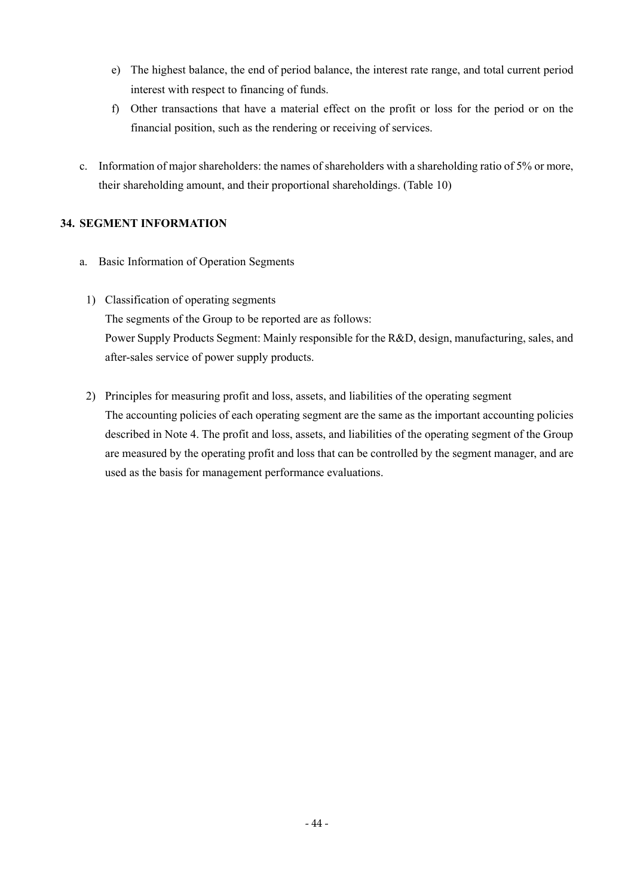e) The highest balance, the end of period balance, the interest rate range, and total current period interest with respect to financing of funds.

f) Other transactions that have a material effect on the profit or loss for the period or on the financial position, such as the rendering or receiving of services.

c. Information of major shareholders: the names of shareholders with a shareholding ratio of 5% or more, their shareholding amount, and their proportional shareholdings. (Table 10)

## 34. SEGMENT INFORMATION

a. Basic Information of Operation Segments

1) Classification of operating segments

   The segments of the Group to be reported are as follows:

   Power Supply Products Segment: Mainly responsible for the R&D, design, manufacturing, sales, and after-sales service of power supply products.

2) Principles for measuring profit and loss, assets, and liabilities of the operating segment

   The accounting policies of each operating segment are the same as the important accounting policies described in Note 4. The profit and loss, assets, and liabilities of the operating segment of the Group are measured by the operating profit and loss that can be controlled by the segment manager, and are used as the basis for management performance evaluations.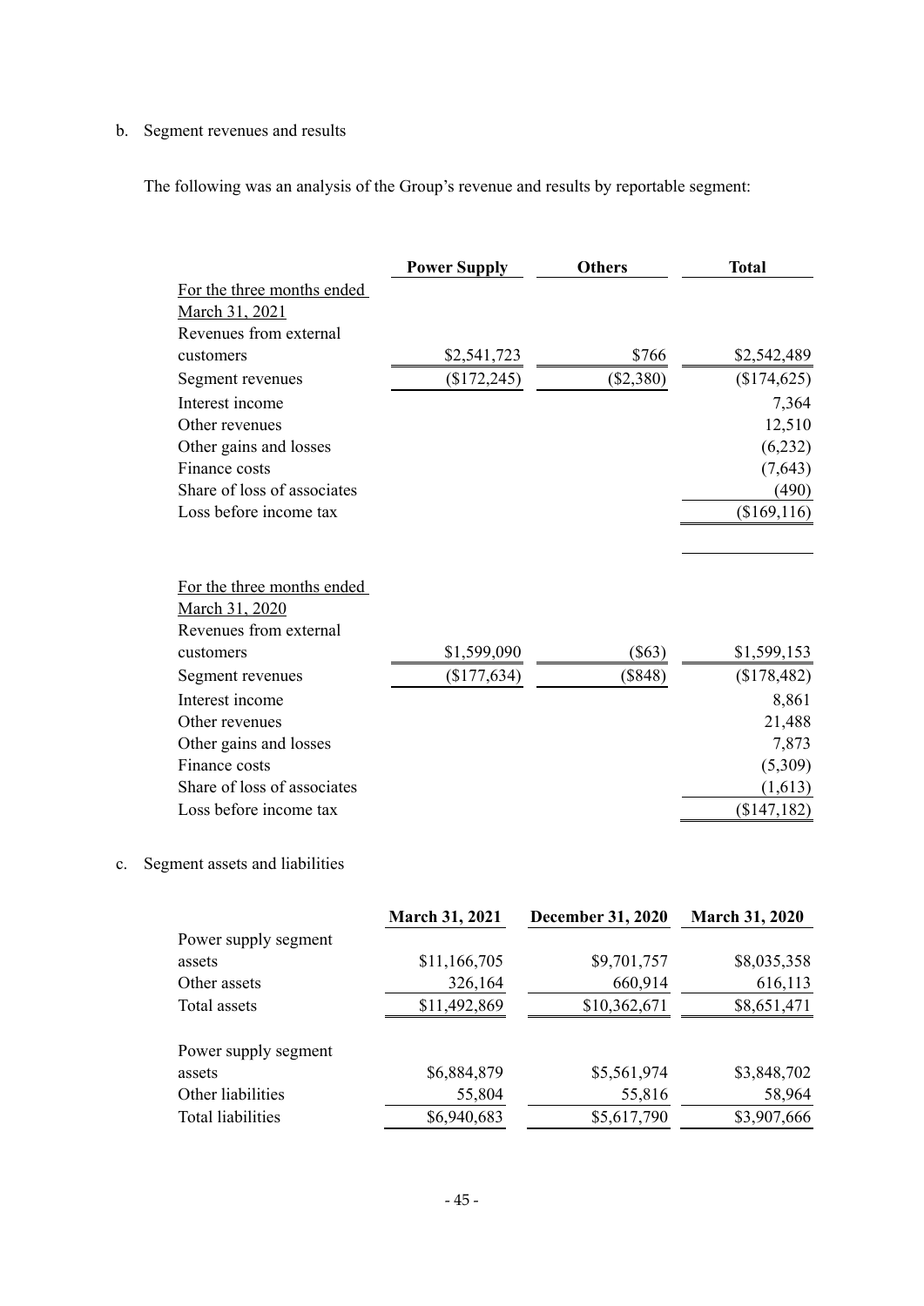b. Segment revenues and results

The following was an analysis of the Group's revenue and results by reportable segment:

| | Power Supply | Others | Total |
|---|---|---|---|
| For the three months ended March 31, 2021 | | | |
| Revenues from external customers | $2,541,723 | $766 | $2,542,489 |
| Segment revenues | ($172,245) | ($2,380) | ($174,625) |
| Interest income | | | 7,364 |
| Other revenues | | | 12,510 |
| Other gains and losses | | | (6,232) |
| Finance costs | | | (7,643) |
| Share of loss of associates | | | (490) |
| Loss before income tax | | | ($169,116) |
| | | | |
| For the three months ended March 31, 2020 | | | |
| Revenues from external customers | $1,599,090 | ($63) | $1,599,153 |
| Segment revenues | ($177,634) | ($848) | ($178,482) |
| Interest income | | | 8,861 |
| Other revenues | | | 21,488 |
| Other gains and losses | | | 7,873 |
| Finance costs | | | (5,309) |
| Share of loss of associates | | | (1,613) |
| Loss before income tax | | | ($147,182) |

c. Segment assets and liabilities

| | March 31, 2021 | December 31, 2020 | March 31, 2020 |
|---|---|---|---|
| Power supply segment assets | $11,166,705 | $9,701,757 | $8,035,358 |
| Other assets | 326,164 | 660,914 | 616,113 |
| Total assets | $11,492,869 | $10,362,671 | $8,651,471 |
| | | | |
| Power supply segment assets | $6,884,879 | $5,561,974 | $3,848,702 |
| Other liabilities | 55,804 | 55,816 | 58,964 |
| Total liabilities | $6,940,683 | $5,617,790 | $3,907,666 |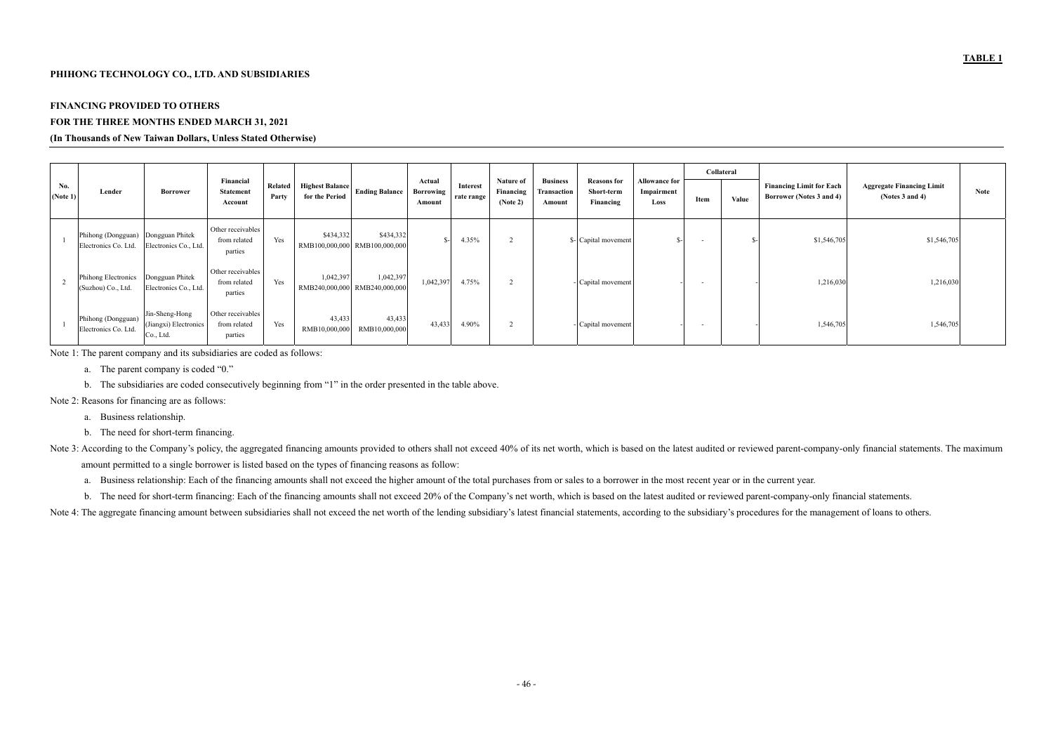**TABLE 1**

**PHIHONG TECHNOLOGY CO., LTD. AND SUBSIDIARIES**

**FINANCING PROVIDED TO OTHERS**

**FOR THE THREE MONTHS ENDED MARCH 31, 2021**

**(In Thousands of New Taiwan Dollars, Unless Stated Otherwise)**

| No. (Note 1) | Lender | Borrower | Financial Statement Account | Related Party | Highest Balance for the Period | Ending Balance | Actual Borrowing Amount | Interest rate range | Nature of Financing (Note 2) | Business Transaction Amount | Reasons for Short-term Financing | Allowance for Impairment Loss | Collateral | | Financing Limit for Each Borrower (Notes 3 and 4) | Aggregate Financing Limit (Notes 3 and 4) | Note |
|---|---|---|---|---|---|---|---|---|---|---|---|---|---|---|---|---|---|
| | | | | | | | | | | | | | Item | Value | | | |
| 1 | Phihong (Dongguan) Electronics Co. Ltd. | Dongguan Phitek Electronics Co., Ltd. | Other receivables from related parties | Yes | $434,332 RMB100,000,000 | $434,332 RMB100,000,000 | $- | 4.35% | 2 | $- | Capital movement | $- | - | $- | $1,546,705 | $1,546,705 | |
| 2 | Phihong Electronics (Suzhou) Co., Ltd. | Dongguan Phitek Electronics Co., Ltd. | Other receivables from related parties | Yes | 1,042,397 RMB240,000,000 | 1,042,397 RMB240,000,000 | 1,042,397 | 4.75% | 2 | - | Capital movement | - | - | - | 1,216,030 | 1,216,030 | |
| 1 | Phihong (Dongguan) Electronics Co. Ltd. | Jin-Sheng-Hong (Jiangxi) Electronics Co., Ltd. | Other receivables from related parties | Yes | 43,433 RMB10,000,000 | 43,433 RMB10,000,000 | 43,433 | 4.90% | 2 | - | Capital movement | - | - | - | 1,546,705 | 1,546,705 | |

Note 1: The parent company and its subsidiaries are coded as follows:

a. The parent company is coded "0."

b. The subsidiaries are coded consecutively beginning from "1" in the order presented in the table above.

Note 2: Reasons for financing are as follows:

a. Business relationship.

b. The need for short-term financing.

Note 3: According to the Company's policy, the aggregated financing amounts provided to others shall not exceed 40% of its net worth, which is based on the latest audited or reviewed parent-company-only financial statements. The maximum amount permitted to a single borrower is listed based on the types of financing reasons as follow:

a. Business relationship: Each of the financing amounts shall not exceed the higher amount of the total purchases from or sales to a borrower in the most recent year or in the current year.

b. The need for short-term financing: Each of the financing amounts shall not exceed 20% of the Company's net worth, which is based on the latest audited or reviewed parent-company-only financial statements.

Note 4: The aggregate financing amount between subsidiaries shall not exceed the net worth of the lending subsidiary's latest financial statements, according to the subsidiary's procedures for the management of loans to others.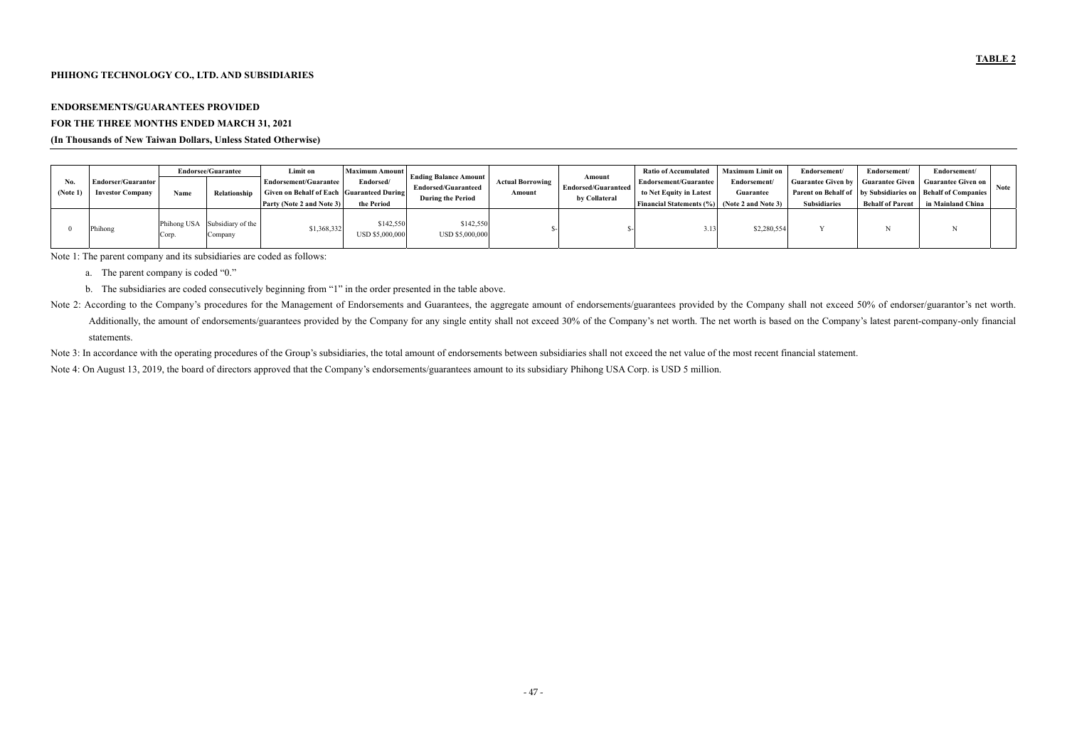**TABLE 2**

**PHIHONG TECHNOLOGY CO., LTD. AND SUBSIDIARIES**

**ENDORSEMENTS/GUARANTEES PROVIDED**
**FOR THE THREE MONTHS ENDED MARCH 31, 2021**
**(In Thousands of New Taiwan Dollars, Unless Stated Otherwise)**

| No. (Note 1) | Endorser/Guarantor Investor Company | Endorsee/Guarantee | | Limit on Endorsement/Guarantee Given on Behalf of Each Party (Note 2 and Note 3) | Maximum Amount Endorsed/ Guaranteed During the Period | Ending Balance Amount Endorsed/Guaranteed During the Period | Actual Borrowing Amount | Amount Endorsed/Guaranteed by Collateral | Ratio of Accumulated Endorsement/Guarantee to Net Equity in Latest Financial Statements (%) | Maximum Limit on Endorsement/ Guarantee (Note 2 and Note 3) | Endorsement/ Guarantee Given by Parent on Behalf of Subsidiaries | Endorsement/ Guarantee Given by Subsidiaries on Behalf of Parent | Endorsement/ Guarantee Given on Behalf of Companies in Mainland China | Note |
|---|---|---|---|---|---|---|---|---|---|---|---|---|---|---|
| | | Name | Relationship | | | | | | | | | | | |
| 0 | Phihong | Phihong USA Corp. | Subsidiary of the Company | $1,368,332 | $142,550 USD $5,000,000 | $142,550 USD $5,000,000 | $- | $- | 3.13 | $2,280,554 | Y | N | N | |

Note 1: The parent company and its subsidiaries are coded as follows:

a. The parent company is coded "0."

b. The subsidiaries are coded consecutively beginning from "1" in the order presented in the table above.

Note 2: According to the Company's procedures for the Management of Endorsements and Guarantees, the aggregate amount of endorsements/guarantees provided by the Company shall not exceed 50% of endorser/guarantor's net worth. Additionally, the amount of endorsements/guarantees provided by the Company for any single entity shall not exceed 30% of the Company's net worth. The net worth is based on the Company's latest parent-company-only financial statements.

Note 3: In accordance with the operating procedures of the Group's subsidiaries, the total amount of endorsements between subsidiaries shall not exceed the net value of the most recent financial statement.

Note 4: On August 13, 2019, the board of directors approved that the Company's endorsements/guarantees amount to its subsidiary Phihong USA Corp. is USD 5 million.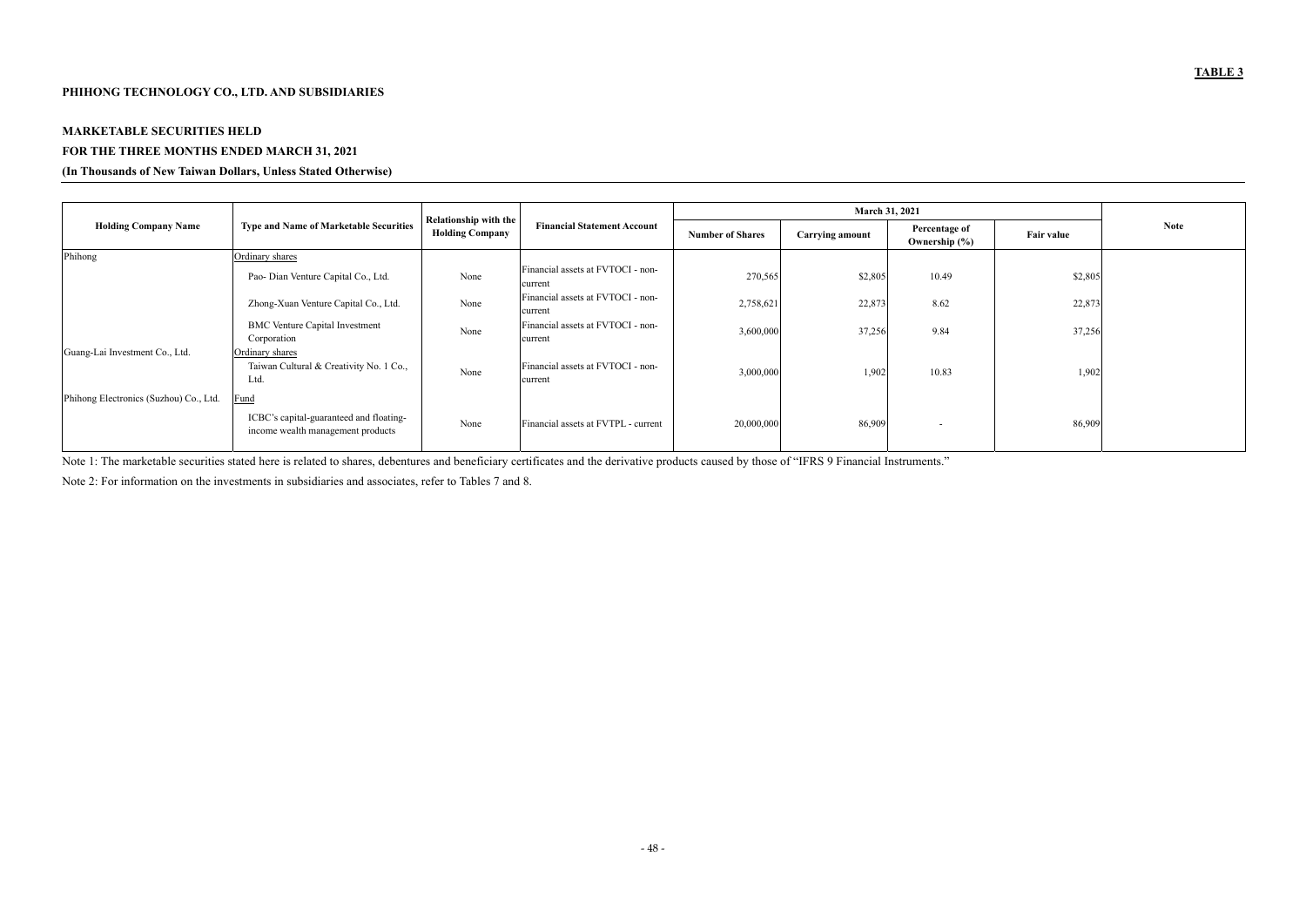**TABLE 3**

**PHIHONG TECHNOLOGY CO., LTD. AND SUBSIDIARIES**

**MARKETABLE SECURITIES HELD**
**FOR THE THREE MONTHS ENDED MARCH 31, 2021**
**(In Thousands of New Taiwan Dollars, Unless Stated Otherwise)**

| Holding Company Name | Type and Name of Marketable Securities | Relationship with the Holding Company | Financial Statement Account | March 31, 2021 | | | | Note |
|---|---|---|---|---|---|---|---|---|
| | | | | Number of Shares | Carrying amount | Percentage of Ownership (%) | Fair value | |
| Phihong | Ordinary shares | | | | | | | |
| | Pao- Dian Venture Capital Co., Ltd. | None | Financial assets at FVTOCI - non-current | 270,565 | $2,805 | 10.49 | $2,805 | |
| | Zhong-Xuan Venture Capital Co., Ltd. | None | Financial assets at FVTOCI - non-current | 2,758,621 | 22,873 | 8.62 | 22,873 | |
| | BMC Venture Capital Investment Corporation | None | Financial assets at FVTOCI - non-current | 3,600,000 | 37,256 | 9.84 | 37,256 | |
| Guang-Lai Investment Co., Ltd. | Ordinary shares | | | | | | | |
| | Taiwan Cultural & Creativity No. 1 Co., Ltd. | None | Financial assets at FVTOCI - non-current | 3,000,000 | 1,902 | 10.83 | 1,902 | |
| Phihong Electronics (Suzhou) Co., Ltd. | Fund | | | | | | | |
| | ICBC's capital-guaranteed and floating-income wealth management products | None | Financial assets at FVTPL - current | 20,000,000 | 86,909 | - | 86,909 | |

Note 1: The marketable securities stated here is related to shares, debentures and beneficiary certificates and the derivative products caused by those of "IFRS 9 Financial Instruments."

Note 2: For information on the investments in subsidiaries and associates, refer to Tables 7 and 8.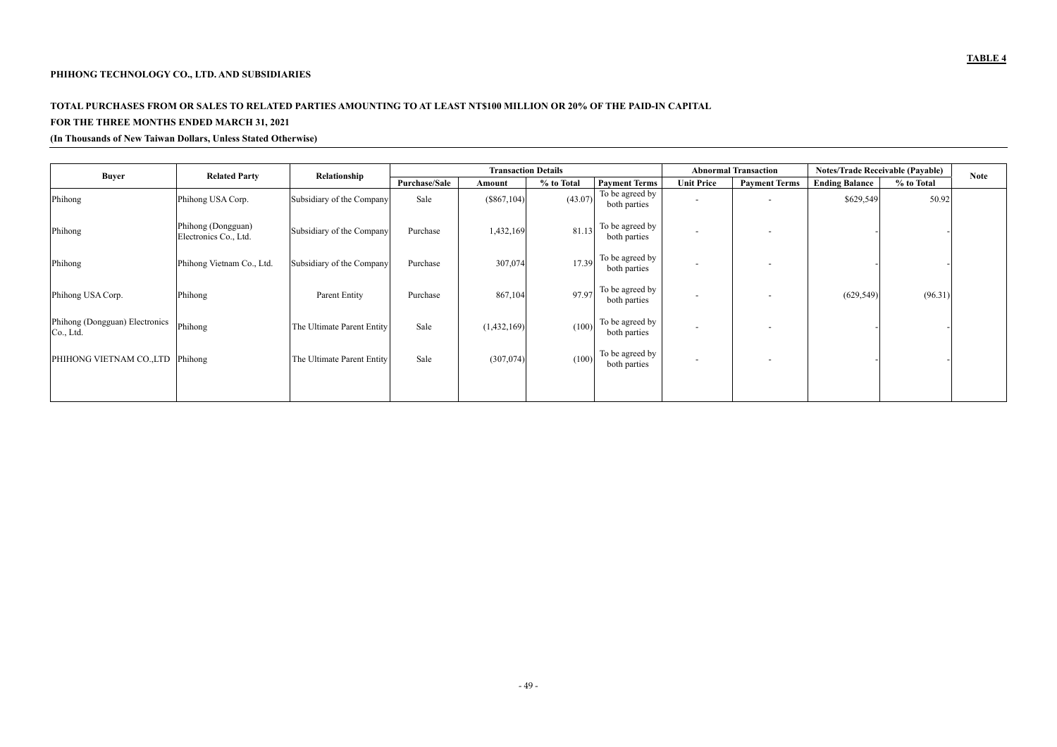**TABLE 4**

**PHIHONG TECHNOLOGY CO., LTD. AND SUBSIDIARIES**

**TOTAL PURCHASES FROM OR SALES TO RELATED PARTIES AMOUNTING TO AT LEAST NT$100 MILLION OR 20% OF THE PAID-IN CAPITAL**

**FOR THE THREE MONTHS ENDED MARCH 31, 2021**

**(In Thousands of New Taiwan Dollars, Unless Stated Otherwise)**

| Buyer | Related Party | Relationship | Transaction Details | | | | Abnormal Transaction | | Notes/Trade Receivable (Payable) | | Note |
|---|---|---|---|---|---|---|---|---|---|---|---|
| | | | Purchase/Sale | Amount | % to Total | Payment Terms | Unit Price | Payment Terms | Ending Balance | % to Total | |
| Phihong | Phihong USA Corp. | Subsidiary of the Company | Sale | ($867,104) | (43.07) | To be agreed by both parties | - | - | $629,549 | 50.92 | |
| Phihong | Phihong (Dongguan) Electronics Co., Ltd. | Subsidiary of the Company | Purchase | 1,432,169 | 81.13 | To be agreed by both parties | - | - | - | - | |
| Phihong | Phihong Vietnam Co., Ltd. | Subsidiary of the Company | Purchase | 307,074 | 17.39 | To be agreed by both parties | - | - | - | - | |
| Phihong USA Corp. | Phihong | Parent Entity | Purchase | 867,104 | 97.97 | To be agreed by both parties | - | - | (629,549) | (96.31) | |
| Phihong (Dongguan) Electronics Co., Ltd. | Phihong | The Ultimate Parent Entity | Sale | (1,432,169) | (100) | To be agreed by both parties | - | - | - | - | |
| PHIHONG VIETNAM CO.,LTD | Phihong | The Ultimate Parent Entity | Sale | (307,074) | (100) | To be agreed by both parties | - | - | - | - | |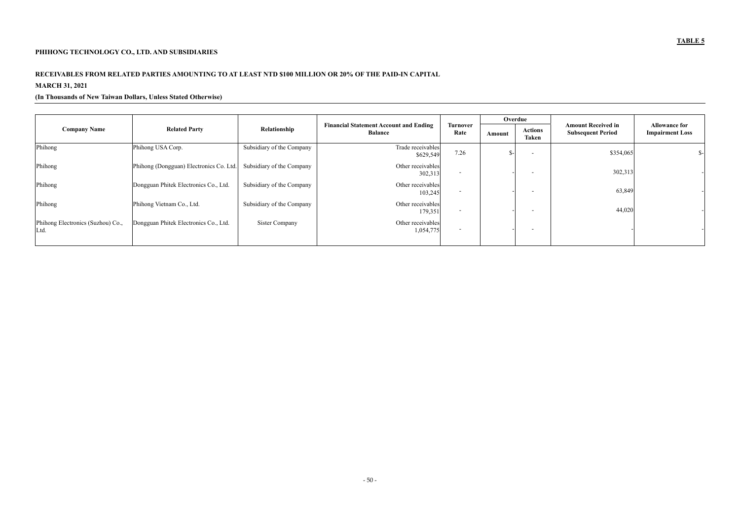**TABLE 5**

**PHIHONG TECHNOLOGY CO., LTD. AND SUBSIDIARIES**

**RECEIVABLES FROM RELATED PARTIES AMOUNTING TO AT LEAST NTD $100 MILLION OR 20% OF THE PAID-IN CAPITAL**

**MARCH 31, 2021**

**(In Thousands of New Taiwan Dollars, Unless Stated Otherwise)**

| Company Name | Related Party | Relationship | Financial Statement Account and Ending Balance | Turnover Rate | Overdue | | Amount Received in Subsequent Period | Allowance for Impairment Loss |
|---|---|---|---|---|---|---|---|---|
| | | | | | Amount | Actions Taken | | |
| Phihong | Phihong USA Corp. | Subsidiary of the Company | Trade receivables $629,549 | 7.26 | $- | - | $354,065 | $- |
| Phihong | Phihong (Dongguan) Electronics Co. Ltd. | Subsidiary of the Company | Other receivables 302,313 | - | - | - | 302,313 | - |
| Phihong | Dongguan Phitek Electronics Co., Ltd. | Subsidiary of the Company | Other receivables 103,245 | - | - | - | 63,849 | - |
| Phihong | Phihong Vietnam Co., Ltd. | Subsidiary of the Company | Other receivables 179,351 | - | - | - | 44,020 | - |
| Phihong Electronics (Suzhou) Co., Ltd. | Dongguan Phitek Electronics Co., Ltd. | Sister Company | Other receivables 1,054,775 | - | - | - | - | - |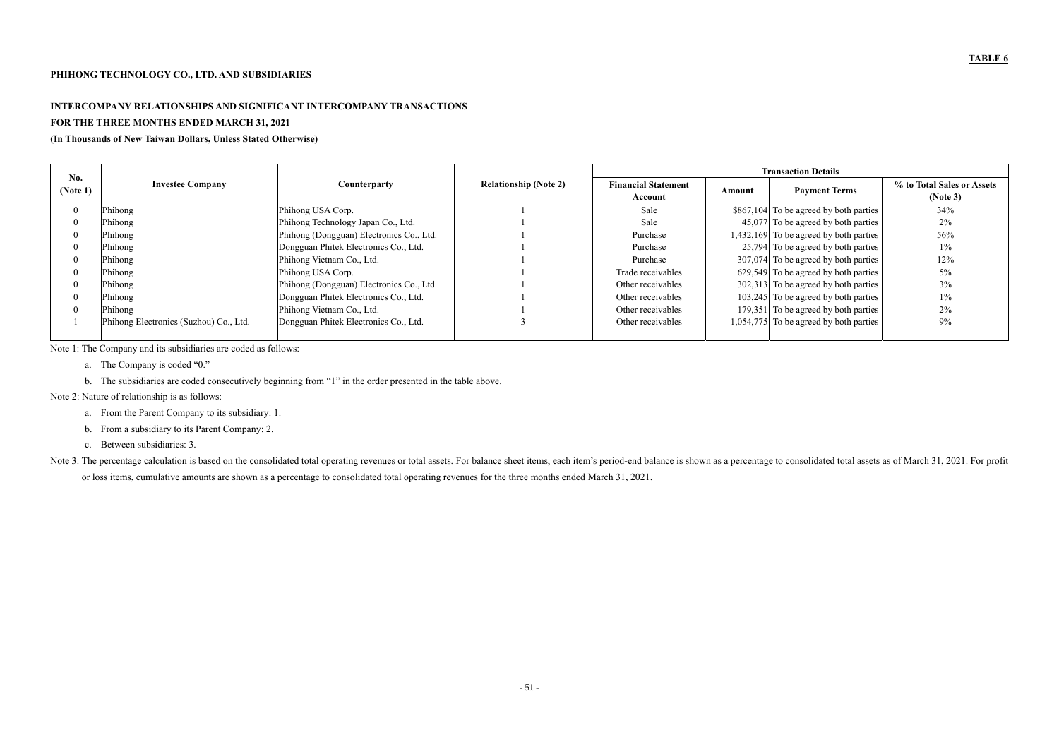**TABLE 6**

**PHIHONG TECHNOLOGY CO., LTD. AND SUBSIDIARIES**

**INTERCOMPANY RELATIONSHIPS AND SIGNIFICANT INTERCOMPANY TRANSACTIONS**

**FOR THE THREE MONTHS ENDED MARCH 31, 2021**

**(In Thousands of New Taiwan Dollars, Unless Stated Otherwise)**

| No. (Note 1) | Investee Company | Counterparty | Relationship (Note 2) | Transaction Details | | | |
|---|---|---|---|---|---|---|---|
| | | | | Financial Statement Account | Amount | Payment Terms | % to Total Sales or Assets (Note 3) |
| 0 | Phihong | Phihong USA Corp. | 1 | Sale | $867,104 | To be agreed by both parties | 34% |
| 0 | Phihong | Phihong Technology Japan Co., Ltd. | 1 | Sale | 45,077 | To be agreed by both parties | 2% |
| 0 | Phihong | Phihong (Dongguan) Electronics Co., Ltd. | 1 | Purchase | 1,432,169 | To be agreed by both parties | 56% |
| 0 | Phihong | Dongguan Phitek Electronics Co., Ltd. | 1 | Purchase | 25,794 | To be agreed by both parties | 1% |
| 0 | Phihong | Phihong Vietnam Co., Ltd. | 1 | Purchase | 307,074 | To be agreed by both parties | 12% |
| 0 | Phihong | Phihong USA Corp. | 1 | Trade receivables | 629,549 | To be agreed by both parties | 5% |
| 0 | Phihong | Phihong (Dongguan) Electronics Co., Ltd. | 1 | Other receivables | 302,313 | To be agreed by both parties | 3% |
| 0 | Phihong | Dongguan Phitek Electronics Co., Ltd. | 1 | Other receivables | 103,245 | To be agreed by both parties | 1% |
| 0 | Phihong | Phihong Vietnam Co., Ltd. | 1 | Other receivables | 179,351 | To be agreed by both parties | 2% |
| 1 | Phihong Electronics (Suzhou) Co., Ltd. | Dongguan Phitek Electronics Co., Ltd. | 3 | Other receivables | 1,054,775 | To be agreed by both parties | 9% |

Note 1: The Company and its subsidiaries are coded as follows:

a. The Company is coded "0."

b. The subsidiaries are coded consecutively beginning from "1" in the order presented in the table above.

Note 2: Nature of relationship is as follows:

a. From the Parent Company to its subsidiary: 1.

b. From a subsidiary to its Parent Company: 2.

c. Between subsidiaries: 3.

Note 3: The percentage calculation is based on the consolidated total operating revenues or total assets. For balance sheet items, each item's period-end balance is shown as a percentage to consolidated total assets as of March 31, 2021. For profit or loss items, cumulative amounts are shown as a percentage to consolidated total operating revenues for the three months ended March 31, 2021.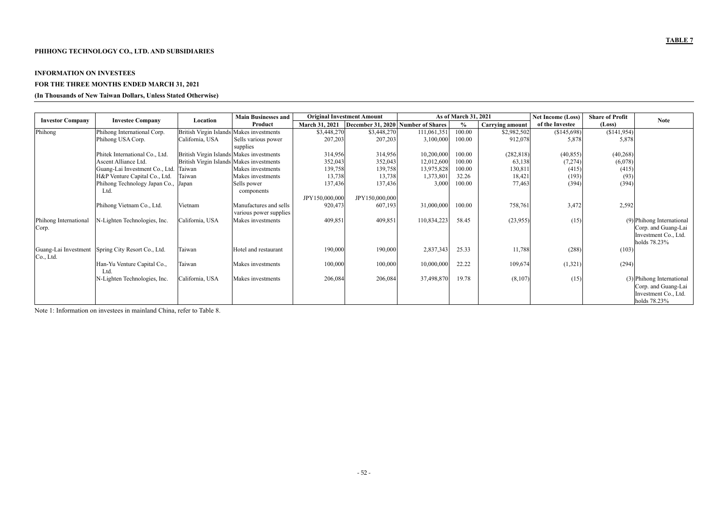**TABLE 7**

**PHIHONG TECHNOLOGY CO., LTD. AND SUBSIDIARIES**

**INFORMATION ON INVESTEES**

**FOR THE THREE MONTHS ENDED MARCH 31, 2021**

**(In Thousands of New Taiwan Dollars, Unless Stated Otherwise)**

| Investor Company | Investee Company | Location | Main Businesses and Product | Original Investment Amount | | As of March 31, 2021 | | | Net Income (Loss) of the Investee | Share of Profit (Loss) | Note |
|---|---|---|---|---|---|---|---|---|---|---|---|
| | | | | March 31, 2021 | December 31, 2020 | Number of Shares | % | Carrying amount | | | |
| Phihong | Phihong International Corp. | British Virgin Islands | Makes investments | $3,448,270 | $3,448,270 | 111,061,351 | 100.00 | $2,982,502 | ($145,698) | ($141,954) | |
| | Phihong USA Corp. | California, USA | Sells various power supplies | 207,203 | 207,203 | 3,100,000 | 100.00 | 912,078 | 5,878 | 5,878 | |
| | Phitek International Co., Ltd. | British Virgin Islands | Makes investments | 314,956 | 314,956 | 10,200,000 | 100.00 | (282,818) | (40,855) | (40,268) | |
| | Ascent Alliance Ltd. | British Virgin Islands | Makes investments | 352,043 | 352,043 | 12,012,600 | 100.00 | 63,138 | (7,274) | (6,078) | |
| | Guang-Lai Investment Co., Ltd. | Taiwan | Makes investments | 139,758 | 139,758 | 13,975,828 | 100.00 | 130,811 | (415) | (415) | |
| | H&P Venture Capital Co., Ltd. | Taiwan | Makes investments | 13,738 | 13,738 | 1,373,801 | 32.26 | 18,421 | (193) | (93) | |
| | Phihong Technology Japan Co., Ltd. | Japan | Sells power components | 137,436<br>JPY150,000,000 | 137,436<br>JPY150,000,000 | 3,000 | 100.00 | 77,463 | (394) | (394) | |
| | Phihong Vietnam Co., Ltd. | Vietnam | Manufactures and sells various power supplies | 920,473 | 607,193 | 31,000,000 | 100.00 | 758,761 | 3,472 | 2,592 | |
| Phihong International Corp. | N-Lighten Technologies, Inc. | California, USA | Makes investments | 409,851 | 409,851 | 110,834,223 | 58.45 | (23,955) | (15) | (9) | Phihong International Corp. and Guang-Lai Investment Co., Ltd. holds 78.23% |
| Guang-Lai Investment Co., Ltd. | Spring City Resort Co., Ltd. | Taiwan | Hotel and restaurant | 190,000 | 190,000 | 2,837,343 | 25.33 | 11,788 | (288) | (103) | |
| | Han-Yu Venture Capital Co., Ltd. | Taiwan | Makes investments | 100,000 | 100,000 | 10,000,000 | 22.22 | 109,674 | (1,321) | (294) | |
| | N-Lighten Technologies, Inc. | California, USA | Makes investments | 206,084 | 206,084 | 37,498,870 | 19.78 | (8,107) | (15) | (3) | Phihong International Corp. and Guang-Lai Investment Co., Ltd. holds 78.23% |

Note 1: Information on investees in mainland China, refer to Table 8.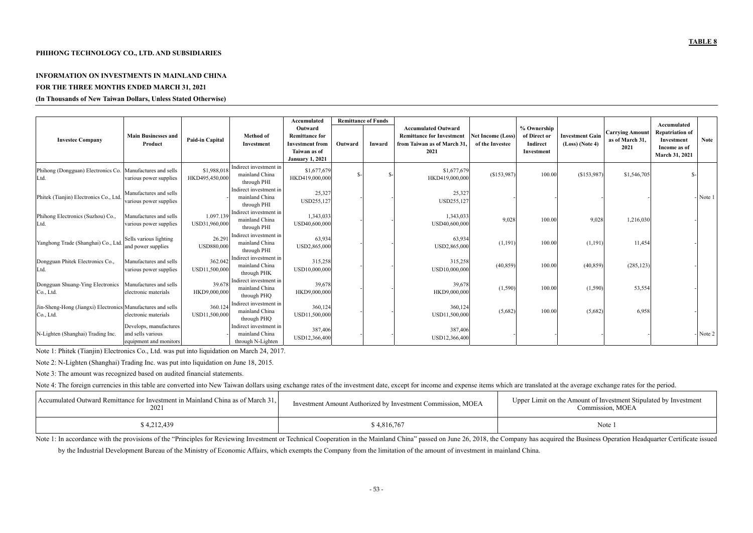**TABLE 8**

**PHIHONG TECHNOLOGY CO., LTD. AND SUBSIDIARIES**

**INFORMATION ON INVESTMENTS IN MAINLAND CHINA**
**FOR THE THREE MONTHS ENDED MARCH 31, 2021**
**(In Thousands of New Taiwan Dollars, Unless Stated Otherwise)**

| Investee Company | Main Businesses and Product | Paid-in Capital | Method of Investment | Accumulated Outward Remittance for Investment from Taiwan as of January 1, 2021 | Remittance of Funds | | Accumulated Outward Remittance for Investment from Taiwan as of March 31, 2021 | Net Income (Loss) of the Investee | % Ownership of Direct or Indirect Investment | Investment Gain (Loss) (Note 4) | Carrying Amount as of March 31, 2021 | Accumulated Repatriation of Investment Income as of March 31, 2021 | Note |
|---|---|---|---|---|---|---|---|---|---|---|---|---|---|
| | | | | | Outward | Inward | | | | | | | |
| Phihong (Dongguan) Electronics Co. Ltd. | Manufactures and sells various power supplies | $1,988,018 HKD495,450,000 | Indirect investment in mainland China through PHI | $1,677,679 HKD419,000,000 | $- | $- | $1,677,679 HKD419,000,000 | ($153,987) | 100.00 | ($153,987) | $1,546,705 | $- | |
| Phitek (Tianjin) Electronics Co., Ltd. | Manufactures and sells various power supplies | - | Indirect investment in mainland China through PHI | 25,327 USD255,127 | - | - | 25,327 USD255,127 | - | - | - | - | - | Note 1 |
| Phihong Electronics (Suzhou) Co., Ltd. | Manufactures and sells various power supplies | 1.097.139 USD31,960,000 | Indirect investment in mainland China through PHI | 1,343,033 USD40,600,000 | - | - | 1,343,033 USD40,600,000 | 9,028 | 100.00 | 9,028 | 1,216,030 | - | |
| Yanghong Trade (Shanghai) Co., Ltd. | Sells various lighting and power supplies | 26.291 USD880,000 | Indirect investment in mainland China through PHI | 63,934 USD2,865,000 | - | - | 63,934 USD2,865,000 | (1,191) | 100.00 | (1,191) | 11,454 | - | |
| Dongguan Phitek Electronics Co., Ltd. | Manufactures and sells various power supplies | 362.042 USD11,500,000 | Indirect investment in mainland China through PHK | 315,258 USD10,000,000 | - | - | 315,258 USD10,000,000 | (40,859) | 100.00 | (40,859) | (285,123) | - | |
| Dongguan Shuang-Ying Electronics Co., Ltd. | Manufactures and sells electronic materials | 39.678 HKD9,000,000 | Indirect investment in mainland China through PHQ | 39,678 HKD9,000,000 | - | - | 39,678 HKD9,000,000 | (1,590) | 100.00 | (1,590) | 53,554 | - | |
| Jin-Sheng-Hong (Jiangxi) Electronics Co., Ltd. | Manufactures and sells electronic materials | 360.124 USD11,500,000 | Indirect investment in mainland China through PHQ | 360,124 USD11,500,000 | - | - | 360,124 USD11,500,000 | (5,682) | 100.00 | (5,682) | 6,958 | - | |
| N-Lighten (Shanghai) Trading Inc. | Develops, manufactures and sells various equipment and monitors | - | Indirect investment in mainland China through N-Lighten | 387,406 USD12,366,400 | - | - | 387,406 USD12,366,400 | - | - | - | - | - | Note 2 |

Note 1: Phitek (Tianjin) Electronics Co., Ltd. was put into liquidation on March 24, 2017.

Note 2: N-Lighten (Shanghai) Trading Inc. was put into liquidation on June 18, 2015.

Note 3: The amount was recognized based on audited financial statements.

Note 4: The foreign currencies in this table are converted into New Taiwan dollars using exchange rates of the investment date, except for income and expense items which are translated at the average exchange rates for the period.

| Accumulated Outward Remittance for Investment in Mainland China as of March 31, 2021 | Investment Amount Authorized by Investment Commission, MOEA | Upper Limit on the Amount of Investment Stipulated by Investment Commission, MOEA |
|---|---|---|
| $ 4,212,439 | $ 4,816,767 | Note 1 |

Note 1: In accordance with the provisions of the "Principles for Reviewing Investment or Technical Cooperation in the Mainland China" passed on June 26, 2018, the Company has acquired the Business Operation Headquarter Certificate issued by the Industrial Development Bureau of the Ministry of Economic Affairs, which exempts the Company from the limitation of the amount of investment in mainland China.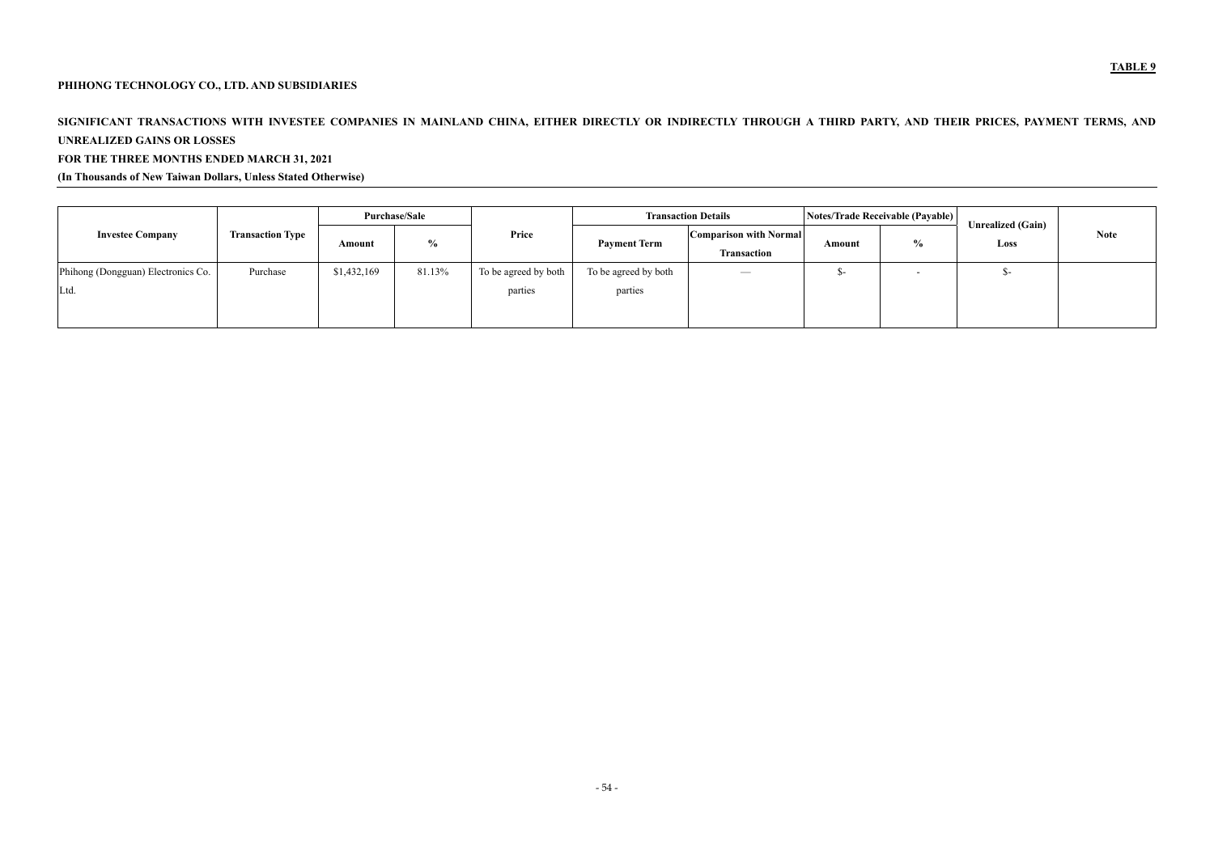**TABLE 9**

**PHIHONG TECHNOLOGY CO., LTD. AND SUBSIDIARIES**

**SIGNIFICANT TRANSACTIONS WITH INVESTEE COMPANIES IN MAINLAND CHINA, EITHER DIRECTLY OR INDIRECTLY THROUGH A THIRD PARTY, AND THEIR PRICES, PAYMENT TERMS, AND UNREALIZED GAINS OR LOSSES**

**FOR THE THREE MONTHS ENDED MARCH 31, 2021**

**(In Thousands of New Taiwan Dollars, Unless Stated Otherwise)**

| Investee Company | Transaction Type | Purchase/Sale | | Price | Transaction Details | | Notes/Trade Receivable (Payable) | | Unrealized (Gain) Loss | Note |
|---|---|---|---|---|---|---|---|---|---|---|
| | | Amount | % | | Payment Term | Comparison with Normal Transaction | Amount | % | | |
| Phihong (Dongguan) Electronics Co. Ltd. | Purchase | $1,432,169 | 81.13% | To be agreed by both parties | To be agreed by both parties | — | $- | - | $- | |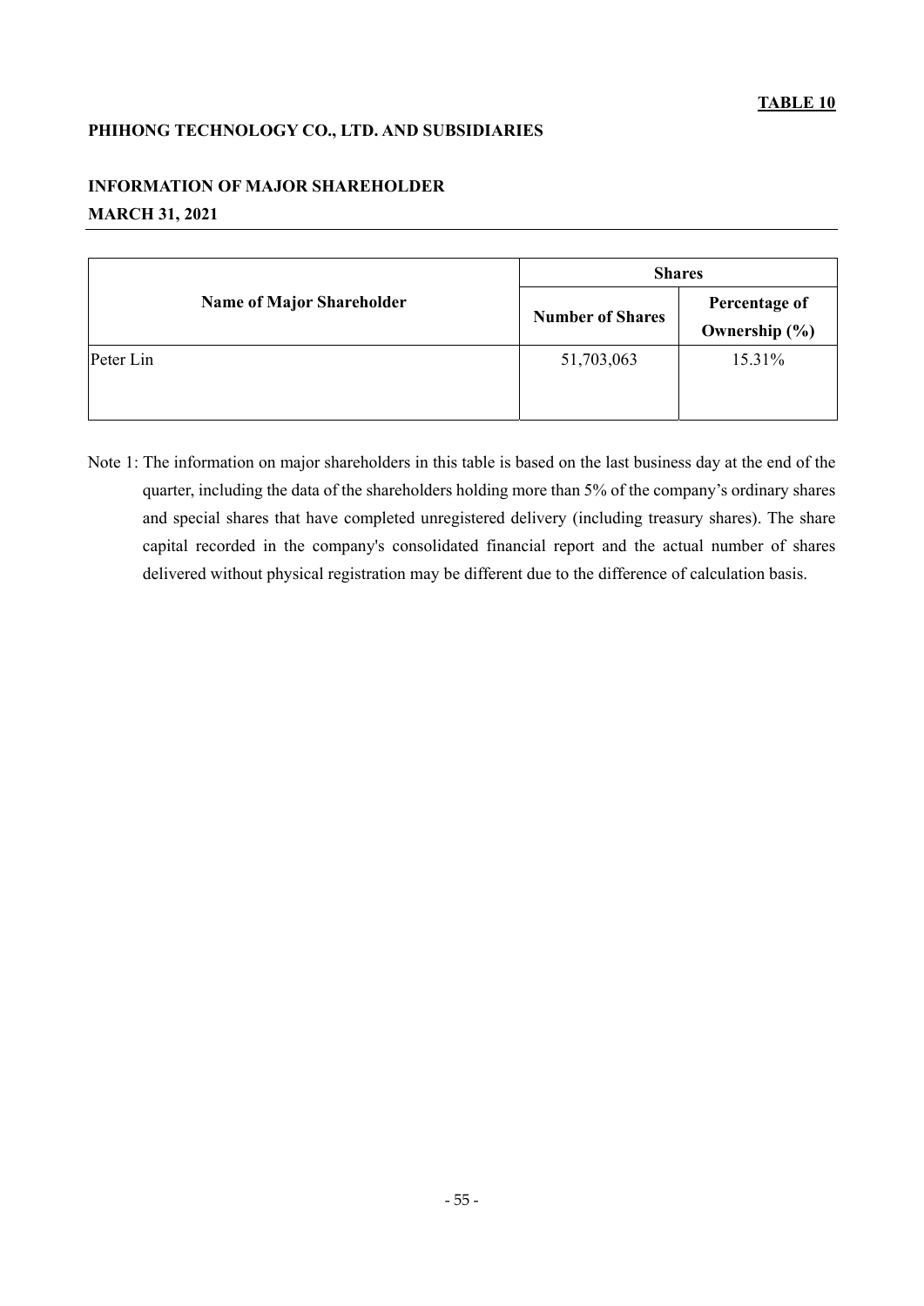**TABLE 10**

**PHIHONG TECHNOLOGY CO., LTD. AND SUBSIDIARIES**

**INFORMATION OF MAJOR SHAREHOLDER**
**MARCH 31, 2021**

| Name of Major Shareholder | Shares | |
|---|---|---|
| | Number of Shares | Percentage of Ownership (%) |
| Peter Lin | 51,703,063 | 15.31% |

Note 1: The information on major shareholders in this table is based on the last business day at the end of the quarter, including the data of the shareholders holding more than 5% of the company's ordinary shares and special shares that have completed unregistered delivery (including treasury shares). The share capital recorded in the company's consolidated financial report and the actual number of shares delivered without physical registration may be different due to the difference of calculation basis.